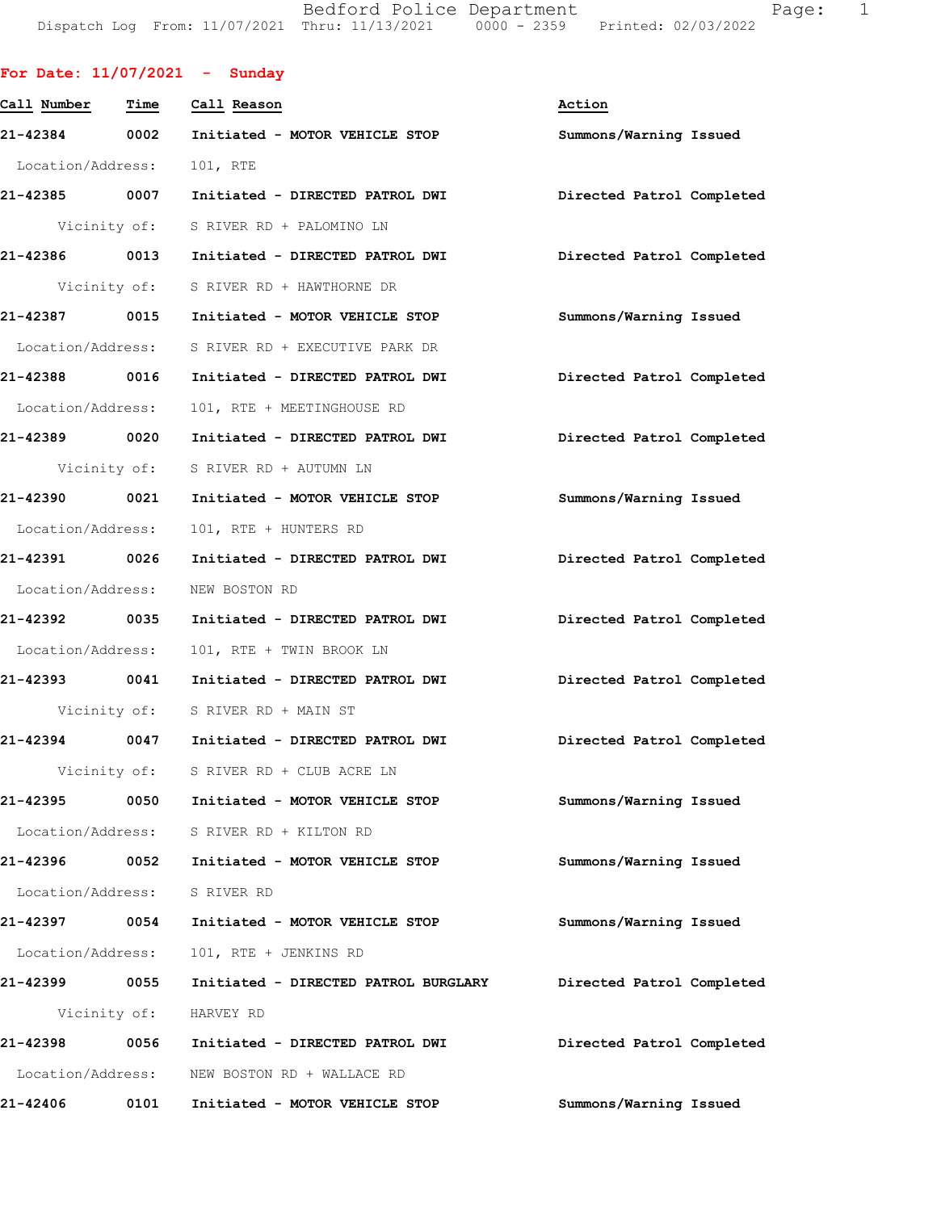For Date: 11/07/2021 - Sunday

| Call Number | Time | Call Reason | Action |
|---|---|---|---|
| 21-42384 | 0002 | Initiated - MOTOR VEHICLE STOP | Summons/Warning Issued |
| Location/Address: | | 101, RTE | |
| 21-42385 | 0007 | Initiated - DIRECTED PATROL DWI | Directed Patrol Completed |
| Vicinity of: | | S RIVER RD + PALOMINO LN | |
| 21-42386 | 0013 | Initiated - DIRECTED PATROL DWI | Directed Patrol Completed |
| Vicinity of: | | S RIVER RD + HAWTHORNE DR | |
| 21-42387 | 0015 | Initiated - MOTOR VEHICLE STOP | Summons/Warning Issued |
| Location/Address: | | S RIVER RD + EXECUTIVE PARK DR | |
| 21-42388 | 0016 | Initiated - DIRECTED PATROL DWI | Directed Patrol Completed |
| Location/Address: | | 101, RTE + MEETINGHOUSE RD | |
| 21-42389 | 0020 | Initiated - DIRECTED PATROL DWI | Directed Patrol Completed |
| Vicinity of: | | S RIVER RD + AUTUMN LN | |
| 21-42390 | 0021 | Initiated - MOTOR VEHICLE STOP | Summons/Warning Issued |
| Location/Address: | | 101, RTE + HUNTERS RD | |
| 21-42391 | 0026 | Initiated - DIRECTED PATROL DWI | Directed Patrol Completed |
| Location/Address: | | NEW BOSTON RD | |
| 21-42392 | 0035 | Initiated - DIRECTED PATROL DWI | Directed Patrol Completed |
| Location/Address: | | 101, RTE + TWIN BROOK LN | |
| 21-42393 | 0041 | Initiated - DIRECTED PATROL DWI | Directed Patrol Completed |
| Vicinity of: | | S RIVER RD + MAIN ST | |
| 21-42394 | 0047 | Initiated - DIRECTED PATROL DWI | Directed Patrol Completed |
| Vicinity of: | | S RIVER RD + CLUB ACRE LN | |
| 21-42395 | 0050 | Initiated - MOTOR VEHICLE STOP | Summons/Warning Issued |
| Location/Address: | | S RIVER RD + KILTON RD | |
| 21-42396 | 0052 | Initiated - MOTOR VEHICLE STOP | Summons/Warning Issued |
| Location/Address: | | S RIVER RD | |
| 21-42397 | 0054 | Initiated - MOTOR VEHICLE STOP | Summons/Warning Issued |
| Location/Address: | | 101, RTE + JENKINS RD | |
| 21-42399 | 0055 | Initiated - DIRECTED PATROL BURGLARY | Directed Patrol Completed |
| Vicinity of: | | HARVEY RD | |
| 21-42398 | 0056 | Initiated - DIRECTED PATROL DWI | Directed Patrol Completed |
| Location/Address: | | NEW BOSTON RD + WALLACE RD | |
| 21-42406 | 0101 | Initiated - MOTOR VEHICLE STOP | Summons/Warning Issued |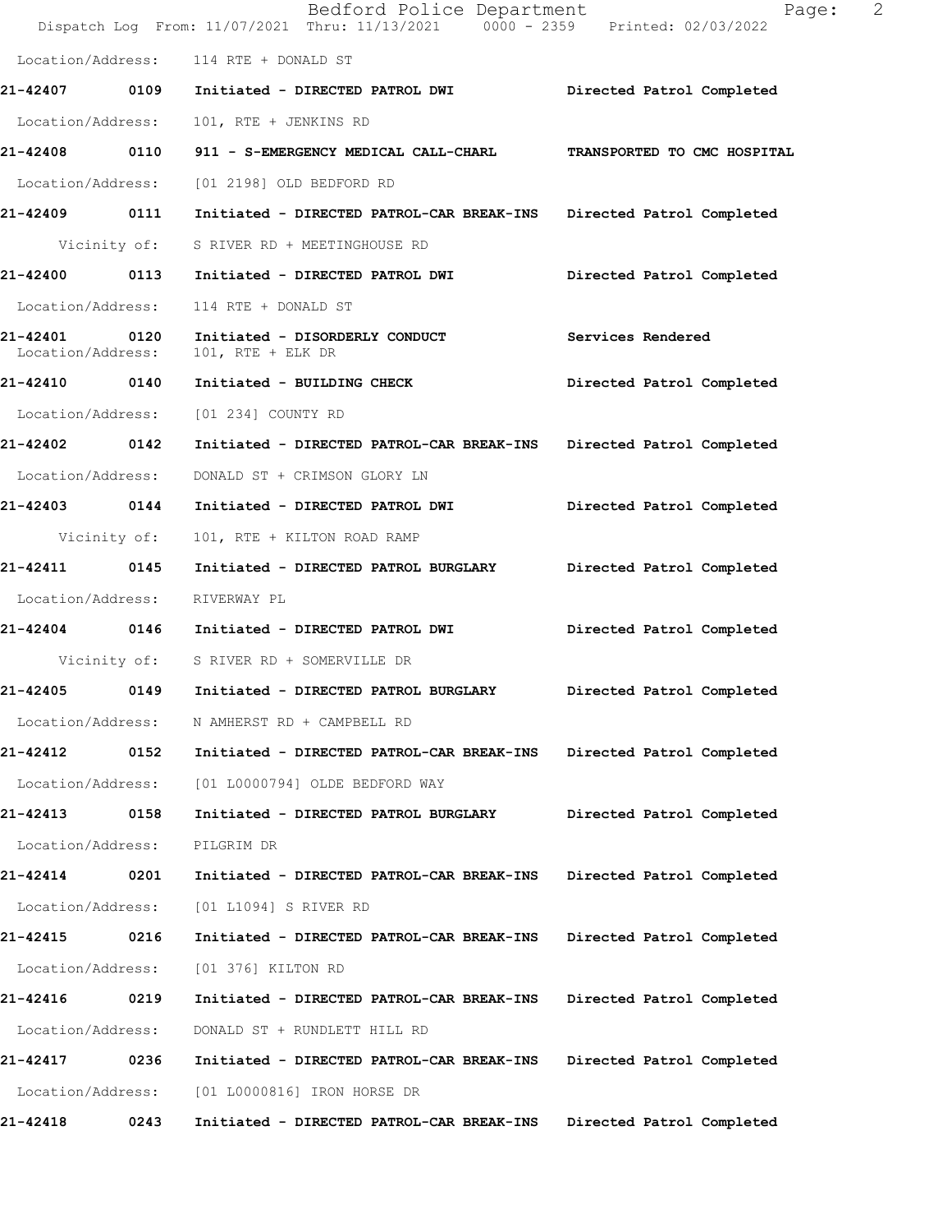Location/Address: 114 RTE + DONALD ST

**21-42407 0109 Initiated - DIRECTED PATROL DWI Directed Patrol Completed**

Location/Address: 101, RTE + JENKINS RD

**21-42408 0110 911 - S-EMERGENCY MEDICAL CALL-CHARL TRANSPORTED TO CMC HOSPITAL**

Location/Address: [01 2198] OLD BEDFORD RD

**21-42409 0111 Initiated - DIRECTED PATROL-CAR BREAK-INS Directed Patrol Completed**

Vicinity of: S RIVER RD + MEETINGHOUSE RD

**21-42400 0113 Initiated - DIRECTED PATROL DWI Directed Patrol Completed**

Location/Address: 114 RTE + DONALD ST

**21-42401 0120 Initiated - DISORDERLY CONDUCT Services Rendered**

Location/Address: 101, RTE + ELK DR

**21-42410 0140 Initiated - BUILDING CHECK Directed Patrol Completed**

Location/Address: [01 234] COUNTY RD

**21-42402 0142 Initiated - DIRECTED PATROL-CAR BREAK-INS Directed Patrol Completed**

Location/Address: DONALD ST + CRIMSON GLORY LN

**21-42403 0144 Initiated - DIRECTED PATROL DWI Directed Patrol Completed**

Vicinity of: 101, RTE + KILTON ROAD RAMP

**21-42411 0145 Initiated - DIRECTED PATROL BURGLARY Directed Patrol Completed**

Location/Address: RIVERWAY PL

**21-42404 0146 Initiated - DIRECTED PATROL DWI Directed Patrol Completed**

Vicinity of: S RIVER RD + SOMERVILLE DR

**21-42405 0149 Initiated - DIRECTED PATROL BURGLARY Directed Patrol Completed**

Location/Address: N AMHERST RD + CAMPBELL RD

**21-42412 0152 Initiated - DIRECTED PATROL-CAR BREAK-INS Directed Patrol Completed**

Location/Address: [01 L0000794] OLDE BEDFORD WAY

**21-42413 0158 Initiated - DIRECTED PATROL BURGLARY Directed Patrol Completed**

Location/Address: PILGRIM DR

**21-42414 0201 Initiated - DIRECTED PATROL-CAR BREAK-INS Directed Patrol Completed**

Location/Address: [01 L1094] S RIVER RD

**21-42415 0216 Initiated - DIRECTED PATROL-CAR BREAK-INS Directed Patrol Completed**

Location/Address: [01 376] KILTON RD

**21-42416 0219 Initiated - DIRECTED PATROL-CAR BREAK-INS Directed Patrol Completed**

Location/Address: DONALD ST + RUNDLETT HILL RD

**21-42417 0236 Initiated - DIRECTED PATROL-CAR BREAK-INS Directed Patrol Completed**

Location/Address: [01 L0000816] IRON HORSE DR

**21-42418 0243 Initiated - DIRECTED PATROL-CAR BREAK-INS Directed Patrol Completed**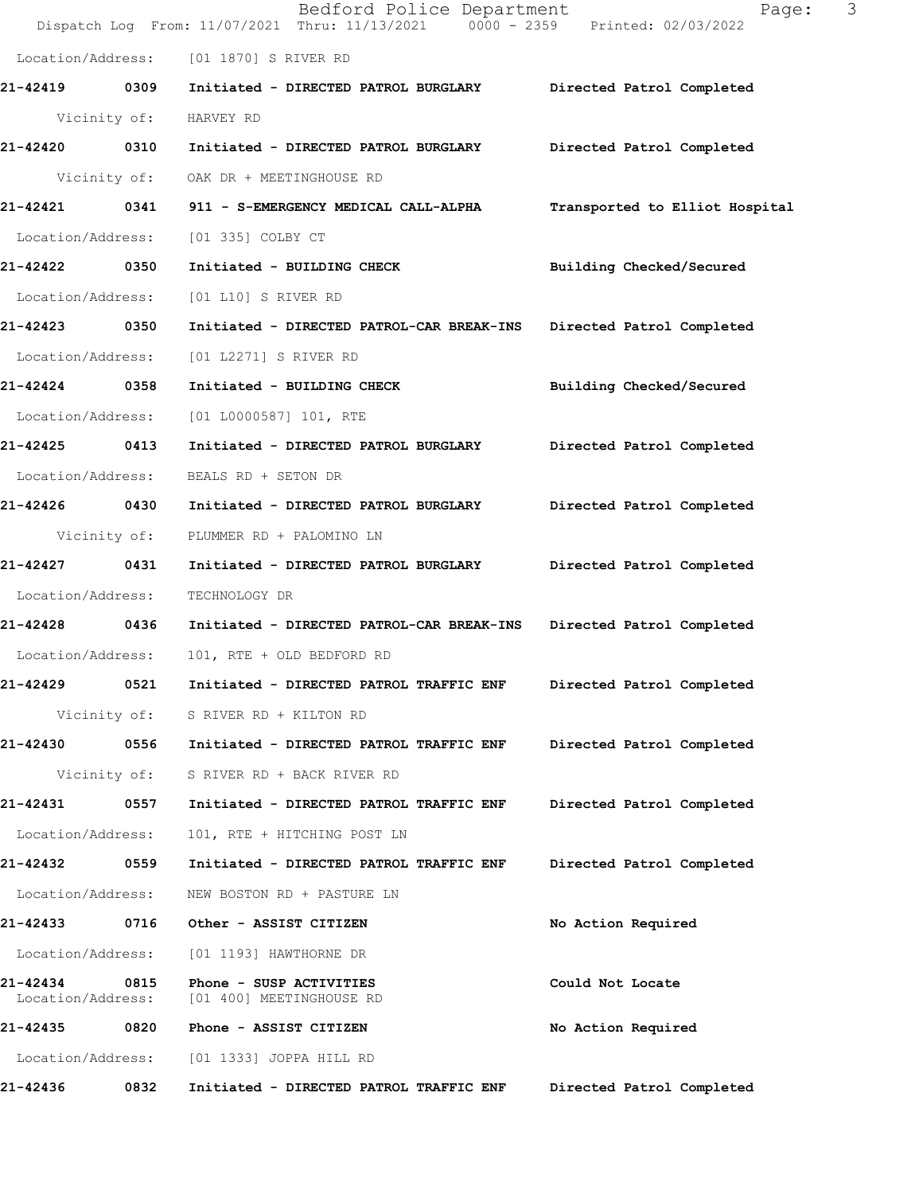Location/Address: [01 1870] S RIVER RD

**21-42419 0309 Initiated - DIRECTED PATROL BURGLARY Directed Patrol Completed**

Vicinity of: HARVEY RD

**21-42420 0310 Initiated - DIRECTED PATROL BURGLARY Directed Patrol Completed**

Vicinity of: OAK DR + MEETINGHOUSE RD

**21-42421 0341 911 - S-EMERGENCY MEDICAL CALL-ALPHA Transported to Elliot Hospital**

Location/Address: [01 335] COLBY CT

**21-42422 0350 Initiated - BUILDING CHECK Building Checked/Secured**

Location/Address: [01 L10] S RIVER RD

**21-42423 0350 Initiated - DIRECTED PATROL-CAR BREAK-INS Directed Patrol Completed**

Location/Address: [01 L2271] S RIVER RD

**21-42424 0358 Initiated - BUILDING CHECK Building Checked/Secured**

Location/Address: [01 L0000587] 101, RTE

**21-42425 0413 Initiated - DIRECTED PATROL BURGLARY Directed Patrol Completed**

Location/Address: BEALS RD + SETON DR

**21-42426 0430 Initiated - DIRECTED PATROL BURGLARY Directed Patrol Completed**

Vicinity of: PLUMMER RD + PALOMINO LN

**21-42427 0431 Initiated - DIRECTED PATROL BURGLARY Directed Patrol Completed**

Location/Address: TECHNOLOGY DR

**21-42428 0436 Initiated - DIRECTED PATROL-CAR BREAK-INS Directed Patrol Completed**

Location/Address: 101, RTE + OLD BEDFORD RD

**21-42429 0521 Initiated - DIRECTED PATROL TRAFFIC ENF Directed Patrol Completed**

Vicinity of: S RIVER RD + KILTON RD

**21-42430 0556 Initiated - DIRECTED PATROL TRAFFIC ENF Directed Patrol Completed**

Vicinity of: S RIVER RD + BACK RIVER RD

**21-42431 0557 Initiated - DIRECTED PATROL TRAFFIC ENF Directed Patrol Completed**

Location/Address: 101, RTE + HITCHING POST LN

**21-42432 0559 Initiated - DIRECTED PATROL TRAFFIC ENF Directed Patrol Completed**

Location/Address: NEW BOSTON RD + PASTURE LN

**21-42433 0716 Other - ASSIST CITIZEN No Action Required**

Location/Address: [01 1193] HAWTHORNE DR

**21-42434 0815 Phone - SUSP ACTIVITIES Could Not Locate**

Location/Address: [01 400] MEETINGHOUSE RD

**21-42435 0820 Phone - ASSIST CITIZEN No Action Required**

Location/Address: [01 1333] JOPPA HILL RD

**21-42436 0832 Initiated - DIRECTED PATROL TRAFFIC ENF Directed Patrol Completed**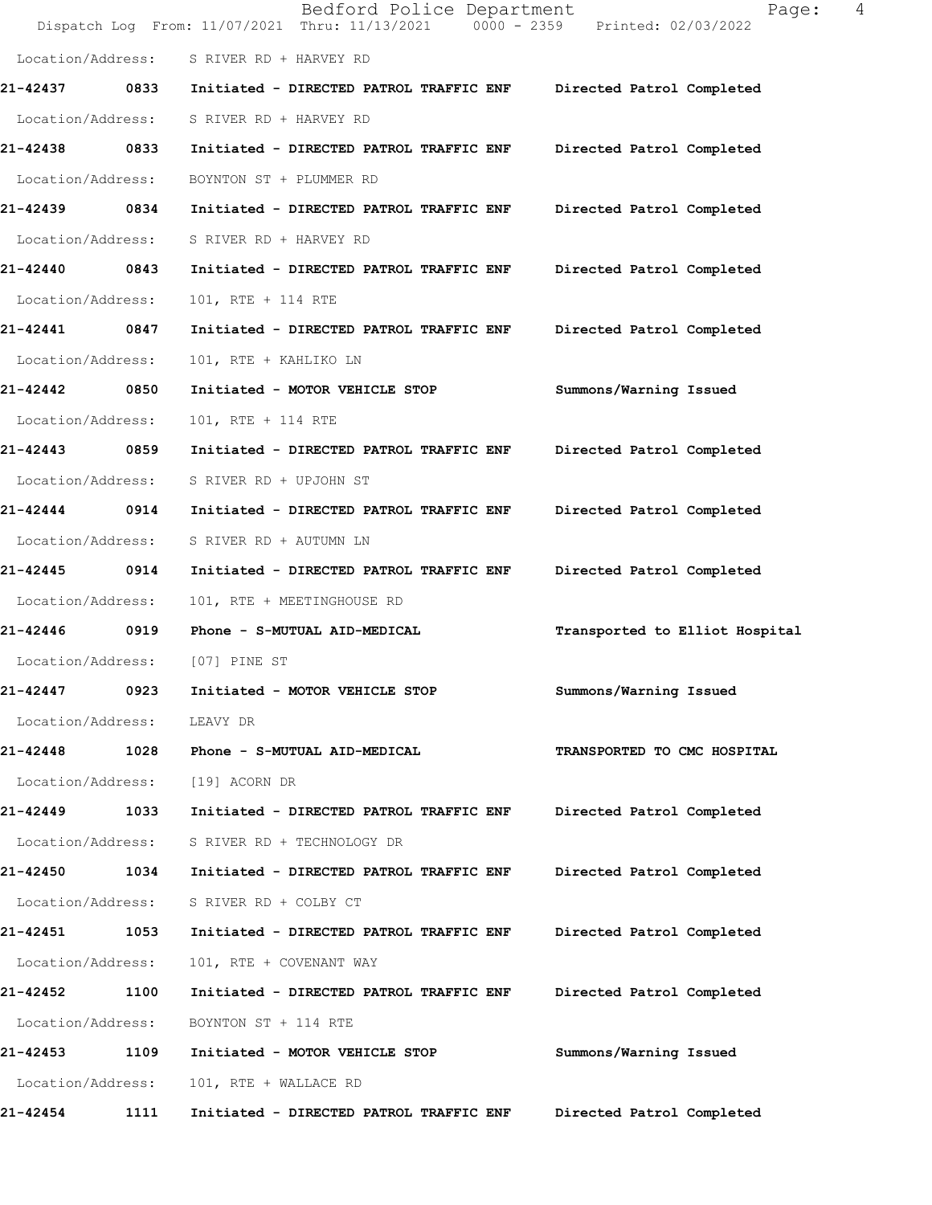Location/Address: S RIVER RD + HARVEY RD

**21-42437 0833 Initiated - DIRECTED PATROL TRAFFIC ENF Directed Patrol Completed**

Location/Address: S RIVER RD + HARVEY RD

**21-42438 0833 Initiated - DIRECTED PATROL TRAFFIC ENF Directed Patrol Completed**

Location/Address: BOYNTON ST + PLUMMER RD

**21-42439 0834 Initiated - DIRECTED PATROL TRAFFIC ENF Directed Patrol Completed**

Location/Address: S RIVER RD + HARVEY RD

**21-42440 0843 Initiated - DIRECTED PATROL TRAFFIC ENF Directed Patrol Completed**

Location/Address: 101, RTE + 114 RTE

**21-42441 0847 Initiated - DIRECTED PATROL TRAFFIC ENF Directed Patrol Completed**

Location/Address: 101, RTE + KAHLIKO LN

**21-42442 0850 Initiated - MOTOR VEHICLE STOP Summons/Warning Issued**

Location/Address: 101, RTE + 114 RTE

**21-42443 0859 Initiated - DIRECTED PATROL TRAFFIC ENF Directed Patrol Completed**

Location/Address: S RIVER RD + UPJOHN ST

**21-42444 0914 Initiated - DIRECTED PATROL TRAFFIC ENF Directed Patrol Completed**

Location/Address: S RIVER RD + AUTUMN LN

**21-42445 0914 Initiated - DIRECTED PATROL TRAFFIC ENF Directed Patrol Completed**

Location/Address: 101, RTE + MEETINGHOUSE RD

**21-42446 0919 Phone - S-MUTUAL AID-MEDICAL Transported to Elliot Hospital**

Location/Address: [07] PINE ST

**21-42447 0923 Initiated - MOTOR VEHICLE STOP Summons/Warning Issued**

Location/Address: LEAVY DR

**21-42448 1028 Phone - S-MUTUAL AID-MEDICAL TRANSPORTED TO CMC HOSPITAL**

Location/Address: [19] ACORN DR

**21-42449 1033 Initiated - DIRECTED PATROL TRAFFIC ENF Directed Patrol Completed**

Location/Address: S RIVER RD + TECHNOLOGY DR

**21-42450 1034 Initiated - DIRECTED PATROL TRAFFIC ENF Directed Patrol Completed**

Location/Address: S RIVER RD + COLBY CT

**21-42451 1053 Initiated - DIRECTED PATROL TRAFFIC ENF Directed Patrol Completed**

Location/Address: 101, RTE + COVENANT WAY

**21-42452 1100 Initiated - DIRECTED PATROL TRAFFIC ENF Directed Patrol Completed**

Location/Address: BOYNTON ST + 114 RTE

**21-42453 1109 Initiated - MOTOR VEHICLE STOP Summons/Warning Issued**

Location/Address: 101, RTE + WALLACE RD

**21-42454 1111 Initiated - DIRECTED PATROL TRAFFIC ENF Directed Patrol Completed**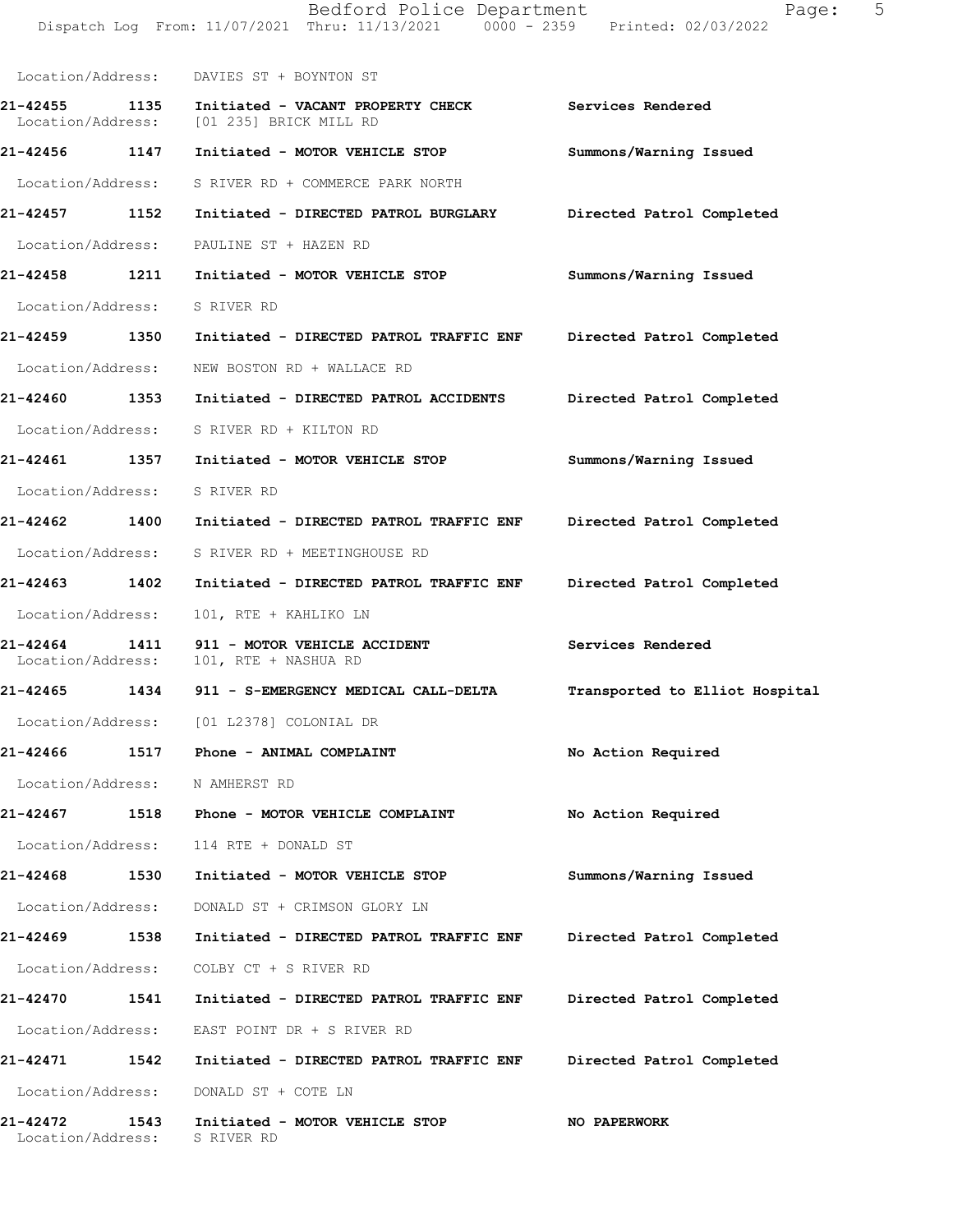Location/Address: DAVIES ST + BOYNTON ST

**21-42455 1135 Initiated - VACANT PROPERTY CHECK** **Services Rendered**
Location/Address: [01 235] BRICK MILL RD

**21-42456 1147 Initiated - MOTOR VEHICLE STOP** **Summons/Warning Issued**
Location/Address: S RIVER RD + COMMERCE PARK NORTH

**21-42457 1152 Initiated - DIRECTED PATROL BURGLARY** **Directed Patrol Completed**
Location/Address: PAULINE ST + HAZEN RD

**21-42458 1211 Initiated - MOTOR VEHICLE STOP** **Summons/Warning Issued**
Location/Address: S RIVER RD

**21-42459 1350 Initiated - DIRECTED PATROL TRAFFIC ENF** **Directed Patrol Completed**
Location/Address: NEW BOSTON RD + WALLACE RD

**21-42460 1353 Initiated - DIRECTED PATROL ACCIDENTS** **Directed Patrol Completed**
Location/Address: S RIVER RD + KILTON RD

**21-42461 1357 Initiated - MOTOR VEHICLE STOP** **Summons/Warning Issued**
Location/Address: S RIVER RD

**21-42462 1400 Initiated - DIRECTED PATROL TRAFFIC ENF** **Directed Patrol Completed**
Location/Address: S RIVER RD + MEETINGHOUSE RD

**21-42463 1402 Initiated - DIRECTED PATROL TRAFFIC ENF** **Directed Patrol Completed**
Location/Address: 101, RTE + KAHLIKO LN

**21-42464 1411 911 - MOTOR VEHICLE ACCIDENT** **Services Rendered**
Location/Address: 101, RTE + NASHUA RD

**21-42465 1434 911 - S-EMERGENCY MEDICAL CALL-DELTA** **Transported to Elliot Hospital**
Location/Address: [01 L2378] COLONIAL DR

**21-42466 1517 Phone - ANIMAL COMPLAINT** **No Action Required**
Location/Address: N AMHERST RD

**21-42467 1518 Phone - MOTOR VEHICLE COMPLAINT** **No Action Required**
Location/Address: 114 RTE + DONALD ST

**21-42468 1530 Initiated - MOTOR VEHICLE STOP** **Summons/Warning Issued**
Location/Address: DONALD ST + CRIMSON GLORY LN

**21-42469 1538 Initiated - DIRECTED PATROL TRAFFIC ENF** **Directed Patrol Completed**
Location/Address: COLBY CT + S RIVER RD

**21-42470 1541 Initiated - DIRECTED PATROL TRAFFIC ENF** **Directed Patrol Completed**
Location/Address: EAST POINT DR + S RIVER RD

**21-42471 1542 Initiated - DIRECTED PATROL TRAFFIC ENF** **Directed Patrol Completed**
Location/Address: DONALD ST + COTE LN

**21-42472 1543 Initiated - MOTOR VEHICLE STOP** **NO PAPERWORK**
Location/Address: S RIVER RD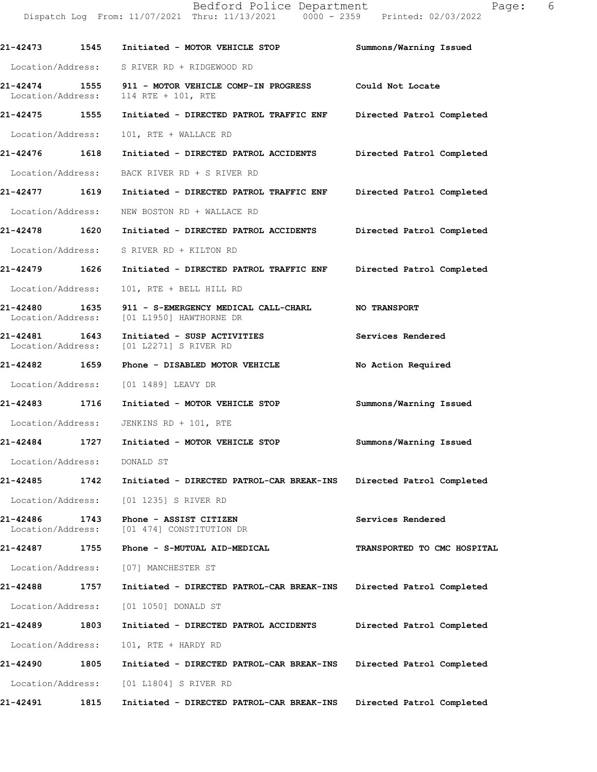**21-42473 1545 Initiated - MOTOR VEHICLE STOP Summons/Warning Issued**

Location/Address: S RIVER RD + RIDGEWOOD RD

**21-42474 1555 911 - MOTOR VEHICLE COMP-IN PROGRESS Could Not Locate**

Location/Address: 114 RTE + 101, RTE

**21-42475 1555 Initiated - DIRECTED PATROL TRAFFIC ENF Directed Patrol Completed**

Location/Address: 101, RTE + WALLACE RD

**21-42476 1618 Initiated - DIRECTED PATROL ACCIDENTS Directed Patrol Completed**

Location/Address: BACK RIVER RD + S RIVER RD

**21-42477 1619 Initiated - DIRECTED PATROL TRAFFIC ENF Directed Patrol Completed**

Location/Address: NEW BOSTON RD + WALLACE RD

**21-42478 1620 Initiated - DIRECTED PATROL ACCIDENTS Directed Patrol Completed**

Location/Address: S RIVER RD + KILTON RD

**21-42479 1626 Initiated - DIRECTED PATROL TRAFFIC ENF Directed Patrol Completed**

Location/Address: 101, RTE + BELL HILL RD

**21-42480 1635 911 - S-EMERGENCY MEDICAL CALL-CHARL NO TRANSPORT**

Location/Address: [01 L1950] HAWTHORNE DR

**21-42481 1643 Initiated - SUSP ACTIVITIES Services Rendered**

Location/Address: [01 L2271] S RIVER RD

**21-42482 1659 Phone - DISABLED MOTOR VEHICLE No Action Required**

Location/Address: [01 1489] LEAVY DR

**21-42483 1716 Initiated - MOTOR VEHICLE STOP Summons/Warning Issued**

Location/Address: JENKINS RD + 101, RTE

**21-42484 1727 Initiated - MOTOR VEHICLE STOP Summons/Warning Issued**

Location/Address: DONALD ST

**21-42485 1742 Initiated - DIRECTED PATROL-CAR BREAK-INS Directed Patrol Completed**

Location/Address: [01 1235] S RIVER RD

**21-42486 1743 Phone - ASSIST CITIZEN Services Rendered**

Location/Address: [01 474] CONSTITUTION DR

**21-42487 1755 Phone - S-MUTUAL AID-MEDICAL TRANSPORTED TO CMC HOSPITAL**

Location/Address: [07] MANCHESTER ST

**21-42488 1757 Initiated - DIRECTED PATROL-CAR BREAK-INS Directed Patrol Completed**

Location/Address: [01 1050] DONALD ST

**21-42489 1803 Initiated - DIRECTED PATROL ACCIDENTS Directed Patrol Completed**

Location/Address: 101, RTE + HARDY RD

**21-42490 1805 Initiated - DIRECTED PATROL-CAR BREAK-INS Directed Patrol Completed**

Location/Address: [01 L1804] S RIVER RD

**21-42491 1815 Initiated - DIRECTED PATROL-CAR BREAK-INS Directed Patrol Completed**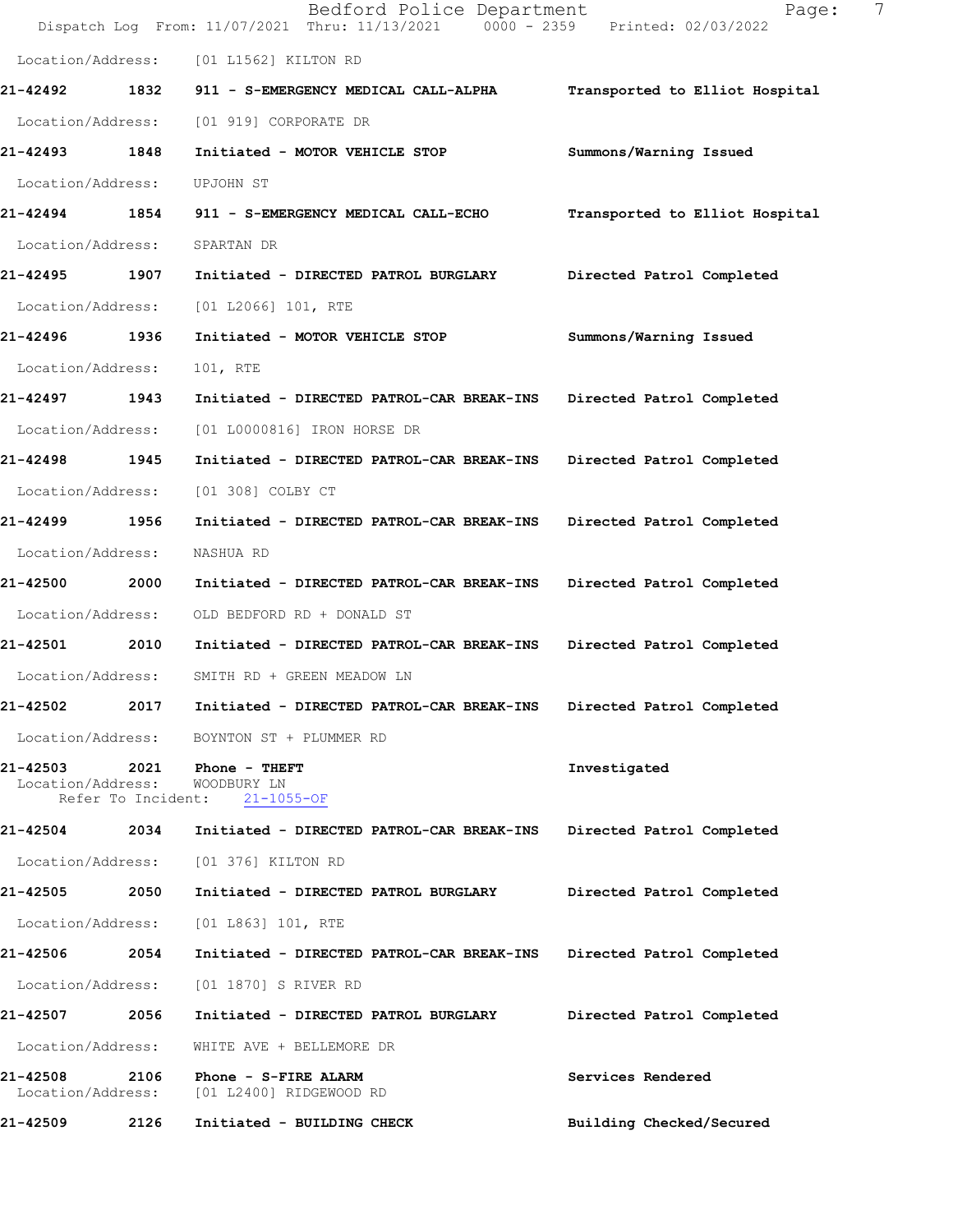Location/Address: [01 L1562] KILTON RD

**21-42492 1832 911 - S-EMERGENCY MEDICAL CALL-ALPHA Transported to Elliot Hospital**

Location/Address: [01 919] CORPORATE DR

**21-42493 1848 Initiated - MOTOR VEHICLE STOP Summons/Warning Issued**

Location/Address: UPJOHN ST

**21-42494 1854 911 - S-EMERGENCY MEDICAL CALL-ECHO Transported to Elliot Hospital**

Location/Address: SPARTAN DR

**21-42495 1907 Initiated - DIRECTED PATROL BURGLARY Directed Patrol Completed**

Location/Address: [01 L2066] 101, RTE

**21-42496 1936 Initiated - MOTOR VEHICLE STOP Summons/Warning Issued**

Location/Address: 101, RTE

**21-42497 1943 Initiated - DIRECTED PATROL-CAR BREAK-INS Directed Patrol Completed**

Location/Address: [01 L0000816] IRON HORSE DR

**21-42498 1945 Initiated - DIRECTED PATROL-CAR BREAK-INS Directed Patrol Completed**

Location/Address: [01 308] COLBY CT

**21-42499 1956 Initiated - DIRECTED PATROL-CAR BREAK-INS Directed Patrol Completed**

Location/Address: NASHUA RD

**21-42500 2000 Initiated - DIRECTED PATROL-CAR BREAK-INS Directed Patrol Completed**

Location/Address: OLD BEDFORD RD + DONALD ST

**21-42501 2010 Initiated - DIRECTED PATROL-CAR BREAK-INS Directed Patrol Completed**

Location/Address: SMITH RD + GREEN MEADOW LN

**21-42502 2017 Initiated - DIRECTED PATROL-CAR BREAK-INS Directed Patrol Completed**

Location/Address: BOYNTON ST + PLUMMER RD

**21-42503 2021 Phone - THEFT Investigated**

Location/Address: WOODBURY LN
Refer To Incident: 21-1055-OF

**21-42504 2034 Initiated - DIRECTED PATROL-CAR BREAK-INS Directed Patrol Completed**

Location/Address: [01 376] KILTON RD

**21-42505 2050 Initiated - DIRECTED PATROL BURGLARY Directed Patrol Completed**

Location/Address: [01 L863] 101, RTE

**21-42506 2054 Initiated - DIRECTED PATROL-CAR BREAK-INS Directed Patrol Completed**

Location/Address: [01 1870] S RIVER RD

**21-42507 2056 Initiated - DIRECTED PATROL BURGLARY Directed Patrol Completed**

Location/Address: WHITE AVE + BELLEMORE DR

**21-42508 2106 Phone - S-FIRE ALARM Services Rendered**

Location/Address: [01 L2400] RIDGEWOOD RD

**21-42509 2126 Initiated - BUILDING CHECK Building Checked/Secured**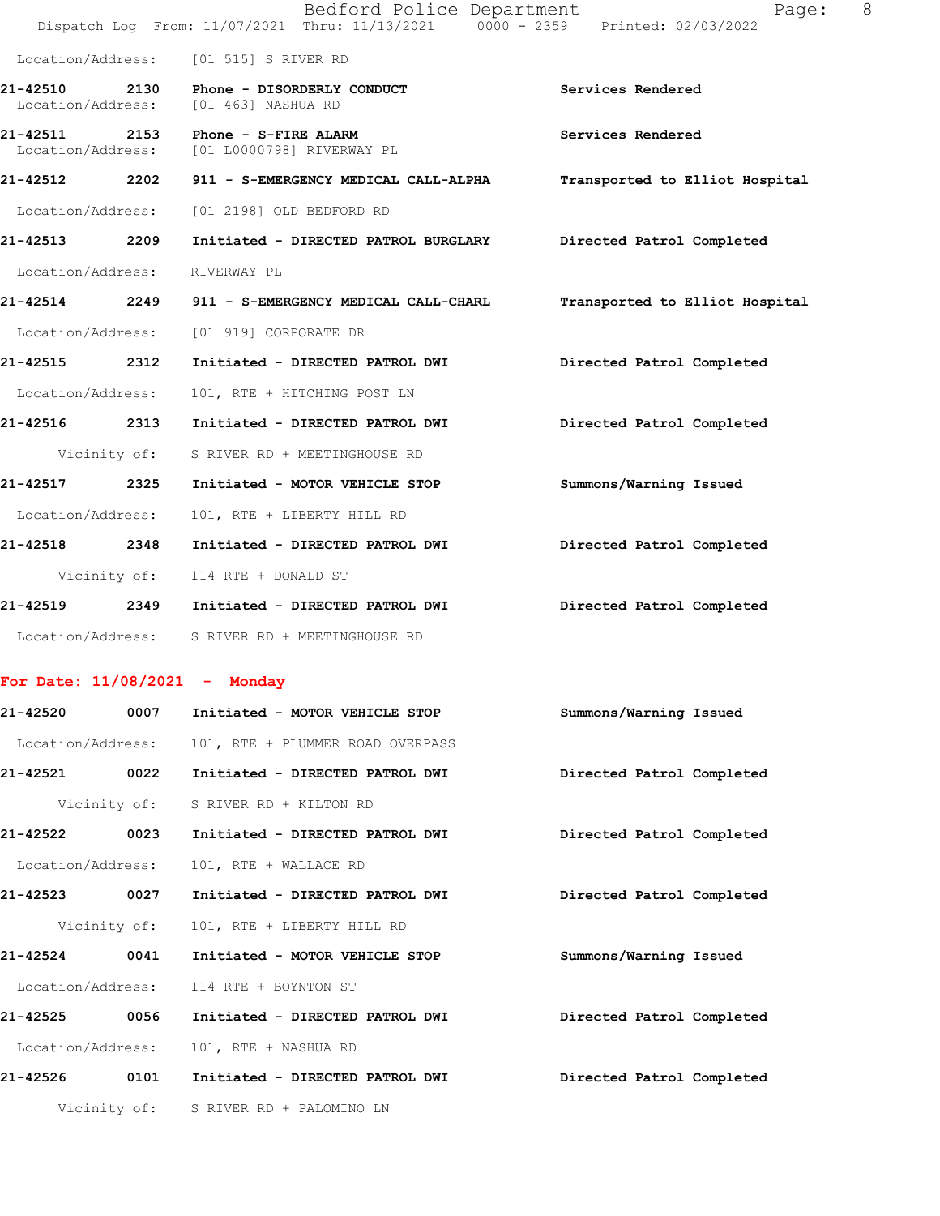Location/Address: [01 515] S RIVER RD

| Call # | Time | Call Reason | Action |
|---|---|---|---|
| 21-42510 | 2130 | Phone - DISORDERLY CONDUCT | Services Rendered |
| | | Location/Address: [01 463] NASHUA RD | |
| 21-42511 | 2153 | Phone - S-FIRE ALARM | Services Rendered |
| | | Location/Address: [01 L0000798] RIVERWAY PL | |
| 21-42512 | 2202 | 911 - S-EMERGENCY MEDICAL CALL-ALPHA | Transported to Elliot Hospital |
| | | Location/Address: [01 2198] OLD BEDFORD RD | |
| 21-42513 | 2209 | Initiated - DIRECTED PATROL BURGLARY | Directed Patrol Completed |
| | | Location/Address: RIVERWAY PL | |
| 21-42514 | 2249 | 911 - S-EMERGENCY MEDICAL CALL-CHARL | Transported to Elliot Hospital |
| | | Location/Address: [01 919] CORPORATE DR | |
| 21-42515 | 2312 | Initiated - DIRECTED PATROL DWI | Directed Patrol Completed |
| | | Location/Address: 101, RTE + HITCHING POST LN | |
| 21-42516 | 2313 | Initiated - DIRECTED PATROL DWI | Directed Patrol Completed |
| | | Vicinity of: S RIVER RD + MEETINGHOUSE RD | |
| 21-42517 | 2325 | Initiated - MOTOR VEHICLE STOP | Summons/Warning Issued |
| | | Location/Address: 101, RTE + LIBERTY HILL RD | |
| 21-42518 | 2348 | Initiated - DIRECTED PATROL DWI | Directed Patrol Completed |
| | | Vicinity of: 114 RTE + DONALD ST | |
| 21-42519 | 2349 | Initiated - DIRECTED PATROL DWI | Directed Patrol Completed |
| | | Location/Address: S RIVER RD + MEETINGHOUSE RD | |

**For Date: 11/08/2021 - Monday**

| Call # | Time | Call Reason | Action |
|---|---|---|---|
| 21-42520 | 0007 | Initiated - MOTOR VEHICLE STOP | Summons/Warning Issued |
| | | Location/Address: 101, RTE + PLUMMER ROAD OVERPASS | |
| 21-42521 | 0022 | Initiated - DIRECTED PATROL DWI | Directed Patrol Completed |
| | | Vicinity of: S RIVER RD + KILTON RD | |
| 21-42522 | 0023 | Initiated - DIRECTED PATROL DWI | Directed Patrol Completed |
| | | Location/Address: 101, RTE + WALLACE RD | |
| 21-42523 | 0027 | Initiated - DIRECTED PATROL DWI | Directed Patrol Completed |
| | | Vicinity of: 101, RTE + LIBERTY HILL RD | |
| 21-42524 | 0041 | Initiated - MOTOR VEHICLE STOP | Summons/Warning Issued |
| | | Location/Address: 114 RTE + BOYNTON ST | |
| 21-42525 | 0056 | Initiated - DIRECTED PATROL DWI | Directed Patrol Completed |
| | | Location/Address: 101, RTE + NASHUA RD | |
| 21-42526 | 0101 | Initiated - DIRECTED PATROL DWI | Directed Patrol Completed |
| | | Vicinity of: S RIVER RD + PALOMINO LN | |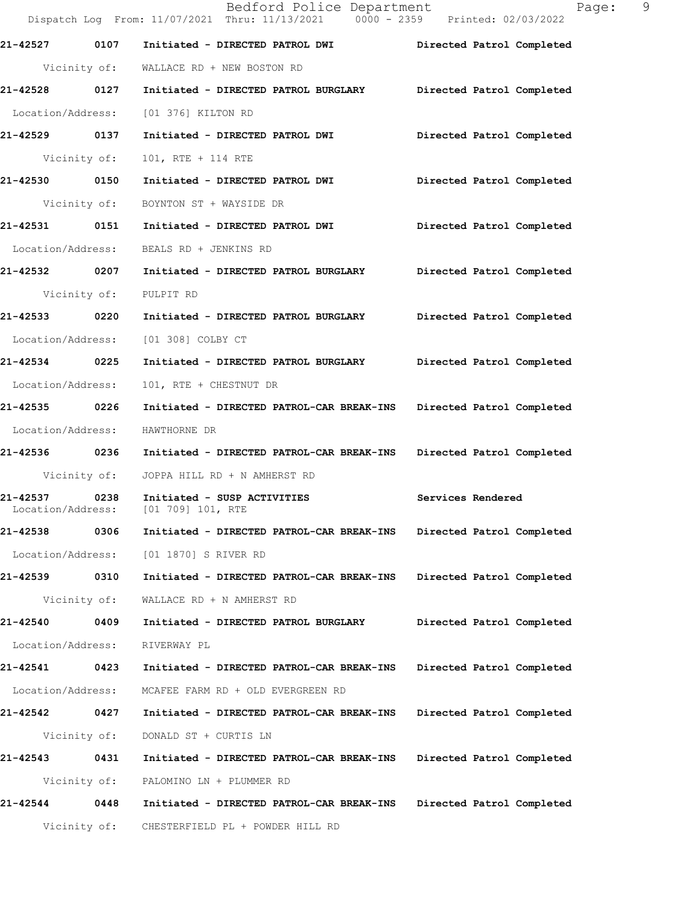| Call # | Time | Call Reason | Action |
|---|---|---|---|
| 21-42527 | 0107 | Initiated - DIRECTED PATROL DWI | Directed Patrol Completed |
| | | Vicinity of: WALLACE RD + NEW BOSTON RD | |
| 21-42528 | 0127 | Initiated - DIRECTED PATROL BURGLARY | Directed Patrol Completed |
| | | Location/Address: [01 376] KILTON RD | |
| 21-42529 | 0137 | Initiated - DIRECTED PATROL DWI | Directed Patrol Completed |
| | | Vicinity of: 101, RTE + 114 RTE | |
| 21-42530 | 0150 | Initiated - DIRECTED PATROL DWI | Directed Patrol Completed |
| | | Vicinity of: BOYNTON ST + WAYSIDE DR | |
| 21-42531 | 0151 | Initiated - DIRECTED PATROL DWI | Directed Patrol Completed |
| | | Location/Address: BEALS RD + JENKINS RD | |
| 21-42532 | 0207 | Initiated - DIRECTED PATROL BURGLARY | Directed Patrol Completed |
| | | Vicinity of: PULPIT RD | |
| 21-42533 | 0220 | Initiated - DIRECTED PATROL BURGLARY | Directed Patrol Completed |
| | | Location/Address: [01 308] COLBY CT | |
| 21-42534 | 0225 | Initiated - DIRECTED PATROL BURGLARY | Directed Patrol Completed |
| | | Location/Address: 101, RTE + CHESTNUT DR | |
| 21-42535 | 0226 | Initiated - DIRECTED PATROL-CAR BREAK-INS | Directed Patrol Completed |
| | | Location/Address: HAWTHORNE DR | |
| 21-42536 | 0236 | Initiated - DIRECTED PATROL-CAR BREAK-INS | Directed Patrol Completed |
| | | Vicinity of: JOPPA HILL RD + N AMHERST RD | |
| 21-42537 | 0238 | Initiated - SUSP ACTIVITIES | Services Rendered |
| | | Location/Address: [01 709] 101, RTE | |
| 21-42538 | 0306 | Initiated - DIRECTED PATROL-CAR BREAK-INS | Directed Patrol Completed |
| | | Location/Address: [01 1870] S RIVER RD | |
| 21-42539 | 0310 | Initiated - DIRECTED PATROL-CAR BREAK-INS | Directed Patrol Completed |
| | | Vicinity of: WALLACE RD + N AMHERST RD | |
| 21-42540 | 0409 | Initiated - DIRECTED PATROL BURGLARY | Directed Patrol Completed |
| | | Location/Address: RIVERWAY PL | |
| 21-42541 | 0423 | Initiated - DIRECTED PATROL-CAR BREAK-INS | Directed Patrol Completed |
| | | Location/Address: MCAFEE FARM RD + OLD EVERGREEN RD | |
| 21-42542 | 0427 | Initiated - DIRECTED PATROL-CAR BREAK-INS | Directed Patrol Completed |
| | | Vicinity of: DONALD ST + CURTIS LN | |
| 21-42543 | 0431 | Initiated - DIRECTED PATROL-CAR BREAK-INS | Directed Patrol Completed |
| | | Vicinity of: PALOMINO LN + PLUMMER RD | |
| 21-42544 | 0448 | Initiated - DIRECTED PATROL-CAR BREAK-INS | Directed Patrol Completed |
| | | Vicinity of: CHESTERFIELD PL + POWDER HILL RD | |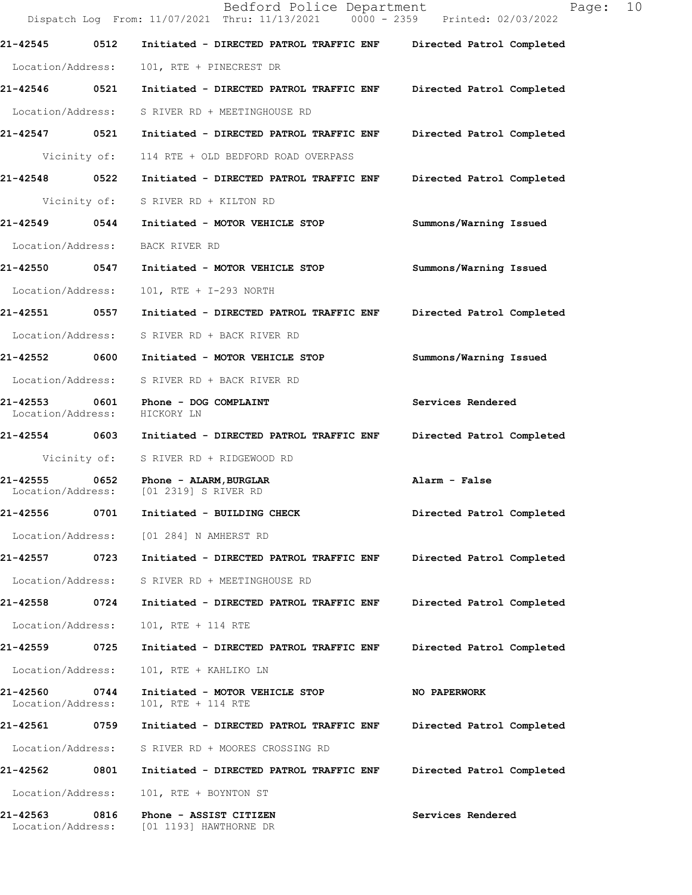Bedford Police Department
Dispatch Log From: 11/07/2021 Thru: 11/13/2021 0000 - 2359 Printed: 02/03/2022

**21-42545 0512 Initiated - DIRECTED PATROL TRAFFIC ENF Directed Patrol Completed**
Location/Address: 101, RTE + PINECREST DR

**21-42546 0521 Initiated - DIRECTED PATROL TRAFFIC ENF Directed Patrol Completed**
Location/Address: S RIVER RD + MEETINGHOUSE RD

**21-42547 0521 Initiated - DIRECTED PATROL TRAFFIC ENF Directed Patrol Completed**
Vicinity of: 114 RTE + OLD BEDFORD ROAD OVERPASS

**21-42548 0522 Initiated - DIRECTED PATROL TRAFFIC ENF Directed Patrol Completed**
Vicinity of: S RIVER RD + KILTON RD

**21-42549 0544 Initiated - MOTOR VEHICLE STOP Summons/Warning Issued**
Location/Address: BACK RIVER RD

**21-42550 0547 Initiated - MOTOR VEHICLE STOP Summons/Warning Issued**
Location/Address: 101, RTE + I-293 NORTH

**21-42551 0557 Initiated - DIRECTED PATROL TRAFFIC ENF Directed Patrol Completed**
Location/Address: S RIVER RD + BACK RIVER RD

**21-42552 0600 Initiated - MOTOR VEHICLE STOP Summons/Warning Issued**
Location/Address: S RIVER RD + BACK RIVER RD

**21-42553 0601 Phone - DOG COMPLAINT Services Rendered**
Location/Address: HICKORY LN

**21-42554 0603 Initiated - DIRECTED PATROL TRAFFIC ENF Directed Patrol Completed**
Vicinity of: S RIVER RD + RIDGEWOOD RD

**21-42555 0652 Phone - ALARM,BURGLAR Alarm - False**
Location/Address: [01 2319] S RIVER RD

**21-42556 0701 Initiated - BUILDING CHECK Directed Patrol Completed**
Location/Address: [01 284] N AMHERST RD

**21-42557 0723 Initiated - DIRECTED PATROL TRAFFIC ENF Directed Patrol Completed**
Location/Address: S RIVER RD + MEETINGHOUSE RD

**21-42558 0724 Initiated - DIRECTED PATROL TRAFFIC ENF Directed Patrol Completed**
Location/Address: 101, RTE + 114 RTE

**21-42559 0725 Initiated - DIRECTED PATROL TRAFFIC ENF Directed Patrol Completed**
Location/Address: 101, RTE + KAHLIKO LN

**21-42560 0744 Initiated - MOTOR VEHICLE STOP NO PAPERWORK**
Location/Address: 101, RTE + 114 RTE

**21-42561 0759 Initiated - DIRECTED PATROL TRAFFIC ENF Directed Patrol Completed**
Location/Address: S RIVER RD + MOORES CROSSING RD

**21-42562 0801 Initiated - DIRECTED PATROL TRAFFIC ENF Directed Patrol Completed**
Location/Address: 101, RTE + BOYNTON ST

**21-42563 0816 Phone - ASSIST CITIZEN Services Rendered**
Location/Address: [01 1193] HAWTHORNE DR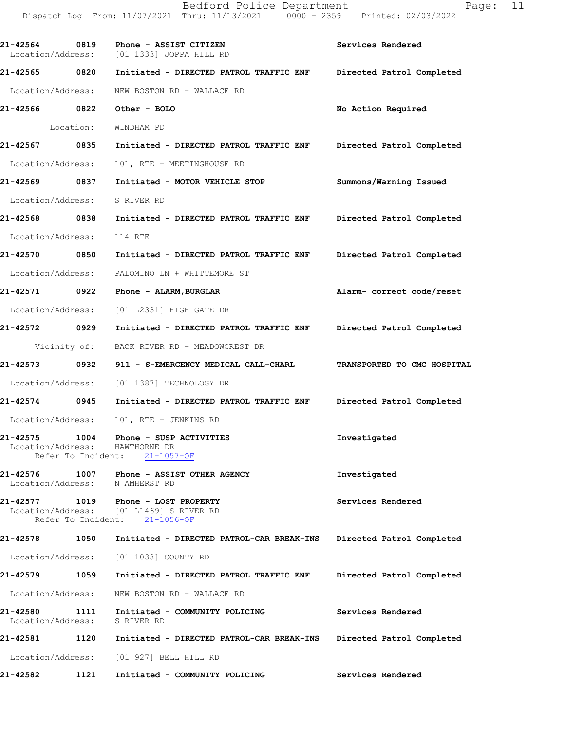| Call Number | Time | Call Reason | Action |
| --- | --- | --- | --- |
| 21-42564 | 0819 | Phone - ASSIST CITIZEN | Services Rendered |
| | | Location/Address: [01 1333] JOPPA HILL RD | |
| 21-42565 | 0820 | Initiated - DIRECTED PATROL TRAFFIC ENF | Directed Patrol Completed |
| | | Location/Address: NEW BOSTON RD + WALLACE RD | |
| 21-42566 | 0822 | Other - BOLO | No Action Required |
| | | Location: WINDHAM PD | |
| 21-42567 | 0835 | Initiated - DIRECTED PATROL TRAFFIC ENF | Directed Patrol Completed |
| | | Location/Address: 101, RTE + MEETINGHOUSE RD | |
| 21-42569 | 0837 | Initiated - MOTOR VEHICLE STOP | Summons/Warning Issued |
| | | Location/Address: S RIVER RD | |
| 21-42568 | 0838 | Initiated - DIRECTED PATROL TRAFFIC ENF | Directed Patrol Completed |
| | | Location/Address: 114 RTE | |
| 21-42570 | 0850 | Initiated - DIRECTED PATROL TRAFFIC ENF | Directed Patrol Completed |
| | | Location/Address: PALOMINO LN + WHITTEMORE ST | |
| 21-42571 | 0922 | Phone - ALARM,BURGLAR | Alarm- correct code/reset |
| | | Location/Address: [01 L2331] HIGH GATE DR | |
| 21-42572 | 0929 | Initiated - DIRECTED PATROL TRAFFIC ENF | Directed Patrol Completed |
| | | Vicinity of: BACK RIVER RD + MEADOWCREST DR | |
| 21-42573 | 0932 | 911 - S-EMERGENCY MEDICAL CALL-CHARL | TRANSPORTED TO CMC HOSPITAL |
| | | Location/Address: [01 1387] TECHNOLOGY DR | |
| 21-42574 | 0945 | Initiated - DIRECTED PATROL TRAFFIC ENF | Directed Patrol Completed |
| | | Location/Address: 101, RTE + JENKINS RD | |
| 21-42575 | 1004 | Phone - SUSP ACTIVITIES | Investigated |
| | | Location/Address: HAWTHORNE DR | |
| | | Refer To Incident: 21-1057-OF | |
| 21-42576 | 1007 | Phone - ASSIST OTHER AGENCY | Investigated |
| | | Location/Address: N AMHERST RD | |
| 21-42577 | 1019 | Phone - LOST PROPERTY | Services Rendered |
| | | Location/Address: [01 L1469] S RIVER RD | |
| | | Refer To Incident: 21-1056-OF | |
| 21-42578 | 1050 | Initiated - DIRECTED PATROL-CAR BREAK-INS | Directed Patrol Completed |
| | | Location/Address: [01 1033] COUNTY RD | |
| 21-42579 | 1059 | Initiated - DIRECTED PATROL TRAFFIC ENF | Directed Patrol Completed |
| | | Location/Address: NEW BOSTON RD + WALLACE RD | |
| 21-42580 | 1111 | Initiated - COMMUNITY POLICING | Services Rendered |
| | | Location/Address: S RIVER RD | |
| 21-42581 | 1120 | Initiated - DIRECTED PATROL-CAR BREAK-INS | Directed Patrol Completed |
| | | Location/Address: [01 927] BELL HILL RD | |
| 21-42582 | 1121 | Initiated - COMMUNITY POLICING | Services Rendered |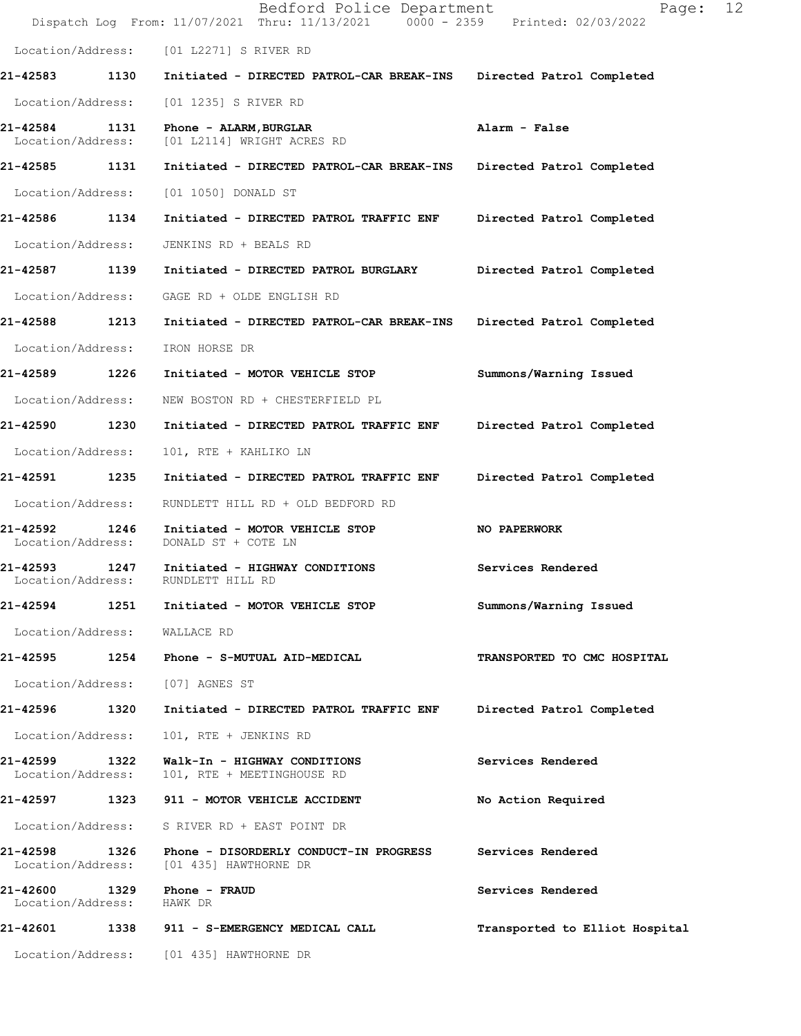Location/Address: [01 L2271] S RIVER RD

**21-42583 1130 Initiated - DIRECTED PATROL-CAR BREAK-INS** **Directed Patrol Completed**

Location/Address: [01 1235] S RIVER RD

**21-42584 1131 Phone - ALARM,BURGLAR** **Alarm - False**
Location/Address: [01 L2114] WRIGHT ACRES RD

**21-42585 1131 Initiated - DIRECTED PATROL-CAR BREAK-INS** **Directed Patrol Completed**

Location/Address: [01 1050] DONALD ST

**21-42586 1134 Initiated - DIRECTED PATROL TRAFFIC ENF** **Directed Patrol Completed**

Location/Address: JENKINS RD + BEALS RD

**21-42587 1139 Initiated - DIRECTED PATROL BURGLARY** **Directed Patrol Completed**

Location/Address: GAGE RD + OLDE ENGLISH RD

**21-42588 1213 Initiated - DIRECTED PATROL-CAR BREAK-INS** **Directed Patrol Completed**

Location/Address: IRON HORSE DR

**21-42589 1226 Initiated - MOTOR VEHICLE STOP** **Summons/Warning Issued**

Location/Address: NEW BOSTON RD + CHESTERFIELD PL

**21-42590 1230 Initiated - DIRECTED PATROL TRAFFIC ENF** **Directed Patrol Completed**

Location/Address: 101, RTE + KAHLIKO LN

**21-42591 1235 Initiated - DIRECTED PATROL TRAFFIC ENF** **Directed Patrol Completed**

Location/Address: RUNDLETT HILL RD + OLD BEDFORD RD

**21-42592 1246 Initiated - MOTOR VEHICLE STOP** **NO PAPERWORK**
Location/Address: DONALD ST + COTE LN

**21-42593 1247 Initiated - HIGHWAY CONDITIONS** **Services Rendered**
Location/Address: RUNDLETT HILL RD

**21-42594 1251 Initiated - MOTOR VEHICLE STOP** **Summons/Warning Issued**

Location/Address: WALLACE RD

**21-42595 1254 Phone - S-MUTUAL AID-MEDICAL** **TRANSPORTED TO CMC HOSPITAL**

Location/Address: [07] AGNES ST

**21-42596 1320 Initiated - DIRECTED PATROL TRAFFIC ENF** **Directed Patrol Completed**

Location/Address: 101, RTE + JENKINS RD

**21-42599 1322 Walk-In - HIGHWAY CONDITIONS** **Services Rendered**
Location/Address: 101, RTE + MEETINGHOUSE RD

**21-42597 1323 911 - MOTOR VEHICLE ACCIDENT** **No Action Required**

Location/Address: S RIVER RD + EAST POINT DR

**21-42598 1326 Phone - DISORDERLY CONDUCT-IN PROGRESS** **Services Rendered**
Location/Address: [01 435] HAWTHORNE DR

**21-42600 1329 Phone - FRAUD** **Services Rendered**
Location/Address: HAWK DR

**21-42601 1338 911 - S-EMERGENCY MEDICAL CALL** **Transported to Elliot Hospital**

Location/Address: [01 435] HAWTHORNE DR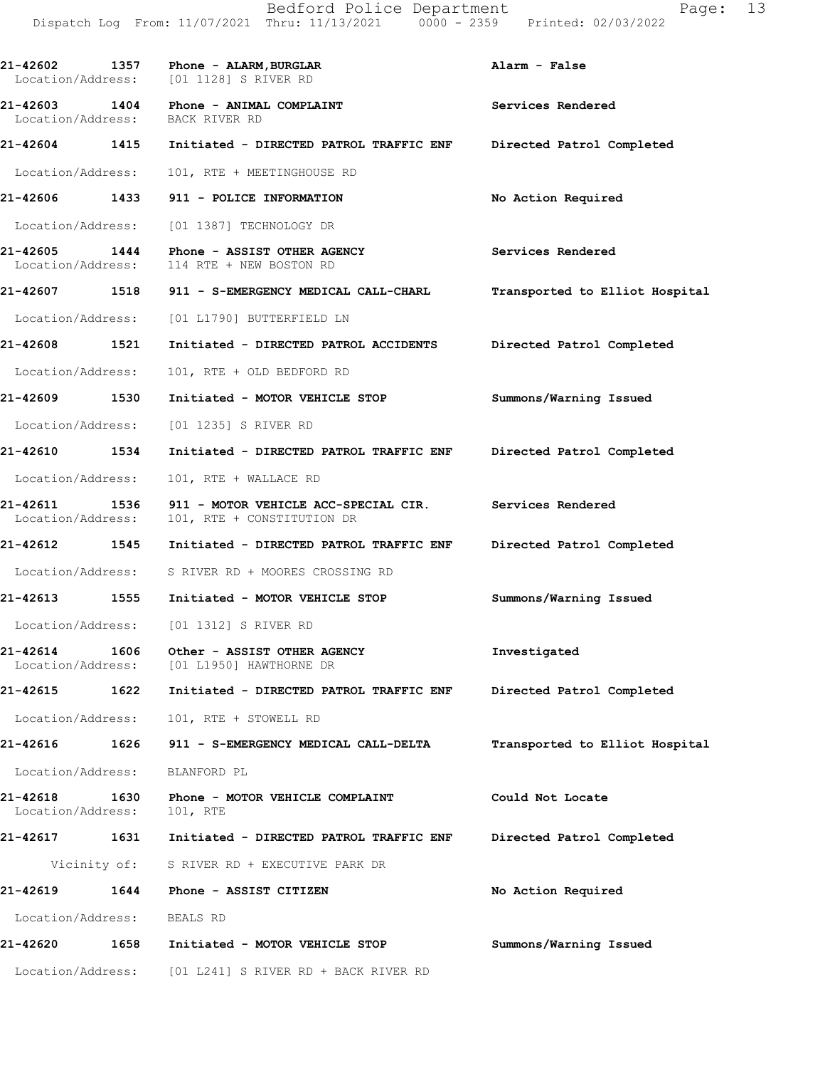| Call Number | Time | Call Reason | Action |
|---|---|---|---|
| 21-42602 | 1357 | Phone - ALARM,BURGLAR | Alarm - False |
| Location/Address: | | [01 1128] S RIVER RD | |
| 21-42603 | 1404 | Phone - ANIMAL COMPLAINT | Services Rendered |
| Location/Address: | | BACK RIVER RD | |
| 21-42604 | 1415 | Initiated - DIRECTED PATROL TRAFFIC ENF | Directed Patrol Completed |
| Location/Address: | | 101, RTE + MEETINGHOUSE RD | |
| 21-42606 | 1433 | 911 - POLICE INFORMATION | No Action Required |
| Location/Address: | | [01 1387] TECHNOLOGY DR | |
| 21-42605 | 1444 | Phone - ASSIST OTHER AGENCY | Services Rendered |
| Location/Address: | | 114 RTE + NEW BOSTON RD | |
| 21-42607 | 1518 | 911 - S-EMERGENCY MEDICAL CALL-CHARL | Transported to Elliot Hospital |
| Location/Address: | | [01 L1790] BUTTERFIELD LN | |
| 21-42608 | 1521 | Initiated - DIRECTED PATROL ACCIDENTS | Directed Patrol Completed |
| Location/Address: | | 101, RTE + OLD BEDFORD RD | |
| 21-42609 | 1530 | Initiated - MOTOR VEHICLE STOP | Summons/Warning Issued |
| Location/Address: | | [01 1235] S RIVER RD | |
| 21-42610 | 1534 | Initiated - DIRECTED PATROL TRAFFIC ENF | Directed Patrol Completed |
| Location/Address: | | 101, RTE + WALLACE RD | |
| 21-42611 | 1536 | 911 - MOTOR VEHICLE ACC-SPECIAL CIR. | Services Rendered |
| Location/Address: | | 101, RTE + CONSTITUTION DR | |
| 21-42612 | 1545 | Initiated - DIRECTED PATROL TRAFFIC ENF | Directed Patrol Completed |
| Location/Address: | | S RIVER RD + MOORES CROSSING RD | |
| 21-42613 | 1555 | Initiated - MOTOR VEHICLE STOP | Summons/Warning Issued |
| Location/Address: | | [01 1312] S RIVER RD | |
| 21-42614 | 1606 | Other - ASSIST OTHER AGENCY | Investigated |
| Location/Address: | | [01 L1950] HAWTHORNE DR | |
| 21-42615 | 1622 | Initiated - DIRECTED PATROL TRAFFIC ENF | Directed Patrol Completed |
| Location/Address: | | 101, RTE + STOWELL RD | |
| 21-42616 | 1626 | 911 - S-EMERGENCY MEDICAL CALL-DELTA | Transported to Elliot Hospital |
| Location/Address: | | BLANFORD PL | |
| 21-42618 | 1630 | Phone - MOTOR VEHICLE COMPLAINT | Could Not Locate |
| Location/Address: | | 101, RTE | |
| 21-42617 | 1631 | Initiated - DIRECTED PATROL TRAFFIC ENF | Directed Patrol Completed |
| Vicinity of: | | S RIVER RD + EXECUTIVE PARK DR | |
| 21-42619 | 1644 | Phone - ASSIST CITIZEN | No Action Required |
| Location/Address: | | BEALS RD | |
| 21-42620 | 1658 | Initiated - MOTOR VEHICLE STOP | Summons/Warning Issued |
| Location/Address: | | [01 L241] S RIVER RD + BACK RIVER RD | |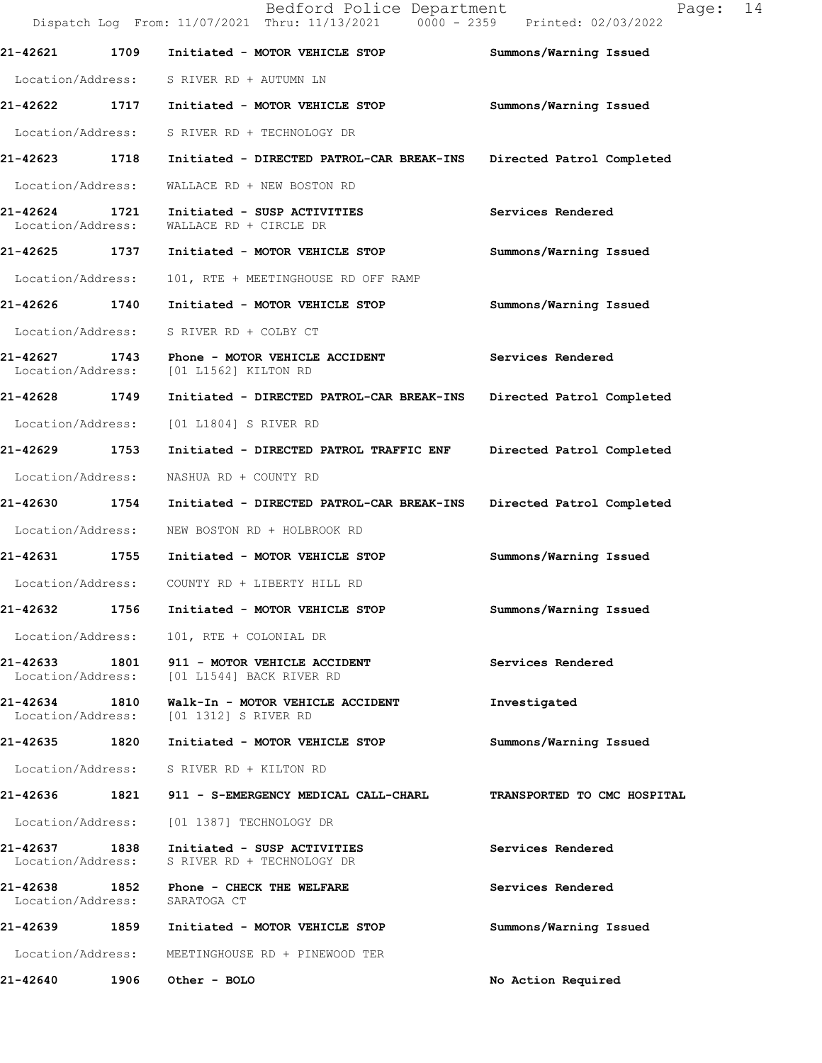21-42621 1709 Initiated - MOTOR VEHICLE STOP Summons/Warning Issued

Location/Address: S RIVER RD + AUTUMN LN

21-42622 1717 Initiated - MOTOR VEHICLE STOP Summons/Warning Issued

Location/Address: S RIVER RD + TECHNOLOGY DR

21-42623 1718 Initiated - DIRECTED PATROL-CAR BREAK-INS Directed Patrol Completed

Location/Address: WALLACE RD + NEW BOSTON RD

21-42624 1721 Initiated - SUSP ACTIVITIES Services Rendered
Location/Address: WALLACE RD + CIRCLE DR

21-42625 1737 Initiated - MOTOR VEHICLE STOP Summons/Warning Issued

Location/Address: 101, RTE + MEETINGHOUSE RD OFF RAMP

21-42626 1740 Initiated - MOTOR VEHICLE STOP Summons/Warning Issued

Location/Address: S RIVER RD + COLBY CT

21-42627 1743 Phone - MOTOR VEHICLE ACCIDENT Services Rendered
Location/Address: [01 L1562] KILTON RD

21-42628 1749 Initiated - DIRECTED PATROL-CAR BREAK-INS Directed Patrol Completed

Location/Address: [01 L1804] S RIVER RD

21-42629 1753 Initiated - DIRECTED PATROL TRAFFIC ENF Directed Patrol Completed

Location/Address: NASHUA RD + COUNTY RD

21-42630 1754 Initiated - DIRECTED PATROL-CAR BREAK-INS Directed Patrol Completed

Location/Address: NEW BOSTON RD + HOLBROOK RD

21-42631 1755 Initiated - MOTOR VEHICLE STOP Summons/Warning Issued

Location/Address: COUNTY RD + LIBERTY HILL RD

21-42632 1756 Initiated - MOTOR VEHICLE STOP Summons/Warning Issued

Location/Address: 101, RTE + COLONIAL DR

21-42633 1801 911 - MOTOR VEHICLE ACCIDENT Services Rendered
Location/Address: [01 L1544] BACK RIVER RD

21-42634 1810 Walk-In - MOTOR VEHICLE ACCIDENT Investigated
Location/Address: [01 1312] S RIVER RD

21-42635 1820 Initiated - MOTOR VEHICLE STOP Summons/Warning Issued

Location/Address: S RIVER RD + KILTON RD

21-42636 1821 911 - S-EMERGENCY MEDICAL CALL-CHARL TRANSPORTED TO CMC HOSPITAL

Location/Address: [01 1387] TECHNOLOGY DR

21-42637 1838 Initiated - SUSP ACTIVITIES Services Rendered
Location/Address: S RIVER RD + TECHNOLOGY DR

21-42638 1852 Phone - CHECK THE WELFARE Services Rendered
Location/Address: SARATOGA CT

21-42639 1859 Initiated - MOTOR VEHICLE STOP Summons/Warning Issued

Location/Address: MEETINGHOUSE RD + PINEWOOD TER

21-42640 1906 Other - BOLO No Action Required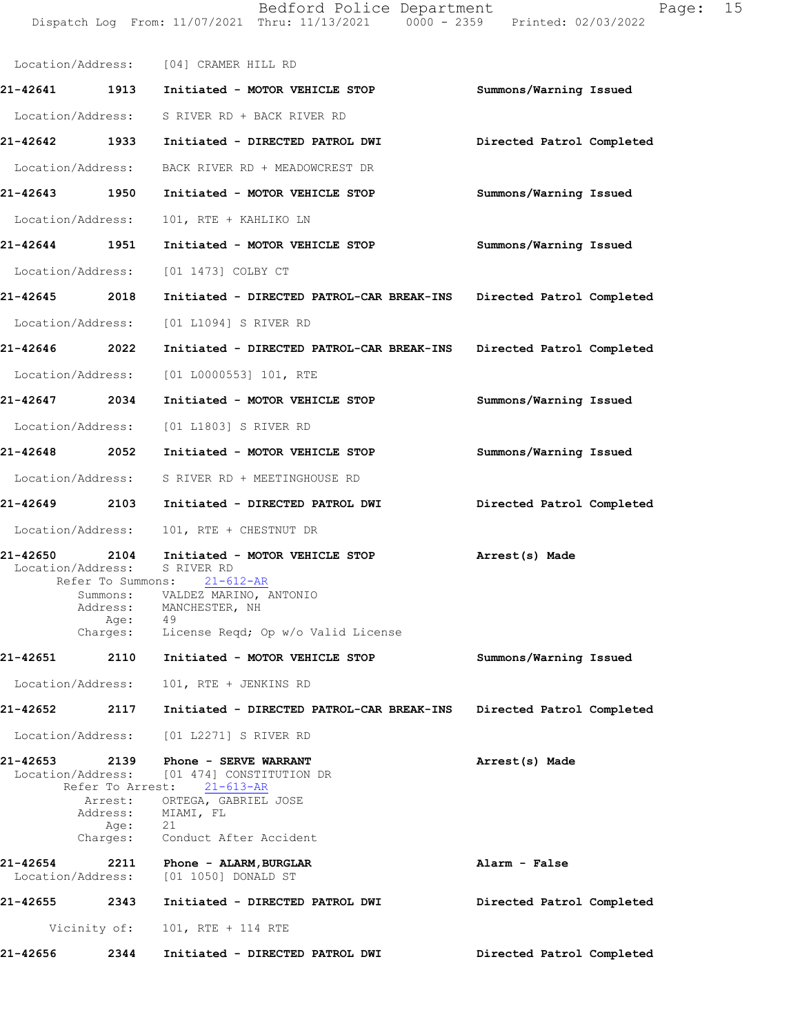Location/Address: [04] CRAMER HILL RD

**21-42641 1913 Initiated - MOTOR VEHICLE STOP** — **Summons/Warning Issued**

Location/Address: S RIVER RD + BACK RIVER RD

**21-42642 1933 Initiated - DIRECTED PATROL DWI** — **Directed Patrol Completed**

Location/Address: BACK RIVER RD + MEADOWCREST DR

**21-42643 1950 Initiated - MOTOR VEHICLE STOP** — **Summons/Warning Issued**

Location/Address: 101, RTE + KAHLIKO LN

**21-42644 1951 Initiated - MOTOR VEHICLE STOP** — **Summons/Warning Issued**

Location/Address: [01 1473] COLBY CT

**21-42645 2018 Initiated - DIRECTED PATROL-CAR BREAK-INS** — **Directed Patrol Completed**

Location/Address: [01 L1094] S RIVER RD

**21-42646 2022 Initiated - DIRECTED PATROL-CAR BREAK-INS** — **Directed Patrol Completed**

Location/Address: [01 L0000553] 101, RTE

**21-42647 2034 Initiated - MOTOR VEHICLE STOP** — **Summons/Warning Issued**

Location/Address: [01 L1803] S RIVER RD

**21-42648 2052 Initiated - MOTOR VEHICLE STOP** — **Summons/Warning Issued**

Location/Address: S RIVER RD + MEETINGHOUSE RD

**21-42649 2103 Initiated - DIRECTED PATROL DWI** — **Directed Patrol Completed**

Location/Address: 101, RTE + CHESTNUT DR

**21-42650 2104 Initiated - MOTOR VEHICLE STOP** — **Arrest(s) Made**

Location/Address: S RIVER RD
Refer To Summons: 21-612-AR
Summons: VALDEZ MARINO, ANTONIO
Address: MANCHESTER, NH
Age: 49
Charges: License Reqd; Op w/o Valid License

**21-42651 2110 Initiated - MOTOR VEHICLE STOP** — **Summons/Warning Issued**

Location/Address: 101, RTE + JENKINS RD

**21-42652 2117 Initiated - DIRECTED PATROL-CAR BREAK-INS** — **Directed Patrol Completed**

Location/Address: [01 L2271] S RIVER RD

**21-42653 2139 Phone - SERVE WARRANT** — **Arrest(s) Made**

Location/Address: [01 474] CONSTITUTION DR
Refer To Arrest: 21-613-AR
Arrest: ORTEGA, GABRIEL JOSE
Address: MIAMI, FL
Age: 21
Charges: Conduct After Accident

**21-42654 2211 Phone - ALARM,BURGLAR** — **Alarm - False**

Location/Address: [01 1050] DONALD ST

**21-42655 2343 Initiated - DIRECTED PATROL DWI** — **Directed Patrol Completed**

Vicinity of: 101, RTE + 114 RTE

**21-42656 2344 Initiated - DIRECTED PATROL DWI** — **Directed Patrol Completed**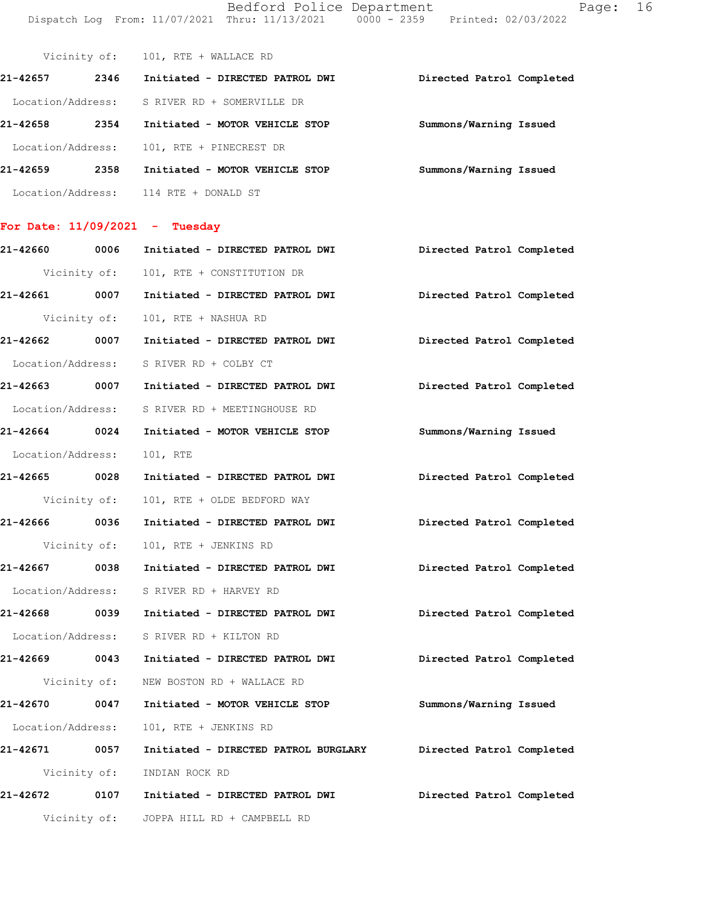Vicinity of: 101, RTE + WALLACE RD

**21-42657** 2346 **Initiated - DIRECTED PATROL DWI** **Directed Patrol Completed**

Location/Address: S RIVER RD + SOMERVILLE DR

**21-42658** 2354 **Initiated - MOTOR VEHICLE STOP** **Summons/Warning Issued**

Location/Address: 101, RTE + PINECREST DR

**21-42659** 2358 **Initiated - MOTOR VEHICLE STOP** **Summons/Warning Issued**

Location/Address: 114 RTE + DONALD ST

## For Date: 11/09/2021 - Tuesday

**21-42660** 0006 **Initiated - DIRECTED PATROL DWI** **Directed Patrol Completed**

Vicinity of: 101, RTE + CONSTITUTION DR

**21-42661** 0007 **Initiated - DIRECTED PATROL DWI** **Directed Patrol Completed**

Vicinity of: 101, RTE + NASHUA RD

**21-42662** 0007 **Initiated - DIRECTED PATROL DWI** **Directed Patrol Completed**

Location/Address: S RIVER RD + COLBY CT

**21-42663** 0007 **Initiated - DIRECTED PATROL DWI** **Directed Patrol Completed**

Location/Address: S RIVER RD + MEETINGHOUSE RD

**21-42664** 0024 **Initiated - MOTOR VEHICLE STOP** **Summons/Warning Issued**

Location/Address: 101, RTE

**21-42665** 0028 **Initiated - DIRECTED PATROL DWI** **Directed Patrol Completed**

Vicinity of: 101, RTE + OLDE BEDFORD WAY

**21-42666** 0036 **Initiated - DIRECTED PATROL DWI** **Directed Patrol Completed**

Vicinity of: 101, RTE + JENKINS RD

**21-42667** 0038 **Initiated - DIRECTED PATROL DWI** **Directed Patrol Completed**

Location/Address: S RIVER RD + HARVEY RD

**21-42668** 0039 **Initiated - DIRECTED PATROL DWI** **Directed Patrol Completed**

Location/Address: S RIVER RD + KILTON RD

**21-42669** 0043 **Initiated - DIRECTED PATROL DWI** **Directed Patrol Completed**

Vicinity of: NEW BOSTON RD + WALLACE RD

**21-42670** 0047 **Initiated - MOTOR VEHICLE STOP** **Summons/Warning Issued**

Location/Address: 101, RTE + JENKINS RD

**21-42671** 0057 **Initiated - DIRECTED PATROL BURGLARY** **Directed Patrol Completed**

Vicinity of: INDIAN ROCK RD

**21-42672** 0107 **Initiated - DIRECTED PATROL DWI** **Directed Patrol Completed**

Vicinity of: JOPPA HILL RD + CAMPBELL RD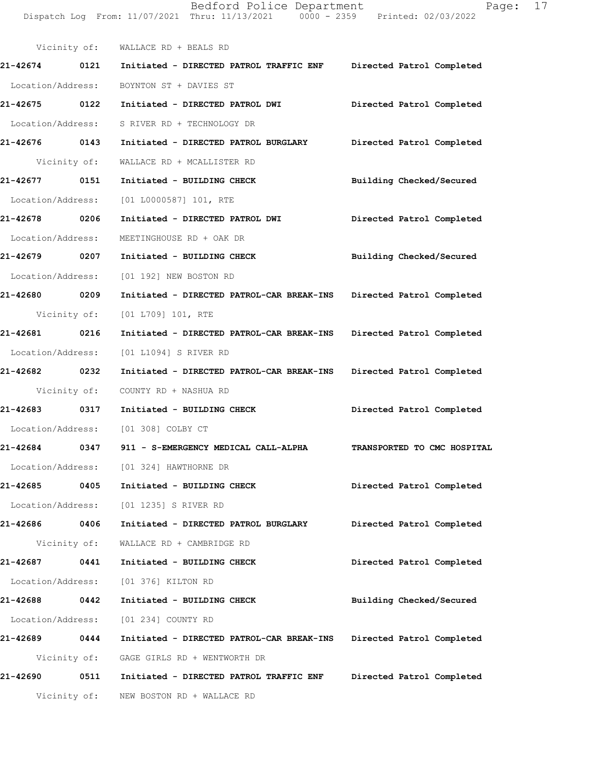Vicinity of: WALLACE RD + BEALS RD

**21-42674 0121 Initiated - DIRECTED PATROL TRAFFIC ENF Directed Patrol Completed**

Location/Address: BOYNTON ST + DAVIES ST

**21-42675 0122 Initiated - DIRECTED PATROL DWI Directed Patrol Completed**

Location/Address: S RIVER RD + TECHNOLOGY DR

**21-42676 0143 Initiated - DIRECTED PATROL BURGLARY Directed Patrol Completed**

Vicinity of: WALLACE RD + MCALLISTER RD

**21-42677 0151 Initiated - BUILDING CHECK Building Checked/Secured**

Location/Address: [01 L0000587] 101, RTE

**21-42678 0206 Initiated - DIRECTED PATROL DWI Directed Patrol Completed**

Location/Address: MEETINGHOUSE RD + OAK DR

**21-42679 0207 Initiated - BUILDING CHECK Building Checked/Secured**

Location/Address: [01 192] NEW BOSTON RD

**21-42680 0209 Initiated - DIRECTED PATROL-CAR BREAK-INS Directed Patrol Completed**

Vicinity of: [01 L709] 101, RTE

**21-42681 0216 Initiated - DIRECTED PATROL-CAR BREAK-INS Directed Patrol Completed**

Location/Address: [01 L1094] S RIVER RD

**21-42682 0232 Initiated - DIRECTED PATROL-CAR BREAK-INS Directed Patrol Completed**

Vicinity of: COUNTY RD + NASHUA RD

**21-42683 0317 Initiated - BUILDING CHECK Directed Patrol Completed**

Location/Address: [01 308] COLBY CT

**21-42684 0347 911 - S-EMERGENCY MEDICAL CALL-ALPHA TRANSPORTED TO CMC HOSPITAL**

Location/Address: [01 324] HAWTHORNE DR

**21-42685 0405 Initiated - BUILDING CHECK Directed Patrol Completed**

Location/Address: [01 1235] S RIVER RD

**21-42686 0406 Initiated - DIRECTED PATROL BURGLARY Directed Patrol Completed**

Vicinity of: WALLACE RD + CAMBRIDGE RD

**21-42687 0441 Initiated - BUILDING CHECK Directed Patrol Completed**

Location/Address: [01 376] KILTON RD

**21-42688 0442 Initiated - BUILDING CHECK Building Checked/Secured**

Location/Address: [01 234] COUNTY RD

**21-42689 0444 Initiated - DIRECTED PATROL-CAR BREAK-INS Directed Patrol Completed**

Vicinity of: GAGE GIRLS RD + WENTWORTH DR

**21-42690 0511 Initiated - DIRECTED PATROL TRAFFIC ENF Directed Patrol Completed**

Vicinity of: NEW BOSTON RD + WALLACE RD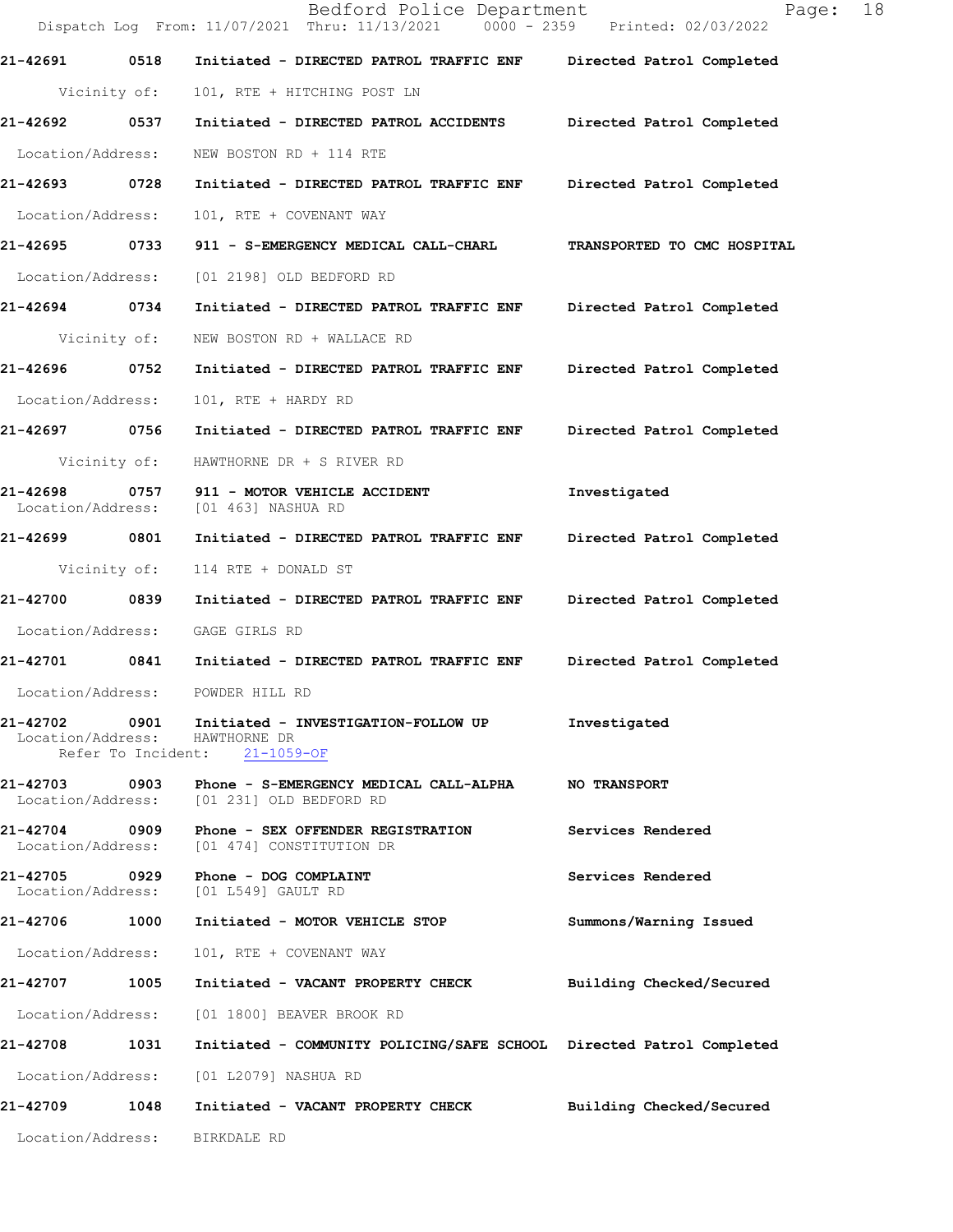**21-42691 0518 Initiated - DIRECTED PATROL TRAFFIC ENF — Directed Patrol Completed**

Vicinity of: 101, RTE + HITCHING POST LN

**21-42692 0537 Initiated - DIRECTED PATROL ACCIDENTS — Directed Patrol Completed**

Location/Address: NEW BOSTON RD + 114 RTE

**21-42693 0728 Initiated - DIRECTED PATROL TRAFFIC ENF — Directed Patrol Completed**

Location/Address: 101, RTE + COVENANT WAY

**21-42695 0733 911 - S-EMERGENCY MEDICAL CALL-CHARL — TRANSPORTED TO CMC HOSPITAL**

Location/Address: [01 2198] OLD BEDFORD RD

**21-42694 0734 Initiated - DIRECTED PATROL TRAFFIC ENF — Directed Patrol Completed**

Vicinity of: NEW BOSTON RD + WALLACE RD

**21-42696 0752 Initiated - DIRECTED PATROL TRAFFIC ENF — Directed Patrol Completed**

Location/Address: 101, RTE + HARDY RD

**21-42697 0756 Initiated - DIRECTED PATROL TRAFFIC ENF — Directed Patrol Completed**

Vicinity of: HAWTHORNE DR + S RIVER RD

**21-42698 0757 911 - MOTOR VEHICLE ACCIDENT — Investigated**

Location/Address: [01 463] NASHUA RD

**21-42699 0801 Initiated - DIRECTED PATROL TRAFFIC ENF — Directed Patrol Completed**

Vicinity of: 114 RTE + DONALD ST

**21-42700 0839 Initiated - DIRECTED PATROL TRAFFIC ENF — Directed Patrol Completed**

Location/Address: GAGE GIRLS RD

**21-42701 0841 Initiated - DIRECTED PATROL TRAFFIC ENF — Directed Patrol Completed**

Location/Address: POWDER HILL RD

**21-42702 0901 Initiated - INVESTIGATION-FOLLOW UP — Investigated**

Location/Address: HAWTHORNE DR
Refer To Incident: 21-1059-OF

**21-42703 0903 Phone - S-EMERGENCY MEDICAL CALL-ALPHA — NO TRANSPORT**

Location/Address: [01 231] OLD BEDFORD RD

**21-42704 0909 Phone - SEX OFFENDER REGISTRATION — Services Rendered**

Location/Address: [01 474] CONSTITUTION DR

**21-42705 0929 Phone - DOG COMPLAINT — Services Rendered**

Location/Address: [01 L549] GAULT RD

**21-42706 1000 Initiated - MOTOR VEHICLE STOP — Summons/Warning Issued**

Location/Address: 101, RTE + COVENANT WAY

**21-42707 1005 Initiated - VACANT PROPERTY CHECK — Building Checked/Secured**

Location/Address: [01 1800] BEAVER BROOK RD

**21-42708 1031 Initiated - COMMUNITY POLICING/SAFE SCHOOL — Directed Patrol Completed**

Location/Address: [01 L2079] NASHUA RD

**21-42709 1048 Initiated - VACANT PROPERTY CHECK — Building Checked/Secured**

Location/Address: BIRKDALE RD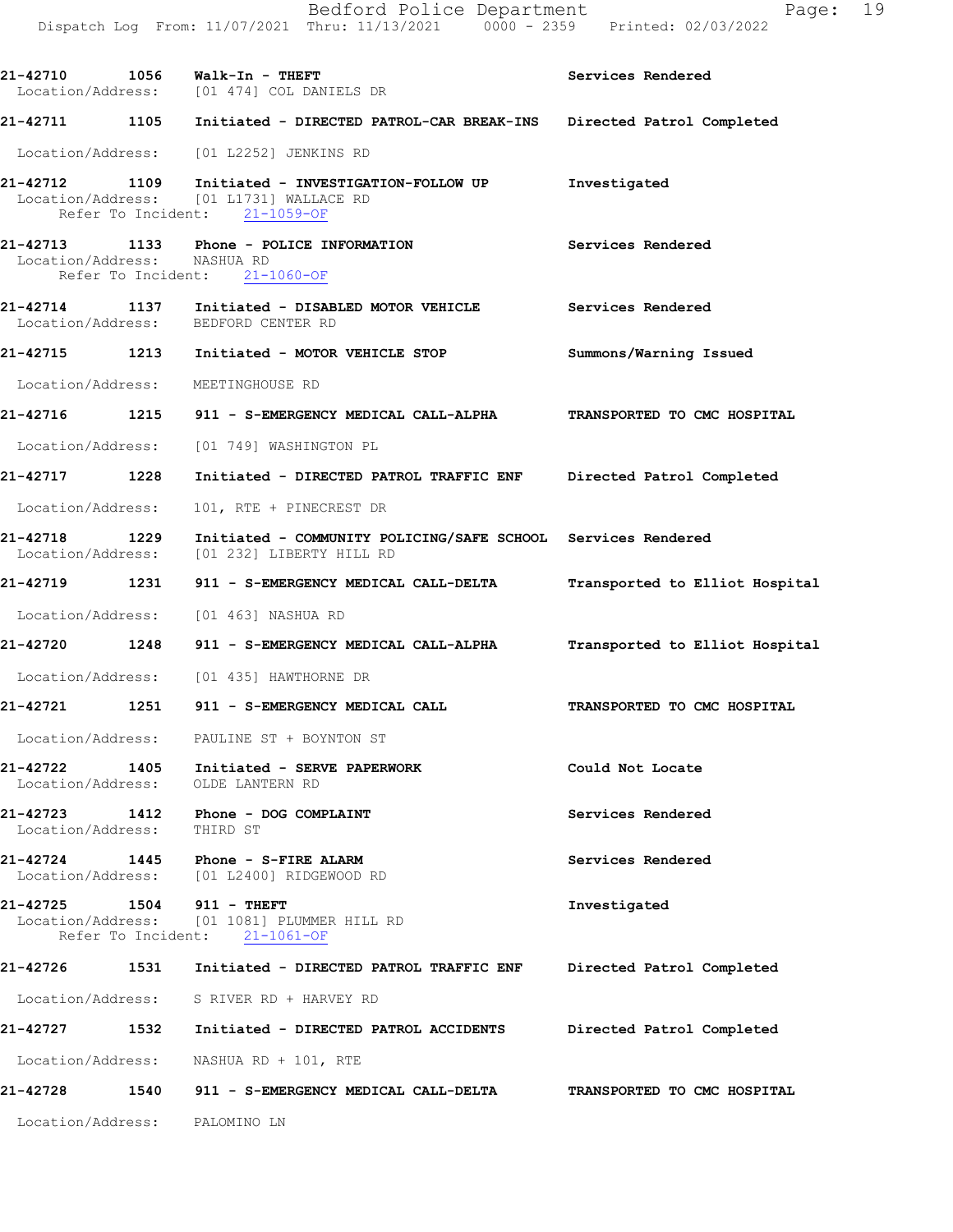| Call Number | Time | Call Reason | Action |
|---|---|---|---|
| 21-42710 | 1056 | Walk-In - THEFT | Services Rendered |
| | | Location/Address: [01 474] COL DANIELS DR | |
| 21-42711 | 1105 | Initiated - DIRECTED PATROL-CAR BREAK-INS | Directed Patrol Completed |
| | | Location/Address: [01 L2252] JENKINS RD | |
| 21-42712 | 1109 | Initiated - INVESTIGATION-FOLLOW UP | Investigated |
| | | Location/Address: [01 L1731] WALLACE RD | |
| | | Refer To Incident: 21-1059-OF | |
| 21-42713 | 1133 | Phone - POLICE INFORMATION | Services Rendered |
| | | Location/Address: NASHUA RD | |
| | | Refer To Incident: 21-1060-OF | |
| 21-42714 | 1137 | Initiated - DISABLED MOTOR VEHICLE | Services Rendered |
| | | Location/Address: BEDFORD CENTER RD | |
| 21-42715 | 1213 | Initiated - MOTOR VEHICLE STOP | Summons/Warning Issued |
| | | Location/Address: MEETINGHOUSE RD | |
| 21-42716 | 1215 | 911 - S-EMERGENCY MEDICAL CALL-ALPHA | TRANSPORTED TO CMC HOSPITAL |
| | | Location/Address: [01 749] WASHINGTON PL | |
| 21-42717 | 1228 | Initiated - DIRECTED PATROL TRAFFIC ENF | Directed Patrol Completed |
| | | Location/Address: 101, RTE + PINECREST DR | |
| 21-42718 | 1229 | Initiated - COMMUNITY POLICING/SAFE SCHOOL | Services Rendered |
| | | Location/Address: [01 232] LIBERTY HILL RD | |
| 21-42719 | 1231 | 911 - S-EMERGENCY MEDICAL CALL-DELTA | Transported to Elliot Hospital |
| | | Location/Address: [01 463] NASHUA RD | |
| 21-42720 | 1248 | 911 - S-EMERGENCY MEDICAL CALL-ALPHA | Transported to Elliot Hospital |
| | | Location/Address: [01 435] HAWTHORNE DR | |
| 21-42721 | 1251 | 911 - S-EMERGENCY MEDICAL CALL | TRANSPORTED TO CMC HOSPITAL |
| | | Location/Address: PAULINE ST + BOYNTON ST | |
| 21-42722 | 1405 | Initiated - SERVE PAPERWORK | Could Not Locate |
| | | Location/Address: OLDE LANTERN RD | |
| 21-42723 | 1412 | Phone - DOG COMPLAINT | Services Rendered |
| | | Location/Address: THIRD ST | |
| 21-42724 | 1445 | Phone - S-FIRE ALARM | Services Rendered |
| | | Location/Address: [01 L2400] RIDGEWOOD RD | |
| 21-42725 | 1504 | 911 - THEFT | Investigated |
| | | Location/Address: [01 1081] PLUMMER HILL RD | |
| | | Refer To Incident: 21-1061-OF | |
| 21-42726 | 1531 | Initiated - DIRECTED PATROL TRAFFIC ENF | Directed Patrol Completed |
| | | Location/Address: S RIVER RD + HARVEY RD | |
| 21-42727 | 1532 | Initiated - DIRECTED PATROL ACCIDENTS | Directed Patrol Completed |
| | | Location/Address: NASHUA RD + 101, RTE | |
| 21-42728 | 1540 | 911 - S-EMERGENCY MEDICAL CALL-DELTA | TRANSPORTED TO CMC HOSPITAL |
| | | Location/Address: PALOMINO LN | |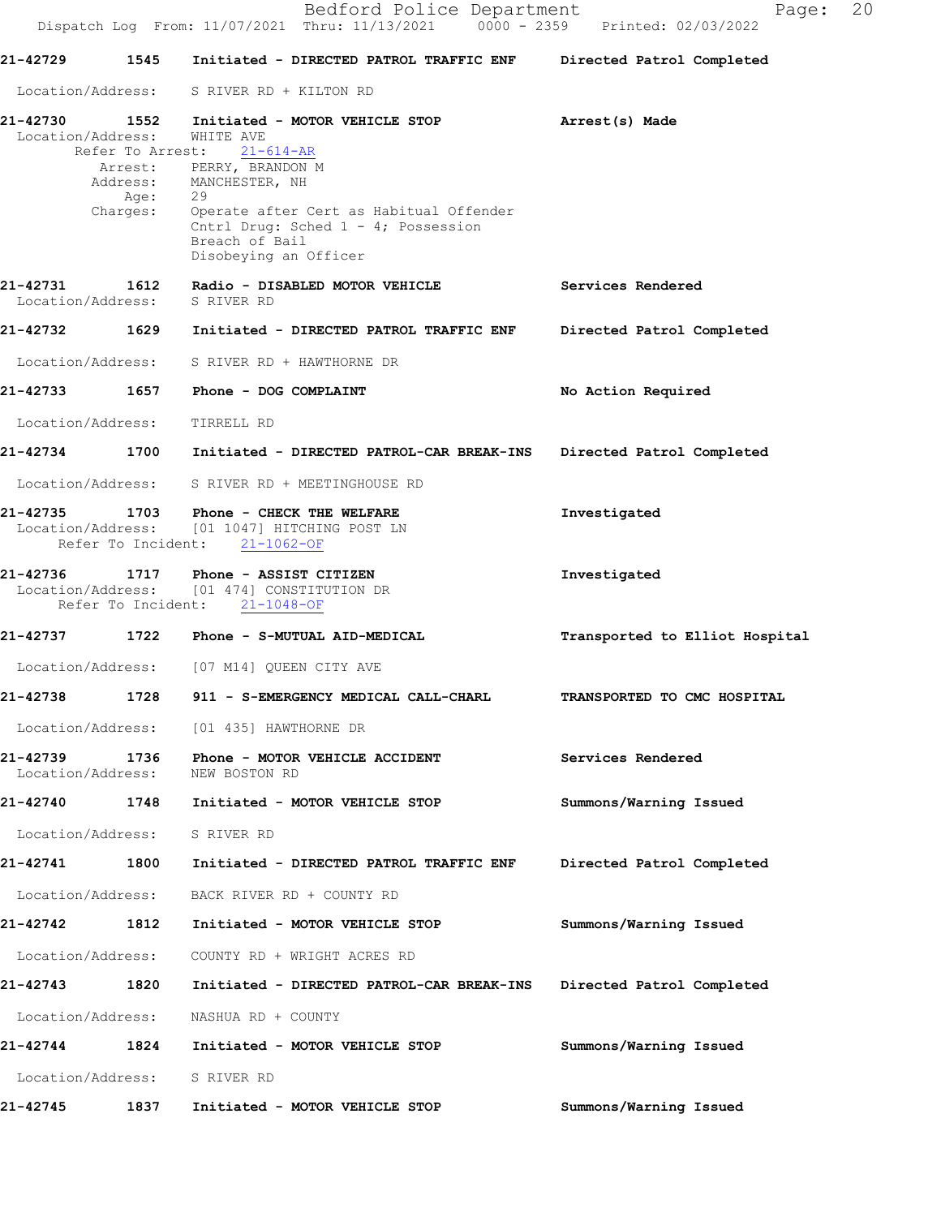21-42729 1545 Initiated - DIRECTED PATROL TRAFFIC ENF Directed Patrol Completed

Location/Address: S RIVER RD + KILTON RD

21-42730 1552 Initiated - MOTOR VEHICLE STOP Arrest(s) Made
Location/Address: WHITE AVE
Refer To Arrest: 21-614-AR
Arrest: PERRY, BRANDON M
Address: MANCHESTER, NH
Age: 29
Charges: Operate after Cert as Habitual Offender
Cntrl Drug: Sched 1 - 4; Possession
Breach of Bail
Disobeying an Officer

21-42731 1612 Radio - DISABLED MOTOR VEHICLE Services Rendered
Location/Address: S RIVER RD

21-42732 1629 Initiated - DIRECTED PATROL TRAFFIC ENF Directed Patrol Completed

Location/Address: S RIVER RD + HAWTHORNE DR

21-42733 1657 Phone - DOG COMPLAINT No Action Required

Location/Address: TIRRELL RD

21-42734 1700 Initiated - DIRECTED PATROL-CAR BREAK-INS Directed Patrol Completed

Location/Address: S RIVER RD + MEETINGHOUSE RD

21-42735 1703 Phone - CHECK THE WELFARE Investigated
Location/Address: [01 1047] HITCHING POST LN
Refer To Incident: 21-1062-OF

21-42736 1717 Phone - ASSIST CITIZEN Investigated
Location/Address: [01 474] CONSTITUTION DR
Refer To Incident: 21-1048-OF

21-42737 1722 Phone - S-MUTUAL AID-MEDICAL Transported to Elliot Hospital

Location/Address: [07 M14] QUEEN CITY AVE

21-42738 1728 911 - S-EMERGENCY MEDICAL CALL-CHARL TRANSPORTED TO CMC HOSPITAL

Location/Address: [01 435] HAWTHORNE DR

21-42739 1736 Phone - MOTOR VEHICLE ACCIDENT Services Rendered
Location/Address: NEW BOSTON RD

21-42740 1748 Initiated - MOTOR VEHICLE STOP Summons/Warning Issued

Location/Address: S RIVER RD

21-42741 1800 Initiated - DIRECTED PATROL TRAFFIC ENF Directed Patrol Completed

Location/Address: BACK RIVER RD + COUNTY RD

21-42742 1812 Initiated - MOTOR VEHICLE STOP Summons/Warning Issued

Location/Address: COUNTY RD + WRIGHT ACRES RD

21-42743 1820 Initiated - DIRECTED PATROL-CAR BREAK-INS Directed Patrol Completed

Location/Address: NASHUA RD + COUNTY

21-42744 1824 Initiated - MOTOR VEHICLE STOP Summons/Warning Issued

Location/Address: S RIVER RD

21-42745 1837 Initiated - MOTOR VEHICLE STOP Summons/Warning Issued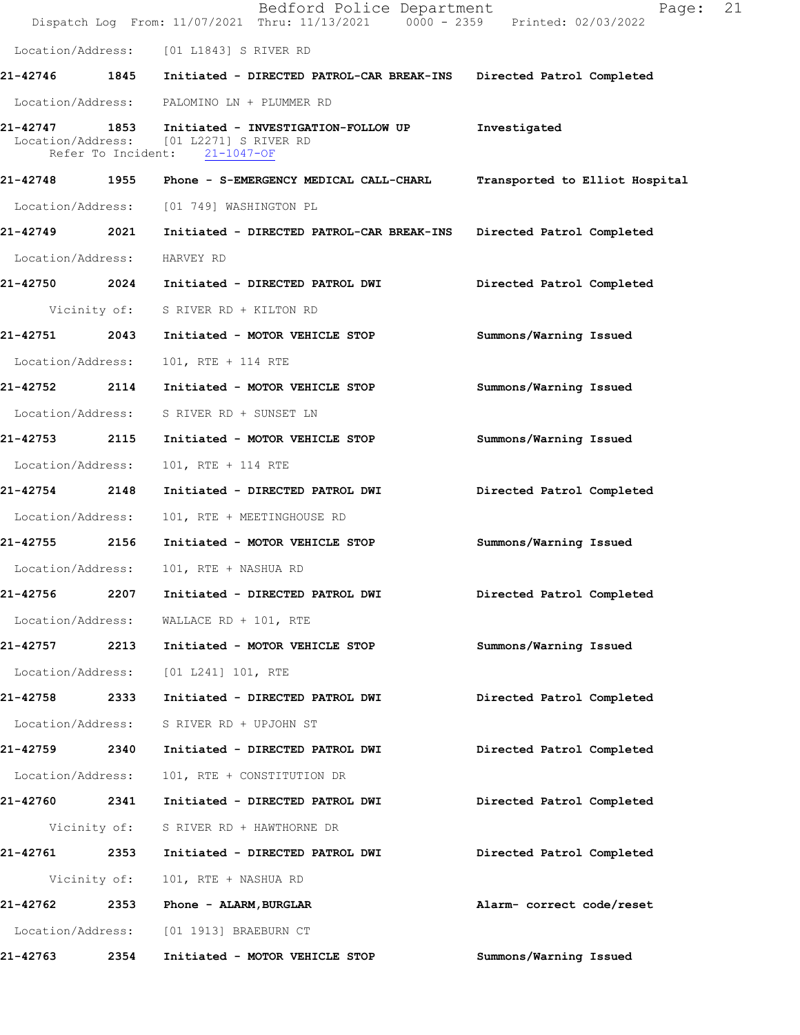Location/Address: [01 L1843] S RIVER RD

**21-42746 1845 Initiated - DIRECTED PATROL-CAR BREAK-INS Directed Patrol Completed**

Location/Address: PALOMINO LN + PLUMMER RD

**21-42747 1853 Initiated - INVESTIGATION-FOLLOW UP Investigated**
Location/Address: [01 L2271] S RIVER RD
Refer To Incident: 21-1047-OF

**21-42748 1955 Phone - S-EMERGENCY MEDICAL CALL-CHARL Transported to Elliot Hospital**

Location/Address: [01 749] WASHINGTON PL

**21-42749 2021 Initiated - DIRECTED PATROL-CAR BREAK-INS Directed Patrol Completed**

Location/Address: HARVEY RD

**21-42750 2024 Initiated - DIRECTED PATROL DWI Directed Patrol Completed**

Vicinity of: S RIVER RD + KILTON RD

**21-42751 2043 Initiated - MOTOR VEHICLE STOP Summons/Warning Issued**

Location/Address: 101, RTE + 114 RTE

**21-42752 2114 Initiated - MOTOR VEHICLE STOP Summons/Warning Issued**

Location/Address: S RIVER RD + SUNSET LN

**21-42753 2115 Initiated - MOTOR VEHICLE STOP Summons/Warning Issued**

Location/Address: 101, RTE + 114 RTE

**21-42754 2148 Initiated - DIRECTED PATROL DWI Directed Patrol Completed**

Location/Address: 101, RTE + MEETINGHOUSE RD

**21-42755 2156 Initiated - MOTOR VEHICLE STOP Summons/Warning Issued**

Location/Address: 101, RTE + NASHUA RD

**21-42756 2207 Initiated - DIRECTED PATROL DWI Directed Patrol Completed**

Location/Address: WALLACE RD + 101, RTE

**21-42757 2213 Initiated - MOTOR VEHICLE STOP Summons/Warning Issued**

Location/Address: [01 L241] 101, RTE

**21-42758 2333 Initiated - DIRECTED PATROL DWI Directed Patrol Completed**

Location/Address: S RIVER RD + UPJOHN ST

**21-42759 2340 Initiated - DIRECTED PATROL DWI Directed Patrol Completed**

Location/Address: 101, RTE + CONSTITUTION DR

**21-42760 2341 Initiated - DIRECTED PATROL DWI Directed Patrol Completed**

Vicinity of: S RIVER RD + HAWTHORNE DR

**21-42761 2353 Initiated - DIRECTED PATROL DWI Directed Patrol Completed**

Vicinity of: 101, RTE + NASHUA RD

**21-42762 2353 Phone - ALARM,BURGLAR Alarm- correct code/reset**

Location/Address: [01 1913] BRAEBURN CT

**21-42763 2354 Initiated - MOTOR VEHICLE STOP Summons/Warning Issued**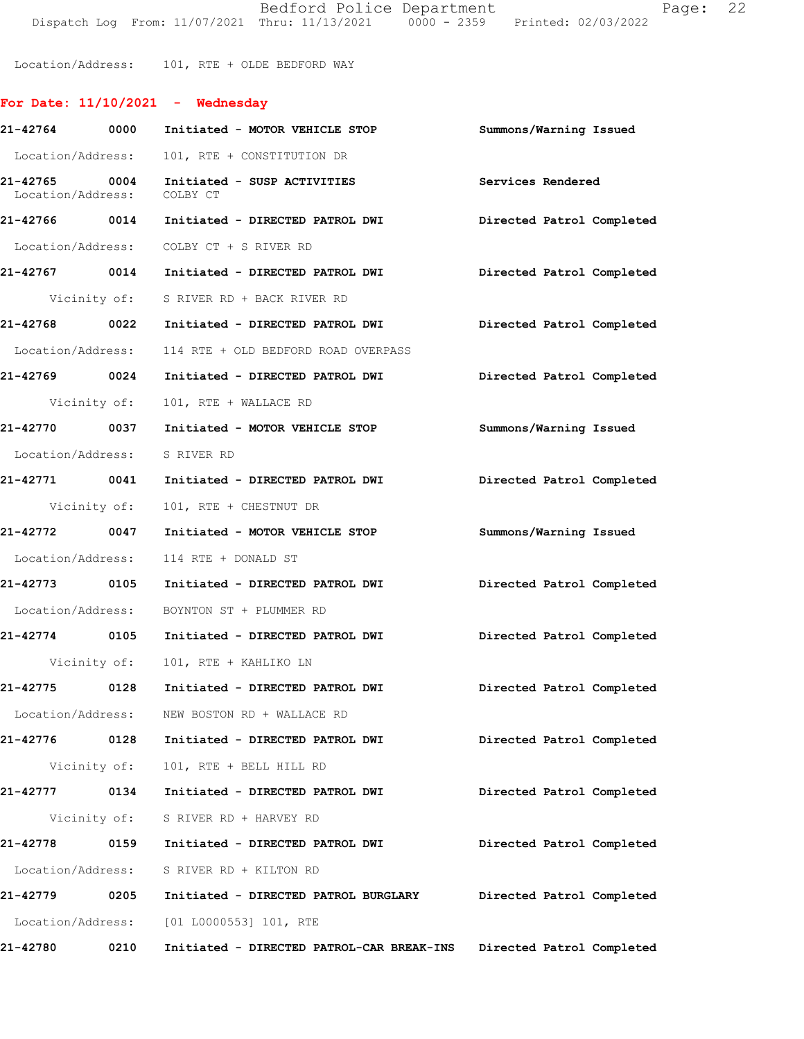Location/Address: 101, RTE + OLDE BEDFORD WAY

## For Date: 11/10/2021 - Wednesday

**21-42764 0000 Initiated - MOTOR VEHICLE STOP** Summons/Warning Issued
Location/Address: 101, RTE + CONSTITUTION DR

**21-42765 0004 Initiated - SUSP ACTIVITIES** Services Rendered
Location/Address: COLBY CT

**21-42766 0014 Initiated - DIRECTED PATROL DWI** Directed Patrol Completed
Location/Address: COLBY CT + S RIVER RD

**21-42767 0014 Initiated - DIRECTED PATROL DWI** Directed Patrol Completed
Vicinity of: S RIVER RD + BACK RIVER RD

**21-42768 0022 Initiated - DIRECTED PATROL DWI** Directed Patrol Completed
Location/Address: 114 RTE + OLD BEDFORD ROAD OVERPASS

**21-42769 0024 Initiated - DIRECTED PATROL DWI** Directed Patrol Completed
Vicinity of: 101, RTE + WALLACE RD

**21-42770 0037 Initiated - MOTOR VEHICLE STOP** Summons/Warning Issued
Location/Address: S RIVER RD

**21-42771 0041 Initiated - DIRECTED PATROL DWI** Directed Patrol Completed
Vicinity of: 101, RTE + CHESTNUT DR

**21-42772 0047 Initiated - MOTOR VEHICLE STOP** Summons/Warning Issued
Location/Address: 114 RTE + DONALD ST

**21-42773 0105 Initiated - DIRECTED PATROL DWI** Directed Patrol Completed
Location/Address: BOYNTON ST + PLUMMER RD

**21-42774 0105 Initiated - DIRECTED PATROL DWI** Directed Patrol Completed
Vicinity of: 101, RTE + KAHLIKO LN

**21-42775 0128 Initiated - DIRECTED PATROL DWI** Directed Patrol Completed
Location/Address: NEW BOSTON RD + WALLACE RD

**21-42776 0128 Initiated - DIRECTED PATROL DWI** Directed Patrol Completed
Vicinity of: 101, RTE + BELL HILL RD

**21-42777 0134 Initiated - DIRECTED PATROL DWI** Directed Patrol Completed
Vicinity of: S RIVER RD + HARVEY RD

**21-42778 0159 Initiated - DIRECTED PATROL DWI** Directed Patrol Completed
Location/Address: S RIVER RD + KILTON RD

**21-42779 0205 Initiated - DIRECTED PATROL BURGLARY** Directed Patrol Completed
Location/Address: [01 L0000553] 101, RTE

**21-42780 0210 Initiated - DIRECTED PATROL-CAR BREAK-INS** Directed Patrol Completed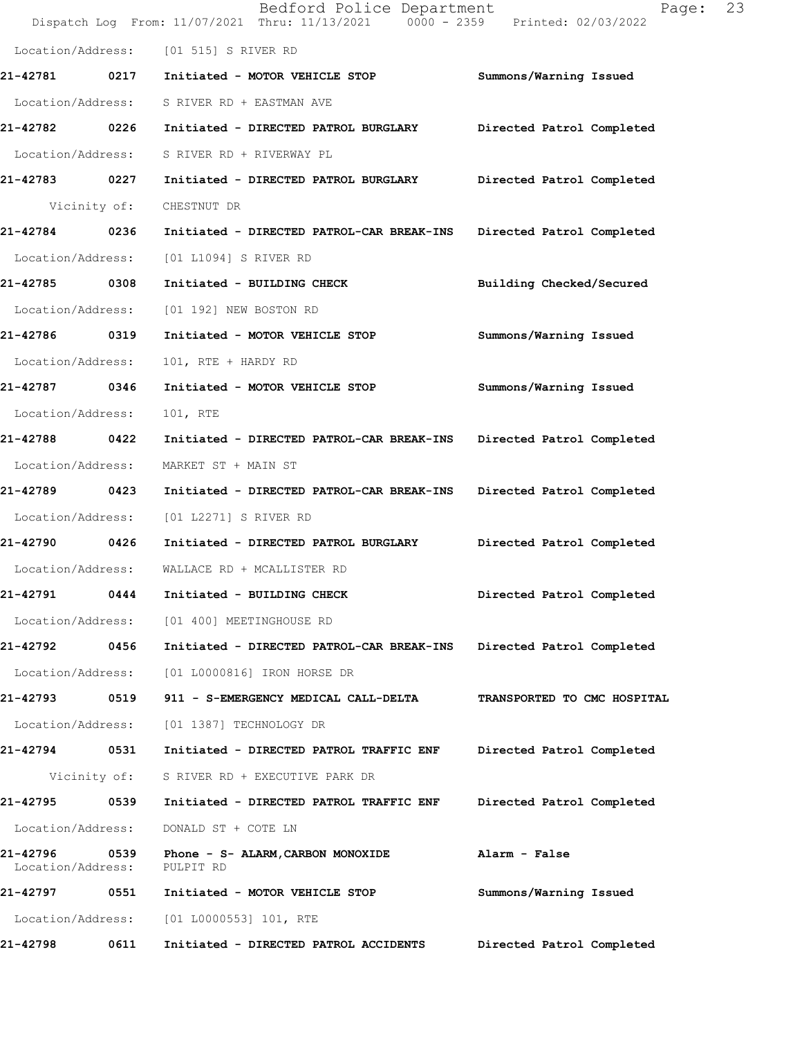Location/Address: [01 515] S RIVER RD

**21-42781 0217 Initiated - MOTOR VEHICLE STOP** Summons/Warning Issued

Location/Address: S RIVER RD + EASTMAN AVE

**21-42782 0226 Initiated - DIRECTED PATROL BURGLARY** Directed Patrol Completed

Location/Address: S RIVER RD + RIVERWAY PL

**21-42783 0227 Initiated - DIRECTED PATROL BURGLARY** Directed Patrol Completed

Vicinity of: CHESTNUT DR

**21-42784 0236 Initiated - DIRECTED PATROL-CAR BREAK-INS** Directed Patrol Completed

Location/Address: [01 L1094] S RIVER RD

**21-42785 0308 Initiated - BUILDING CHECK** Building Checked/Secured

Location/Address: [01 192] NEW BOSTON RD

**21-42786 0319 Initiated - MOTOR VEHICLE STOP** Summons/Warning Issued

Location/Address: 101, RTE + HARDY RD

**21-42787 0346 Initiated - MOTOR VEHICLE STOP** Summons/Warning Issued

Location/Address: 101, RTE

**21-42788 0422 Initiated - DIRECTED PATROL-CAR BREAK-INS** Directed Patrol Completed

Location/Address: MARKET ST + MAIN ST

**21-42789 0423 Initiated - DIRECTED PATROL-CAR BREAK-INS** Directed Patrol Completed

Location/Address: [01 L2271] S RIVER RD

**21-42790 0426 Initiated - DIRECTED PATROL BURGLARY** Directed Patrol Completed

Location/Address: WALLACE RD + MCALLISTER RD

**21-42791 0444 Initiated - BUILDING CHECK** Directed Patrol Completed

Location/Address: [01 400] MEETINGHOUSE RD

**21-42792 0456 Initiated - DIRECTED PATROL-CAR BREAK-INS** Directed Patrol Completed

Location/Address: [01 L0000816] IRON HORSE DR

**21-42793 0519 911 - S-EMERGENCY MEDICAL CALL-DELTA** TRANSPORTED TO CMC HOSPITAL

Location/Address: [01 1387] TECHNOLOGY DR

**21-42794 0531 Initiated - DIRECTED PATROL TRAFFIC ENF** Directed Patrol Completed

Vicinity of: S RIVER RD + EXECUTIVE PARK DR

**21-42795 0539 Initiated - DIRECTED PATROL TRAFFIC ENF** Directed Patrol Completed

Location/Address: DONALD ST + COTE LN

**21-42796 0539 Phone - S- ALARM,CARBON MONOXIDE** Alarm - False

Location/Address: PULPIT RD

**21-42797 0551 Initiated - MOTOR VEHICLE STOP** Summons/Warning Issued

Location/Address: [01 L0000553] 101, RTE

**21-42798 0611 Initiated - DIRECTED PATROL ACCIDENTS** Directed Patrol Completed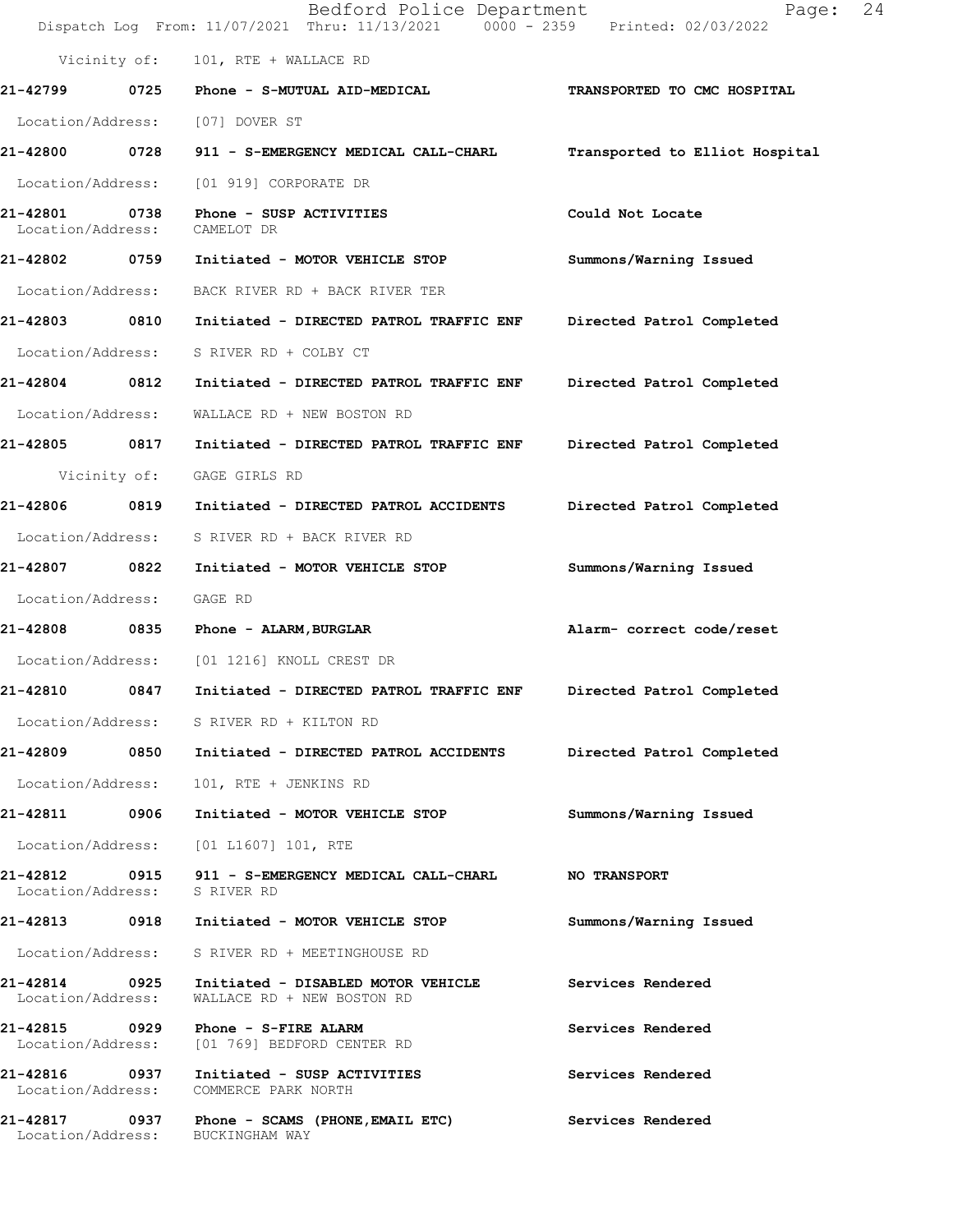Vicinity of: 101, RTE + WALLACE RD

**21-42799 0725 Phone - S-MUTUAL AID-MEDICAL** **TRANSPORTED TO CMC HOSPITAL**

Location/Address: [07] DOVER ST

**21-42800 0728 911 - S-EMERGENCY MEDICAL CALL-CHARL** **Transported to Elliot Hospital**

Location/Address: [01 919] CORPORATE DR

**21-42801 0738 Phone - SUSP ACTIVITIES** **Could Not Locate**
Location/Address: CAMELOT DR

**21-42802 0759 Initiated - MOTOR VEHICLE STOP** **Summons/Warning Issued**

Location/Address: BACK RIVER RD + BACK RIVER TER

**21-42803 0810 Initiated - DIRECTED PATROL TRAFFIC ENF** **Directed Patrol Completed**

Location/Address: S RIVER RD + COLBY CT

**21-42804 0812 Initiated - DIRECTED PATROL TRAFFIC ENF** **Directed Patrol Completed**

Location/Address: WALLACE RD + NEW BOSTON RD

**21-42805 0817 Initiated - DIRECTED PATROL TRAFFIC ENF** **Directed Patrol Completed**

Vicinity of: GAGE GIRLS RD

**21-42806 0819 Initiated - DIRECTED PATROL ACCIDENTS** **Directed Patrol Completed**

Location/Address: S RIVER RD + BACK RIVER RD

**21-42807 0822 Initiated - MOTOR VEHICLE STOP** **Summons/Warning Issued**

Location/Address: GAGE RD

**21-42808 0835 Phone - ALARM,BURGLAR** **Alarm- correct code/reset**

Location/Address: [01 1216] KNOLL CREST DR

**21-42810 0847 Initiated - DIRECTED PATROL TRAFFIC ENF** **Directed Patrol Completed**

Location/Address: S RIVER RD + KILTON RD

**21-42809 0850 Initiated - DIRECTED PATROL ACCIDENTS** **Directed Patrol Completed**

Location/Address: 101, RTE + JENKINS RD

**21-42811 0906 Initiated - MOTOR VEHICLE STOP** **Summons/Warning Issued**

Location/Address: [01 L1607] 101, RTE

**21-42812 0915 911 - S-EMERGENCY MEDICAL CALL-CHARL** **NO TRANSPORT**
Location/Address: S RIVER RD

**21-42813 0918 Initiated - MOTOR VEHICLE STOP** **Summons/Warning Issued**

Location/Address: S RIVER RD + MEETINGHOUSE RD

**21-42814 0925 Initiated - DISABLED MOTOR VEHICLE** **Services Rendered**
Location/Address: WALLACE RD + NEW BOSTON RD

**21-42815 0929 Phone - S-FIRE ALARM** **Services Rendered**
Location/Address: [01 769] BEDFORD CENTER RD

**21-42816 0937 Initiated - SUSP ACTIVITIES** **Services Rendered**
Location/Address: COMMERCE PARK NORTH

**21-42817 0937 Phone - SCAMS (PHONE,EMAIL ETC)** **Services Rendered**
Location/Address: BUCKINGHAM WAY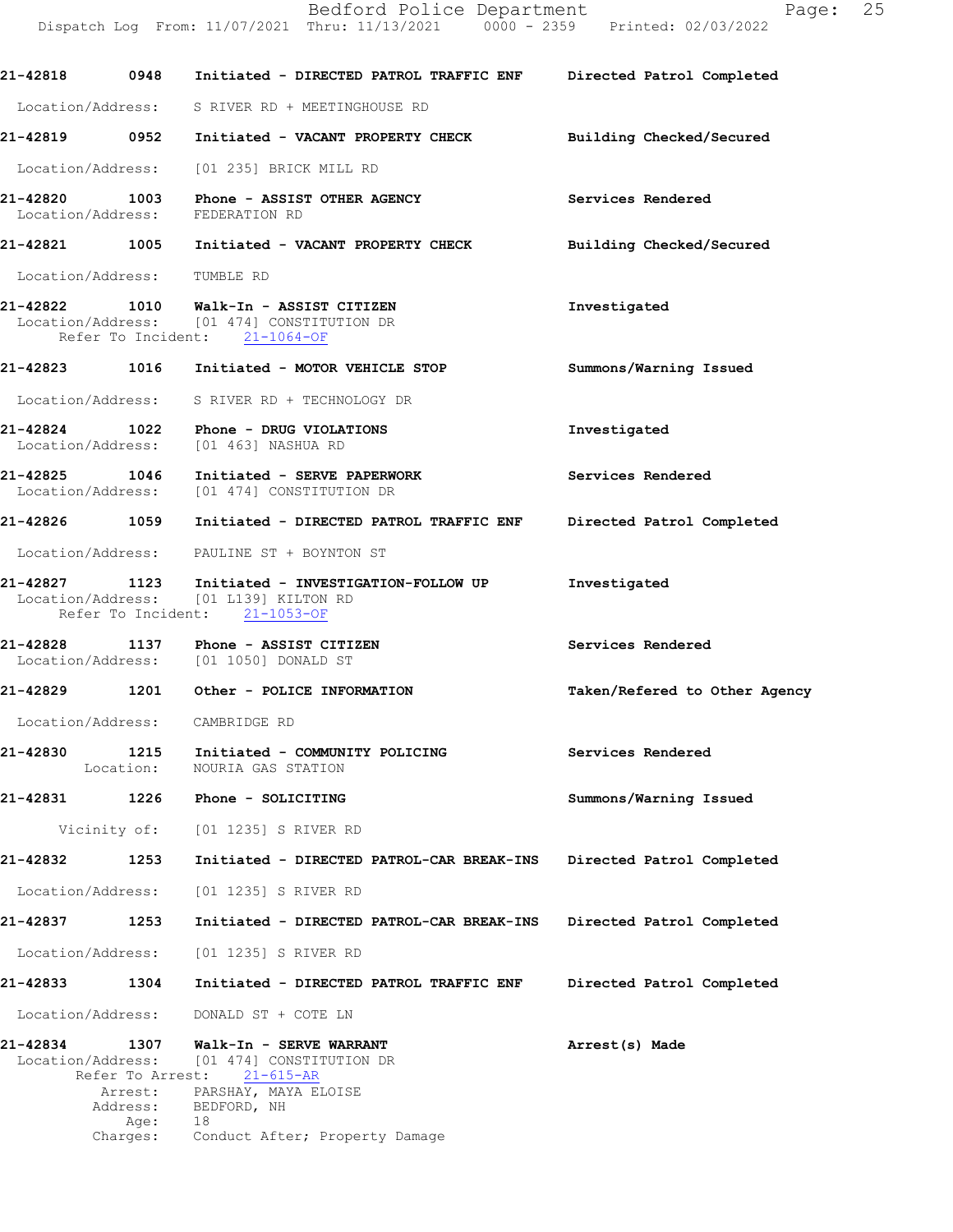21-42818 0948 Initiated - DIRECTED PATROL TRAFFIC ENF Directed Patrol Completed

Location/Address: S RIVER RD + MEETINGHOUSE RD

21-42819 0952 Initiated - VACANT PROPERTY CHECK Building Checked/Secured

Location/Address: [01 235] BRICK MILL RD

21-42820 1003 Phone - ASSIST OTHER AGENCY Services Rendered
Location/Address: FEDERATION RD

21-42821 1005 Initiated - VACANT PROPERTY CHECK Building Checked/Secured

Location/Address: TUMBLE RD

21-42822 1010 Walk-In - ASSIST CITIZEN Investigated
Location/Address: [01 474] CONSTITUTION DR
Refer To Incident: 21-1064-OF

21-42823 1016 Initiated - MOTOR VEHICLE STOP Summons/Warning Issued

Location/Address: S RIVER RD + TECHNOLOGY DR

21-42824 1022 Phone - DRUG VIOLATIONS Investigated
Location/Address: [01 463] NASHUA RD

21-42825 1046 Initiated - SERVE PAPERWORK Services Rendered
Location/Address: [01 474] CONSTITUTION DR

21-42826 1059 Initiated - DIRECTED PATROL TRAFFIC ENF Directed Patrol Completed

Location/Address: PAULINE ST + BOYNTON ST

21-42827 1123 Initiated - INVESTIGATION-FOLLOW UP Investigated
Location/Address: [01 L139] KILTON RD
Refer To Incident: 21-1053-OF

21-42828 1137 Phone - ASSIST CITIZEN Services Rendered
Location/Address: [01 1050] DONALD ST

21-42829 1201 Other - POLICE INFORMATION Taken/Refered to Other Agency

Location/Address: CAMBRIDGE RD

21-42830 1215 Initiated - COMMUNITY POLICING Services Rendered
Location: NOURIA GAS STATION

21-42831 1226 Phone - SOLICITING Summons/Warning Issued

Vicinity of: [01 1235] S RIVER RD

21-42832 1253 Initiated - DIRECTED PATROL-CAR BREAK-INS Directed Patrol Completed

Location/Address: [01 1235] S RIVER RD

21-42837 1253 Initiated - DIRECTED PATROL-CAR BREAK-INS Directed Patrol Completed

Location/Address: [01 1235] S RIVER RD

21-42833 1304 Initiated - DIRECTED PATROL TRAFFIC ENF Directed Patrol Completed

Location/Address: DONALD ST + COTE LN

21-42834 1307 Walk-In - SERVE WARRANT Arrest(s) Made
Location/Address: [01 474] CONSTITUTION DR
Refer To Arrest: 21-615-AR
Arrest: PARSHAY, MAYA ELOISE
Address: BEDFORD, NH
Age: 18
Charges: Conduct After; Property Damage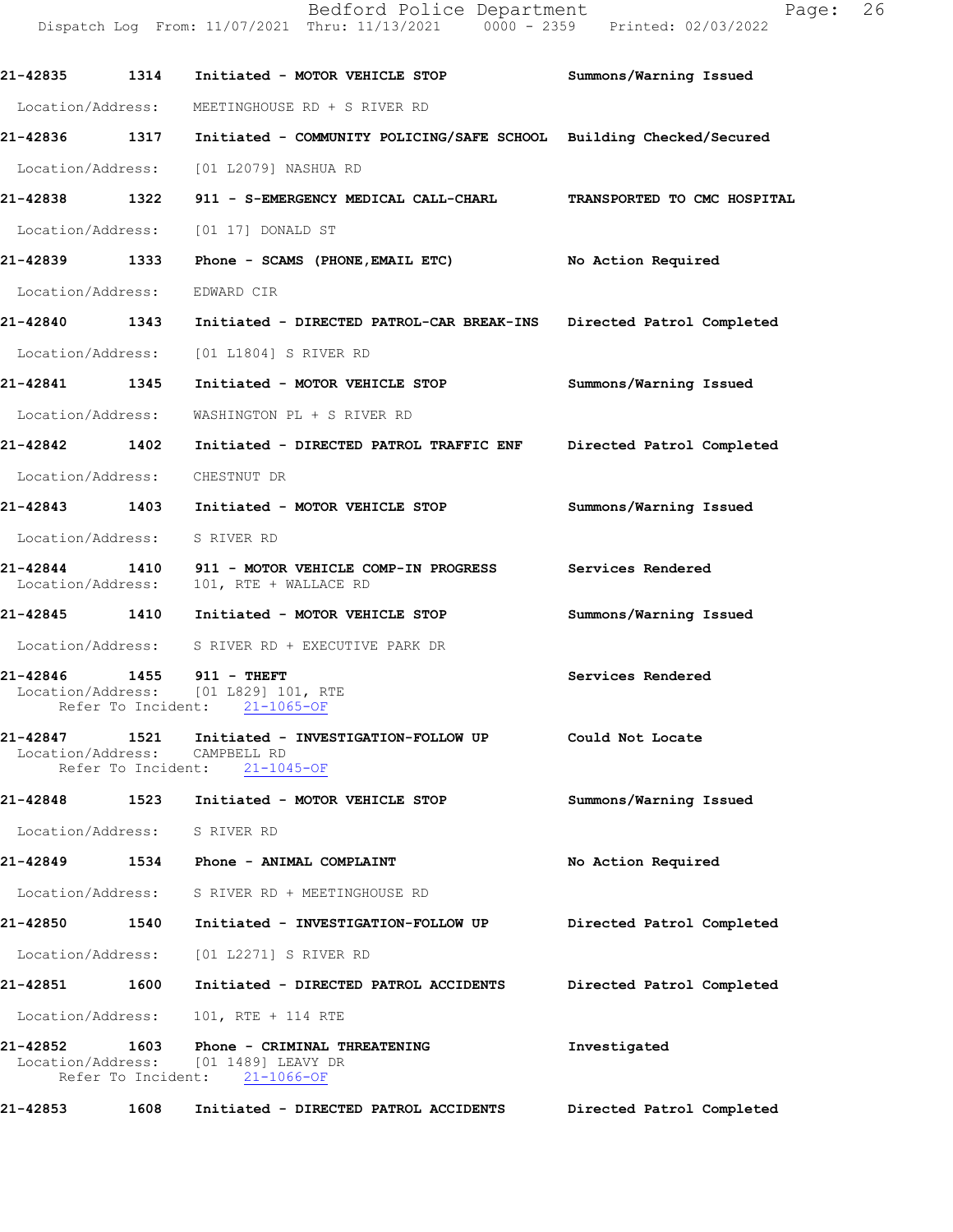21-42835 1314 Initiated - MOTOR VEHICLE STOP — Summons/Warning Issued
Location/Address: MEETINGHOUSE RD + S RIVER RD

21-42836 1317 Initiated - COMMUNITY POLICING/SAFE SCHOOL — Building Checked/Secured
Location/Address: [01 L2079] NASHUA RD

21-42838 1322 911 - S-EMERGENCY MEDICAL CALL-CHARL — TRANSPORTED TO CMC HOSPITAL
Location/Address: [01 17] DONALD ST

21-42839 1333 Phone - SCAMS (PHONE,EMAIL ETC) — No Action Required
Location/Address: EDWARD CIR

21-42840 1343 Initiated - DIRECTED PATROL-CAR BREAK-INS — Directed Patrol Completed
Location/Address: [01 L1804] S RIVER RD

21-42841 1345 Initiated - MOTOR VEHICLE STOP — Summons/Warning Issued
Location/Address: WASHINGTON PL + S RIVER RD

21-42842 1402 Initiated - DIRECTED PATROL TRAFFIC ENF — Directed Patrol Completed
Location/Address: CHESTNUT DR

21-42843 1403 Initiated - MOTOR VEHICLE STOP — Summons/Warning Issued
Location/Address: S RIVER RD

21-42844 1410 911 - MOTOR VEHICLE COMP-IN PROGRESS — Services Rendered
Location/Address: 101, RTE + WALLACE RD

21-42845 1410 Initiated - MOTOR VEHICLE STOP — Summons/Warning Issued
Location/Address: S RIVER RD + EXECUTIVE PARK DR

21-42846 1455 911 - THEFT — Services Rendered
Location/Address: [01 L829] 101, RTE
Refer To Incident: 21-1065-OF

21-42847 1521 Initiated - INVESTIGATION-FOLLOW UP — Could Not Locate
Location/Address: CAMPBELL RD
Refer To Incident: 21-1045-OF

21-42848 1523 Initiated - MOTOR VEHICLE STOP — Summons/Warning Issued
Location/Address: S RIVER RD

21-42849 1534 Phone - ANIMAL COMPLAINT — No Action Required
Location/Address: S RIVER RD + MEETINGHOUSE RD

21-42850 1540 Initiated - INVESTIGATION-FOLLOW UP — Directed Patrol Completed
Location/Address: [01 L2271] S RIVER RD

21-42851 1600 Initiated - DIRECTED PATROL ACCIDENTS — Directed Patrol Completed
Location/Address: 101, RTE + 114 RTE

21-42852 1603 Phone - CRIMINAL THREATENING — Investigated
Location/Address: [01 1489] LEAVY DR
Refer To Incident: 21-1066-OF

21-42853 1608 Initiated - DIRECTED PATROL ACCIDENTS — Directed Patrol Completed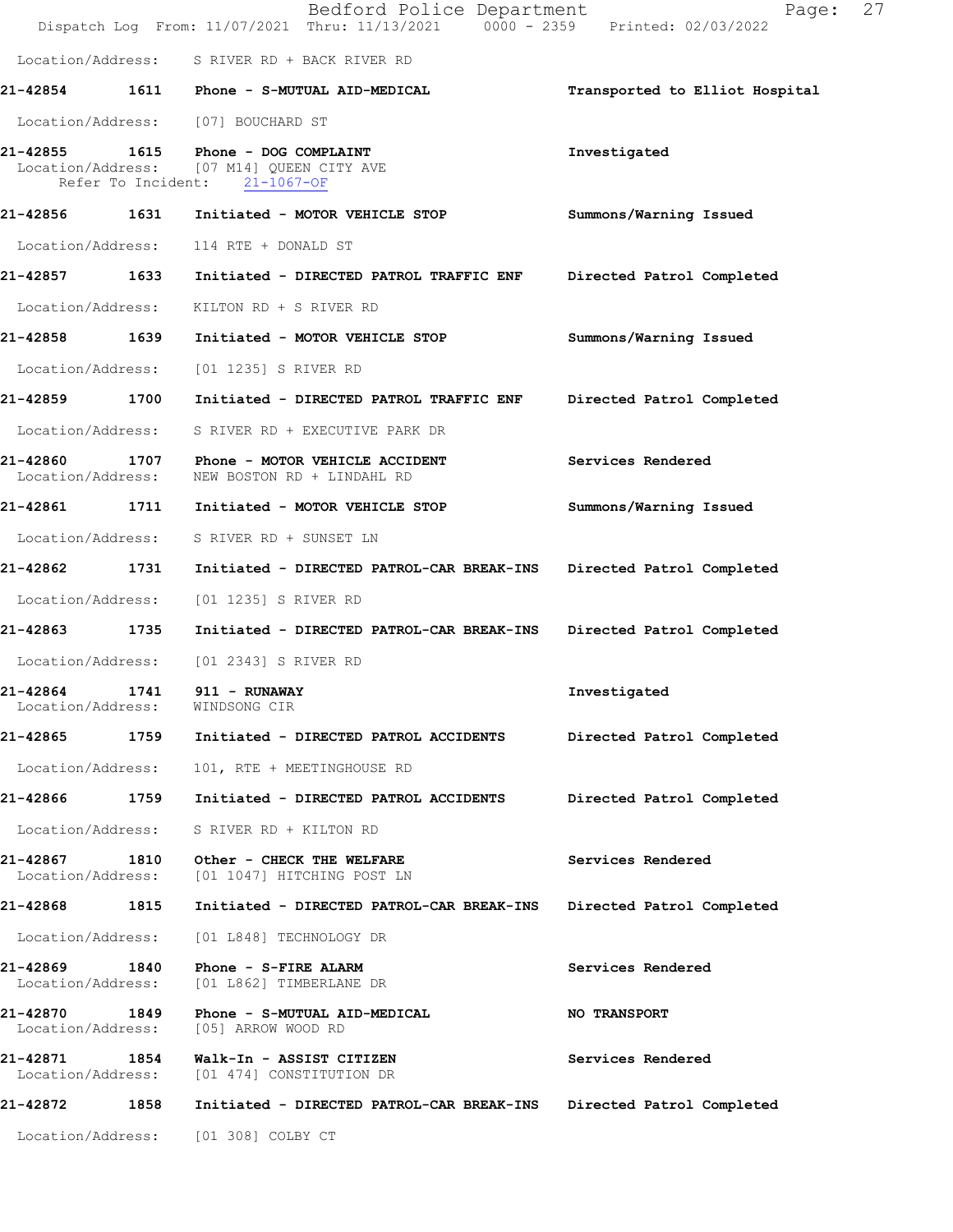Location/Address: S RIVER RD + BACK RIVER RD

**21-42854 1611 Phone - S-MUTUAL AID-MEDICAL** Transported to Elliot Hospital

Location/Address: [07] BOUCHARD ST

**21-42855 1615 Phone - DOG COMPLAINT** Investigated
Location/Address: [07 M14] QUEEN CITY AVE
Refer To Incident: 21-1067-OF

**21-42856 1631 Initiated - MOTOR VEHICLE STOP** Summons/Warning Issued

Location/Address: 114 RTE + DONALD ST

**21-42857 1633 Initiated - DIRECTED PATROL TRAFFIC ENF** Directed Patrol Completed

Location/Address: KILTON RD + S RIVER RD

**21-42858 1639 Initiated - MOTOR VEHICLE STOP** Summons/Warning Issued

Location/Address: [01 1235] S RIVER RD

**21-42859 1700 Initiated - DIRECTED PATROL TRAFFIC ENF** Directed Patrol Completed

Location/Address: S RIVER RD + EXECUTIVE PARK DR

**21-42860 1707 Phone - MOTOR VEHICLE ACCIDENT** Services Rendered
Location/Address: NEW BOSTON RD + LINDAHL RD

**21-42861 1711 Initiated - MOTOR VEHICLE STOP** Summons/Warning Issued

Location/Address: S RIVER RD + SUNSET LN

**21-42862 1731 Initiated - DIRECTED PATROL-CAR BREAK-INS** Directed Patrol Completed

Location/Address: [01 1235] S RIVER RD

**21-42863 1735 Initiated - DIRECTED PATROL-CAR BREAK-INS** Directed Patrol Completed

Location/Address: [01 2343] S RIVER RD

**21-42864 1741 911 - RUNAWAY** Investigated
Location/Address: WINDSONG CIR

**21-42865 1759 Initiated - DIRECTED PATROL ACCIDENTS** Directed Patrol Completed

Location/Address: 101, RTE + MEETINGHOUSE RD

**21-42866 1759 Initiated - DIRECTED PATROL ACCIDENTS** Directed Patrol Completed

Location/Address: S RIVER RD + KILTON RD

**21-42867 1810 Other - CHECK THE WELFARE** Services Rendered
Location/Address: [01 1047] HITCHING POST LN

**21-42868 1815 Initiated - DIRECTED PATROL-CAR BREAK-INS** Directed Patrol Completed

Location/Address: [01 L848] TECHNOLOGY DR

**21-42869 1840 Phone - S-FIRE ALARM** Services Rendered
Location/Address: [01 L862] TIMBERLANE DR

**21-42870 1849 Phone - S-MUTUAL AID-MEDICAL** NO TRANSPORT
Location/Address: [05] ARROW WOOD RD

**21-42871 1854 Walk-In - ASSIST CITIZEN** Services Rendered
Location/Address: [01 474] CONSTITUTION DR

**21-42872 1858 Initiated - DIRECTED PATROL-CAR BREAK-INS** Directed Patrol Completed

Location/Address: [01 308] COLBY CT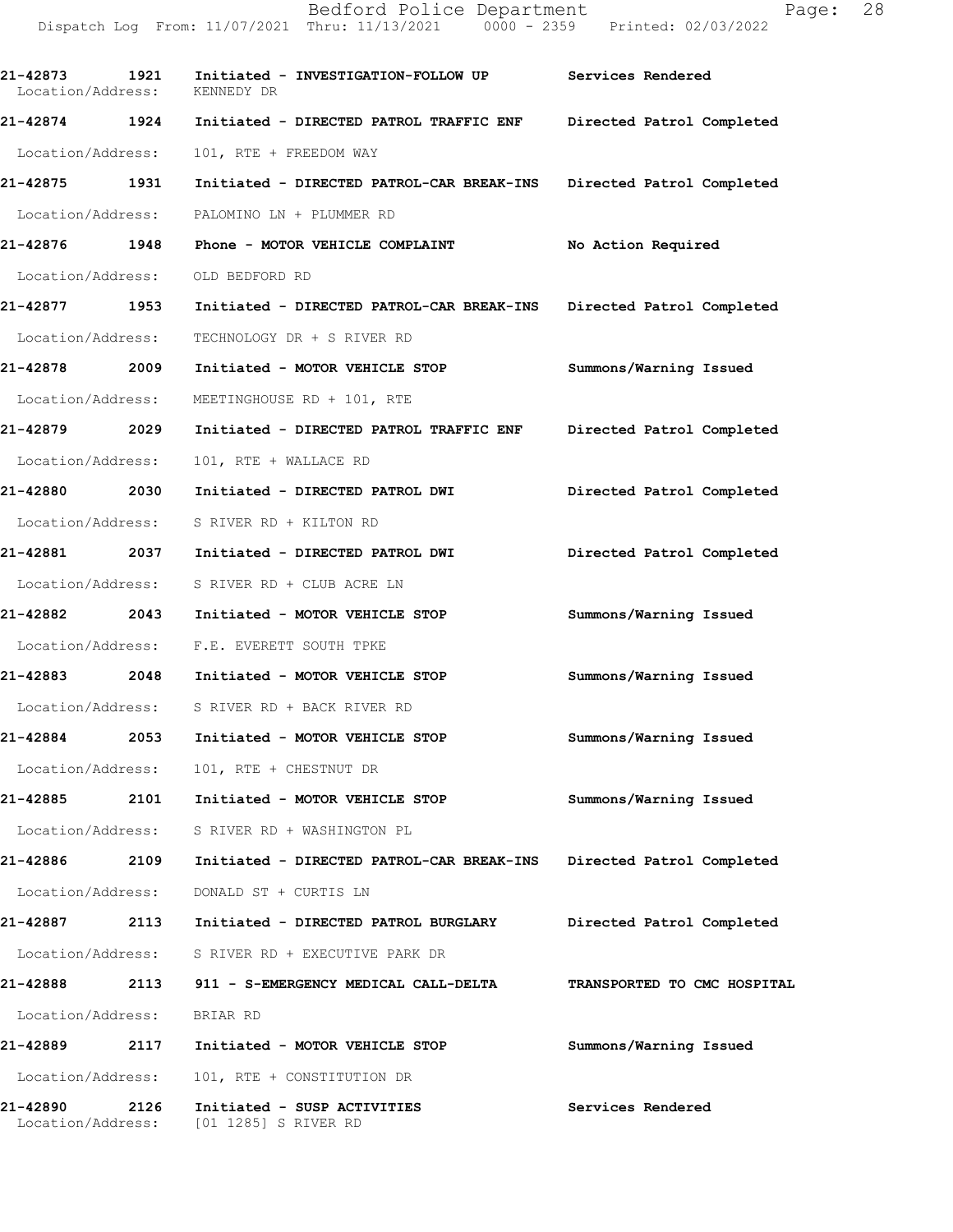| Call Number | Time | Call Reason | Action |
|---|---|---|---|
| 21-42873 | 1921 | Initiated - INVESTIGATION-FOLLOW UP | Services Rendered |
| Location/Address: | | KENNEDY DR | |
| 21-42874 | 1924 | Initiated - DIRECTED PATROL TRAFFIC ENF | Directed Patrol Completed |
| Location/Address: | | 101, RTE + FREEDOM WAY | |
| 21-42875 | 1931 | Initiated - DIRECTED PATROL-CAR BREAK-INS | Directed Patrol Completed |
| Location/Address: | | PALOMINO LN + PLUMMER RD | |
| 21-42876 | 1948 | Phone - MOTOR VEHICLE COMPLAINT | No Action Required |
| Location/Address: | | OLD BEDFORD RD | |
| 21-42877 | 1953 | Initiated - DIRECTED PATROL-CAR BREAK-INS | Directed Patrol Completed |
| Location/Address: | | TECHNOLOGY DR + S RIVER RD | |
| 21-42878 | 2009 | Initiated - MOTOR VEHICLE STOP | Summons/Warning Issued |
| Location/Address: | | MEETINGHOUSE RD + 101, RTE | |
| 21-42879 | 2029 | Initiated - DIRECTED PATROL TRAFFIC ENF | Directed Patrol Completed |
| Location/Address: | | 101, RTE + WALLACE RD | |
| 21-42880 | 2030 | Initiated - DIRECTED PATROL DWI | Directed Patrol Completed |
| Location/Address: | | S RIVER RD + KILTON RD | |
| 21-42881 | 2037 | Initiated - DIRECTED PATROL DWI | Directed Patrol Completed |
| Location/Address: | | S RIVER RD + CLUB ACRE LN | |
| 21-42882 | 2043 | Initiated - MOTOR VEHICLE STOP | Summons/Warning Issued |
| Location/Address: | | F.E. EVERETT SOUTH TPKE | |
| 21-42883 | 2048 | Initiated - MOTOR VEHICLE STOP | Summons/Warning Issued |
| Location/Address: | | S RIVER RD + BACK RIVER RD | |
| 21-42884 | 2053 | Initiated - MOTOR VEHICLE STOP | Summons/Warning Issued |
| Location/Address: | | 101, RTE + CHESTNUT DR | |
| 21-42885 | 2101 | Initiated - MOTOR VEHICLE STOP | Summons/Warning Issued |
| Location/Address: | | S RIVER RD + WASHINGTON PL | |
| 21-42886 | 2109 | Initiated - DIRECTED PATROL-CAR BREAK-INS | Directed Patrol Completed |
| Location/Address: | | DONALD ST + CURTIS LN | |
| 21-42887 | 2113 | Initiated - DIRECTED PATROL BURGLARY | Directed Patrol Completed |
| Location/Address: | | S RIVER RD + EXECUTIVE PARK DR | |
| 21-42888 | 2113 | 911 - S-EMERGENCY MEDICAL CALL-DELTA | TRANSPORTED TO CMC HOSPITAL |
| Location/Address: | | BRIAR RD | |
| 21-42889 | 2117 | Initiated - MOTOR VEHICLE STOP | Summons/Warning Issued |
| Location/Address: | | 101, RTE + CONSTITUTION DR | |
| 21-42890 | 2126 | Initiated - SUSP ACTIVITIES | Services Rendered |
| Location/Address: | | [01 1285] S RIVER RD | |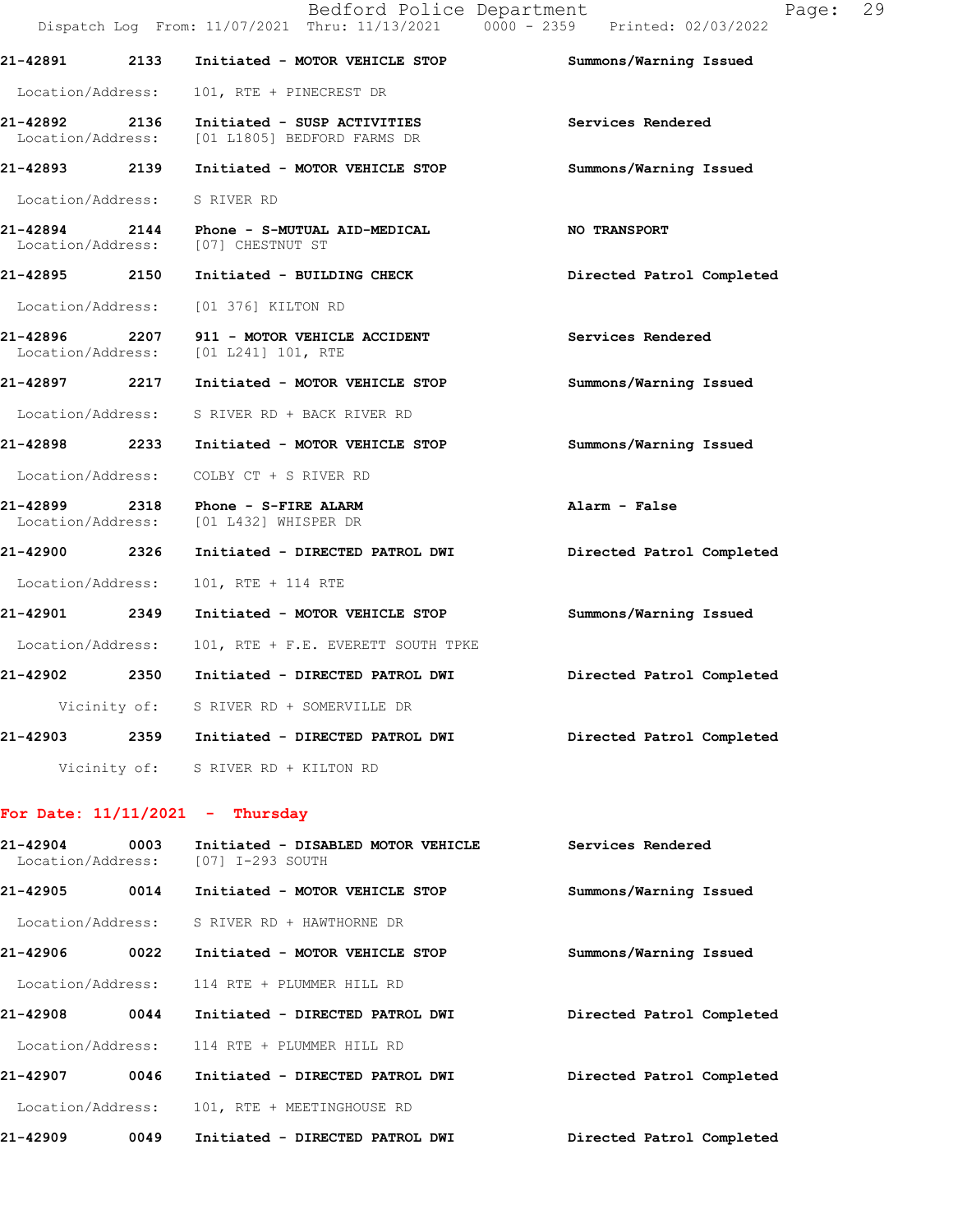21-42891 2133 Initiated - MOTOR VEHICLE STOP Summons/Warning Issued

Location/Address: 101, RTE + PINECREST DR

21-42892 2136 Initiated - SUSP ACTIVITIES Services Rendered
Location/Address: [01 L1805] BEDFORD FARMS DR

21-42893 2139 Initiated - MOTOR VEHICLE STOP Summons/Warning Issued

Location/Address: S RIVER RD

21-42894 2144 Phone - S-MUTUAL AID-MEDICAL NO TRANSPORT
Location/Address: [07] CHESTNUT ST

21-42895 2150 Initiated - BUILDING CHECK Directed Patrol Completed

Location/Address: [01 376] KILTON RD

21-42896 2207 911 - MOTOR VEHICLE ACCIDENT Services Rendered
Location/Address: [01 L241] 101, RTE

21-42897 2217 Initiated - MOTOR VEHICLE STOP Summons/Warning Issued

Location/Address: S RIVER RD + BACK RIVER RD

21-42898 2233 Initiated - MOTOR VEHICLE STOP Summons/Warning Issued

Location/Address: COLBY CT + S RIVER RD

21-42899 2318 Phone - S-FIRE ALARM Alarm - False
Location/Address: [01 L432] WHISPER DR

21-42900 2326 Initiated - DIRECTED PATROL DWI Directed Patrol Completed

Location/Address: 101, RTE + 114 RTE

21-42901 2349 Initiated - MOTOR VEHICLE STOP Summons/Warning Issued

Location/Address: 101, RTE + F.E. EVERETT SOUTH TPKE

21-42902 2350 Initiated - DIRECTED PATROL DWI Directed Patrol Completed

Vicinity of: S RIVER RD + SOMERVILLE DR

21-42903 2359 Initiated - DIRECTED PATROL DWI Directed Patrol Completed

Vicinity of: S RIVER RD + KILTON RD

**For Date: 11/11/2021 - Thursday**

21-42904 0003 Initiated - DISABLED MOTOR VEHICLE Services Rendered
Location/Address: [07] I-293 SOUTH

21-42905 0014 Initiated - MOTOR VEHICLE STOP Summons/Warning Issued

Location/Address: S RIVER RD + HAWTHORNE DR

21-42906 0022 Initiated - MOTOR VEHICLE STOP Summons/Warning Issued

Location/Address: 114 RTE + PLUMMER HILL RD

21-42908 0044 Initiated - DIRECTED PATROL DWI Directed Patrol Completed

Location/Address: 114 RTE + PLUMMER HILL RD

21-42907 0046 Initiated - DIRECTED PATROL DWI Directed Patrol Completed

Location/Address: 101, RTE + MEETINGHOUSE RD

21-42909 0049 Initiated - DIRECTED PATROL DWI Directed Patrol Completed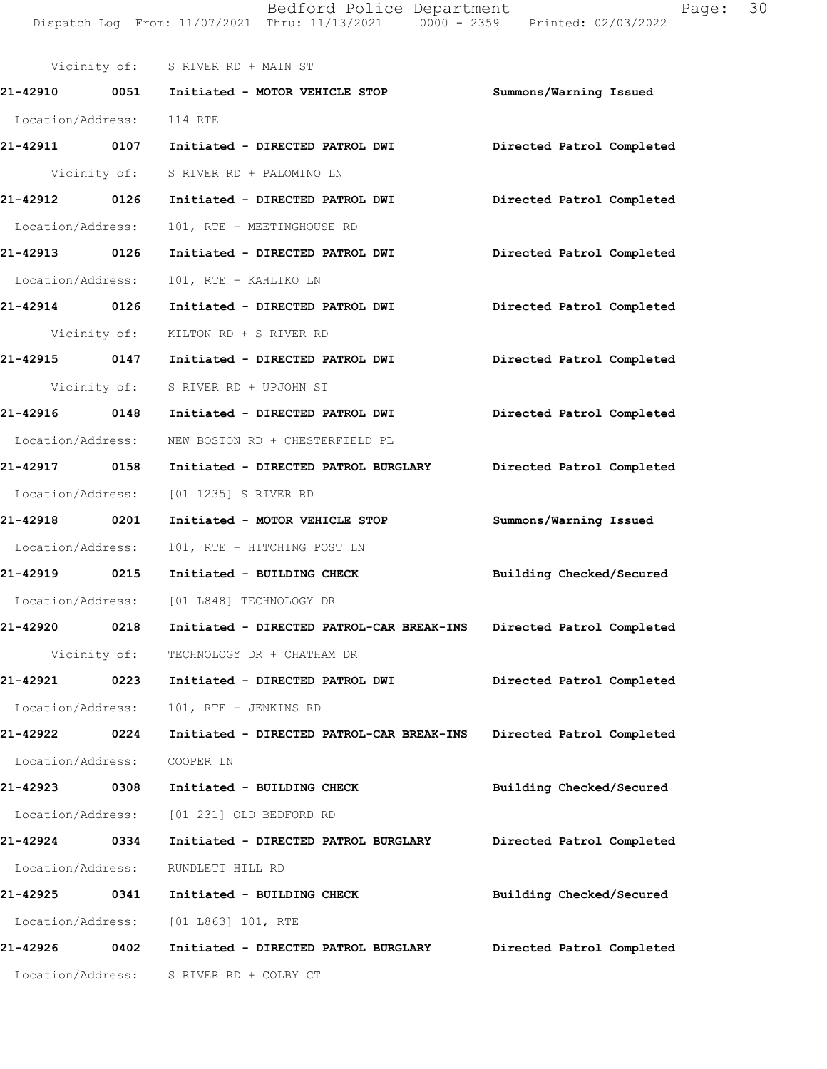Vicinity of: S RIVER RD + MAIN ST

**21-42910 0051 Initiated - MOTOR VEHICLE STOP** **Summons/Warning Issued**

Location/Address: 114 RTE

**21-42911 0107 Initiated - DIRECTED PATROL DWI** **Directed Patrol Completed**

Vicinity of: S RIVER RD + PALOMINO LN

**21-42912 0126 Initiated - DIRECTED PATROL DWI** **Directed Patrol Completed**

Location/Address: 101, RTE + MEETINGHOUSE RD

**21-42913 0126 Initiated - DIRECTED PATROL DWI** **Directed Patrol Completed**

Location/Address: 101, RTE + KAHLIKO LN

**21-42914 0126 Initiated - DIRECTED PATROL DWI** **Directed Patrol Completed**

Vicinity of: KILTON RD + S RIVER RD

**21-42915 0147 Initiated - DIRECTED PATROL DWI** **Directed Patrol Completed**

Vicinity of: S RIVER RD + UPJOHN ST

**21-42916 0148 Initiated - DIRECTED PATROL DWI** **Directed Patrol Completed**

Location/Address: NEW BOSTON RD + CHESTERFIELD PL

**21-42917 0158 Initiated - DIRECTED PATROL BURGLARY** **Directed Patrol Completed**

Location/Address: [01 1235] S RIVER RD

**21-42918 0201 Initiated - MOTOR VEHICLE STOP** **Summons/Warning Issued**

Location/Address: 101, RTE + HITCHING POST LN

**21-42919 0215 Initiated - BUILDING CHECK** **Building Checked/Secured**

Location/Address: [01 L848] TECHNOLOGY DR

**21-42920 0218 Initiated - DIRECTED PATROL-CAR BREAK-INS** **Directed Patrol Completed**

Vicinity of: TECHNOLOGY DR + CHATHAM DR

**21-42921 0223 Initiated - DIRECTED PATROL DWI** **Directed Patrol Completed**

Location/Address: 101, RTE + JENKINS RD

**21-42922 0224 Initiated - DIRECTED PATROL-CAR BREAK-INS** **Directed Patrol Completed**

Location/Address: COOPER LN

**21-42923 0308 Initiated - BUILDING CHECK** **Building Checked/Secured**

Location/Address: [01 231] OLD BEDFORD RD

**21-42924 0334 Initiated - DIRECTED PATROL BURGLARY** **Directed Patrol Completed**

Location/Address: RUNDLETT HILL RD

**21-42925 0341 Initiated - BUILDING CHECK** **Building Checked/Secured**

Location/Address: [01 L863] 101, RTE

**21-42926 0402 Initiated - DIRECTED PATROL BURGLARY** **Directed Patrol Completed**

Location/Address: S RIVER RD + COLBY CT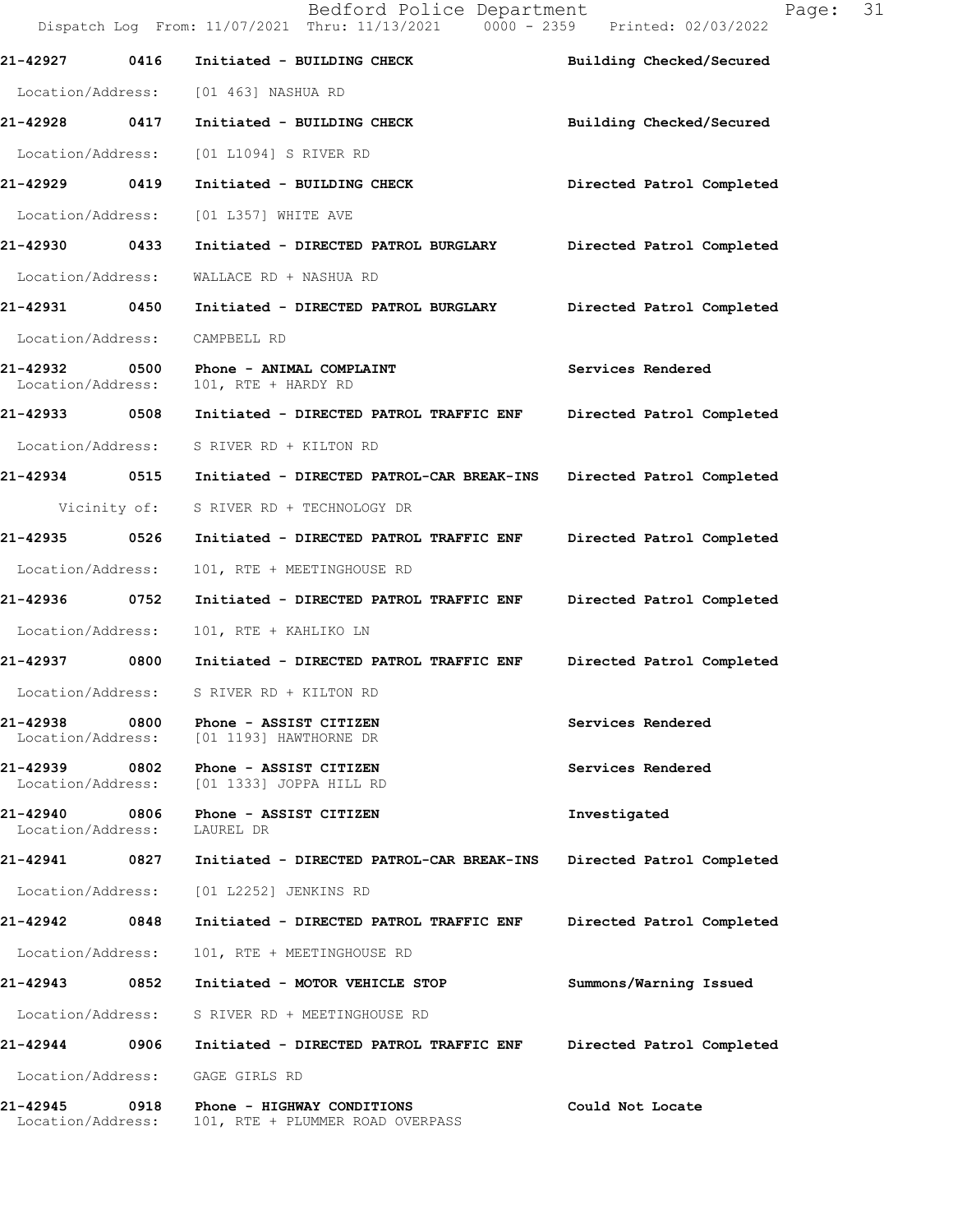| Call Number | Time | Call Reason | Action |
|---|---|---|---|
| 21-42927 | 0416 | Initiated - BUILDING CHECK | Building Checked/Secured |
| Location/Address: | | [01 463] NASHUA RD | |
| 21-42928 | 0417 | Initiated - BUILDING CHECK | Building Checked/Secured |
| Location/Address: | | [01 L1094] S RIVER RD | |
| 21-42929 | 0419 | Initiated - BUILDING CHECK | Directed Patrol Completed |
| Location/Address: | | [01 L357] WHITE AVE | |
| 21-42930 | 0433 | Initiated - DIRECTED PATROL BURGLARY | Directed Patrol Completed |
| Location/Address: | | WALLACE RD + NASHUA RD | |
| 21-42931 | 0450 | Initiated - DIRECTED PATROL BURGLARY | Directed Patrol Completed |
| Location/Address: | | CAMPBELL RD | |
| 21-42932 | 0500 | Phone - ANIMAL COMPLAINT | Services Rendered |
| Location/Address: | | 101, RTE + HARDY RD | |
| 21-42933 | 0508 | Initiated - DIRECTED PATROL TRAFFIC ENF | Directed Patrol Completed |
| Location/Address: | | S RIVER RD + KILTON RD | |
| 21-42934 | 0515 | Initiated - DIRECTED PATROL-CAR BREAK-INS | Directed Patrol Completed |
| Vicinity of: | | S RIVER RD + TECHNOLOGY DR | |
| 21-42935 | 0526 | Initiated - DIRECTED PATROL TRAFFIC ENF | Directed Patrol Completed |
| Location/Address: | | 101, RTE + MEETINGHOUSE RD | |
| 21-42936 | 0752 | Initiated - DIRECTED PATROL TRAFFIC ENF | Directed Patrol Completed |
| Location/Address: | | 101, RTE + KAHLIKO LN | |
| 21-42937 | 0800 | Initiated - DIRECTED PATROL TRAFFIC ENF | Directed Patrol Completed |
| Location/Address: | | S RIVER RD + KILTON RD | |
| 21-42938 | 0800 | Phone - ASSIST CITIZEN | Services Rendered |
| Location/Address: | | [01 1193] HAWTHORNE DR | |
| 21-42939 | 0802 | Phone - ASSIST CITIZEN | Services Rendered |
| Location/Address: | | [01 1333] JOPPA HILL RD | |
| 21-42940 | 0806 | Phone - ASSIST CITIZEN | Investigated |
| Location/Address: | | LAUREL DR | |
| 21-42941 | 0827 | Initiated - DIRECTED PATROL-CAR BREAK-INS | Directed Patrol Completed |
| Location/Address: | | [01 L2252] JENKINS RD | |
| 21-42942 | 0848 | Initiated - DIRECTED PATROL TRAFFIC ENF | Directed Patrol Completed |
| Location/Address: | | 101, RTE + MEETINGHOUSE RD | |
| 21-42943 | 0852 | Initiated - MOTOR VEHICLE STOP | Summons/Warning Issued |
| Location/Address: | | S RIVER RD + MEETINGHOUSE RD | |
| 21-42944 | 0906 | Initiated - DIRECTED PATROL TRAFFIC ENF | Directed Patrol Completed |
| Location/Address: | | GAGE GIRLS RD | |
| 21-42945 | 0918 | Phone - HIGHWAY CONDITIONS | Could Not Locate |
| Location/Address: | | 101, RTE + PLUMMER ROAD OVERPASS | |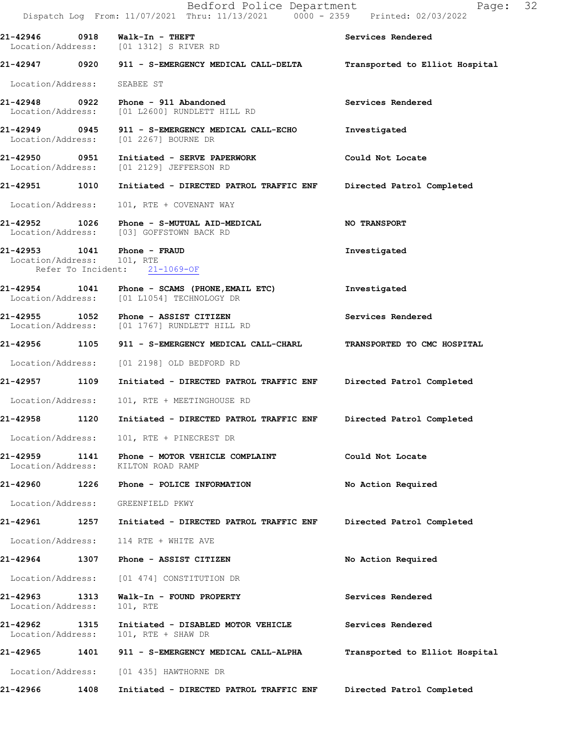**21-42946 0918 Walk-In - THEFT** **Services Rendered**
Location/Address: [01 1312] S RIVER RD

**21-42947 0920 911 - S-EMERGENCY MEDICAL CALL-DELTA** **Transported to Elliot Hospital**
Location/Address: SEABEE ST

**21-42948 0922 Phone - 911 Abandoned** **Services Rendered**
Location/Address: [01 L2600] RUNDLETT HILL RD

**21-42949 0945 911 - S-EMERGENCY MEDICAL CALL-ECHO** **Investigated**
Location/Address: [01 2267] BOURNE DR

**21-42950 0951 Initiated - SERVE PAPERWORK** **Could Not Locate**
Location/Address: [01 2129] JEFFERSON RD

**21-42951 1010 Initiated - DIRECTED PATROL TRAFFIC ENF** **Directed Patrol Completed**
Location/Address: 101, RTE + COVENANT WAY

**21-42952 1026 Phone - S-MUTUAL AID-MEDICAL** **NO TRANSPORT**
Location/Address: [03] GOFFSTOWN BACK RD

**21-42953 1041 Phone - FRAUD** **Investigated**
Location/Address: 101, RTE
Refer To Incident: 21-1069-OF

**21-42954 1041 Phone - SCAMS (PHONE,EMAIL ETC)** **Investigated**
Location/Address: [01 L1054] TECHNOLOGY DR

**21-42955 1052 Phone - ASSIST CITIZEN** **Services Rendered**
Location/Address: [01 1767] RUNDLETT HILL RD

**21-42956 1105 911 - S-EMERGENCY MEDICAL CALL-CHARL** **TRANSPORTED TO CMC HOSPITAL**
Location/Address: [01 2198] OLD BEDFORD RD

**21-42957 1109 Initiated - DIRECTED PATROL TRAFFIC ENF** **Directed Patrol Completed**
Location/Address: 101, RTE + MEETINGHOUSE RD

**21-42958 1120 Initiated - DIRECTED PATROL TRAFFIC ENF** **Directed Patrol Completed**
Location/Address: 101, RTE + PINECREST DR

**21-42959 1141 Phone - MOTOR VEHICLE COMPLAINT** **Could Not Locate**
Location/Address: KILTON ROAD RAMP

**21-42960 1226 Phone - POLICE INFORMATION** **No Action Required**
Location/Address: GREENFIELD PKWY

**21-42961 1257 Initiated - DIRECTED PATROL TRAFFIC ENF** **Directed Patrol Completed**
Location/Address: 114 RTE + WHITE AVE

**21-42964 1307 Phone - ASSIST CITIZEN** **No Action Required**
Location/Address: [01 474] CONSTITUTION DR

**21-42963 1313 Walk-In - FOUND PROPERTY** **Services Rendered**
Location/Address: 101, RTE

**21-42962 1315 Initiated - DISABLED MOTOR VEHICLE** **Services Rendered**
Location/Address: 101, RTE + SHAW DR

**21-42965 1401 911 - S-EMERGENCY MEDICAL CALL-ALPHA** **Transported to Elliot Hospital**
Location/Address: [01 435] HAWTHORNE DR

**21-42966 1408 Initiated - DIRECTED PATROL TRAFFIC ENF** **Directed Patrol Completed**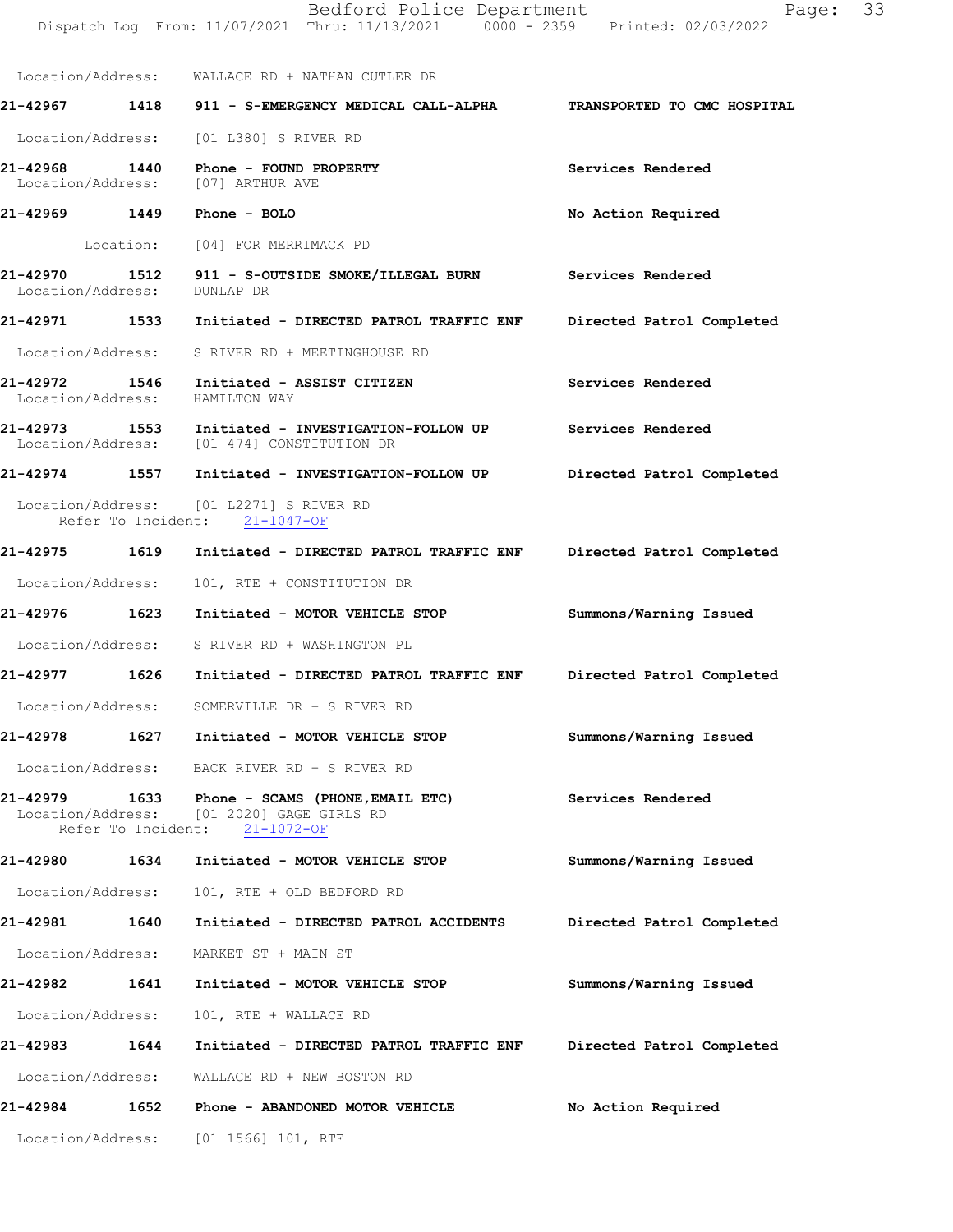Location/Address: WALLACE RD + NATHAN CUTLER DR

**21-42967 1418 911 - S-EMERGENCY MEDICAL CALL-ALPHA** — **TRANSPORTED TO CMC HOSPITAL**
Location/Address: [01 L380] S RIVER RD

**21-42968 1440 Phone - FOUND PROPERTY** — **Services Rendered**
Location/Address: [07] ARTHUR AVE

**21-42969 1449 Phone - BOLO** — **No Action Required**
Location: [04] FOR MERRIMACK PD

**21-42970 1512 911 - S-OUTSIDE SMOKE/ILLEGAL BURN** — **Services Rendered**
Location/Address: DUNLAP DR

**21-42971 1533 Initiated - DIRECTED PATROL TRAFFIC ENF** — **Directed Patrol Completed**
Location/Address: S RIVER RD + MEETINGHOUSE RD

**21-42972 1546 Initiated - ASSIST CITIZEN** — **Services Rendered**
Location/Address: HAMILTON WAY

**21-42973 1553 Initiated - INVESTIGATION-FOLLOW UP** — **Services Rendered**
Location/Address: [01 474] CONSTITUTION DR

**21-42974 1557 Initiated - INVESTIGATION-FOLLOW UP** — **Directed Patrol Completed**
Location/Address: [01 L2271] S RIVER RD
Refer To Incident: 21-1047-OF

**21-42975 1619 Initiated - DIRECTED PATROL TRAFFIC ENF** — **Directed Patrol Completed**
Location/Address: 101, RTE + CONSTITUTION DR

**21-42976 1623 Initiated - MOTOR VEHICLE STOP** — **Summons/Warning Issued**
Location/Address: S RIVER RD + WASHINGTON PL

**21-42977 1626 Initiated - DIRECTED PATROL TRAFFIC ENF** — **Directed Patrol Completed**
Location/Address: SOMERVILLE DR + S RIVER RD

**21-42978 1627 Initiated - MOTOR VEHICLE STOP** — **Summons/Warning Issued**
Location/Address: BACK RIVER RD + S RIVER RD

**21-42979 1633 Phone - SCAMS (PHONE,EMAIL ETC)** — **Services Rendered**
Location/Address: [01 2020] GAGE GIRLS RD
Refer To Incident: 21-1072-OF

**21-42980 1634 Initiated - MOTOR VEHICLE STOP** — **Summons/Warning Issued**
Location/Address: 101, RTE + OLD BEDFORD RD

**21-42981 1640 Initiated - DIRECTED PATROL ACCIDENTS** — **Directed Patrol Completed**
Location/Address: MARKET ST + MAIN ST

**21-42982 1641 Initiated - MOTOR VEHICLE STOP** — **Summons/Warning Issued**
Location/Address: 101, RTE + WALLACE RD

**21-42983 1644 Initiated - DIRECTED PATROL TRAFFIC ENF** — **Directed Patrol Completed**
Location/Address: WALLACE RD + NEW BOSTON RD

**21-42984 1652 Phone - ABANDONED MOTOR VEHICLE** — **No Action Required**
Location/Address: [01 1566] 101, RTE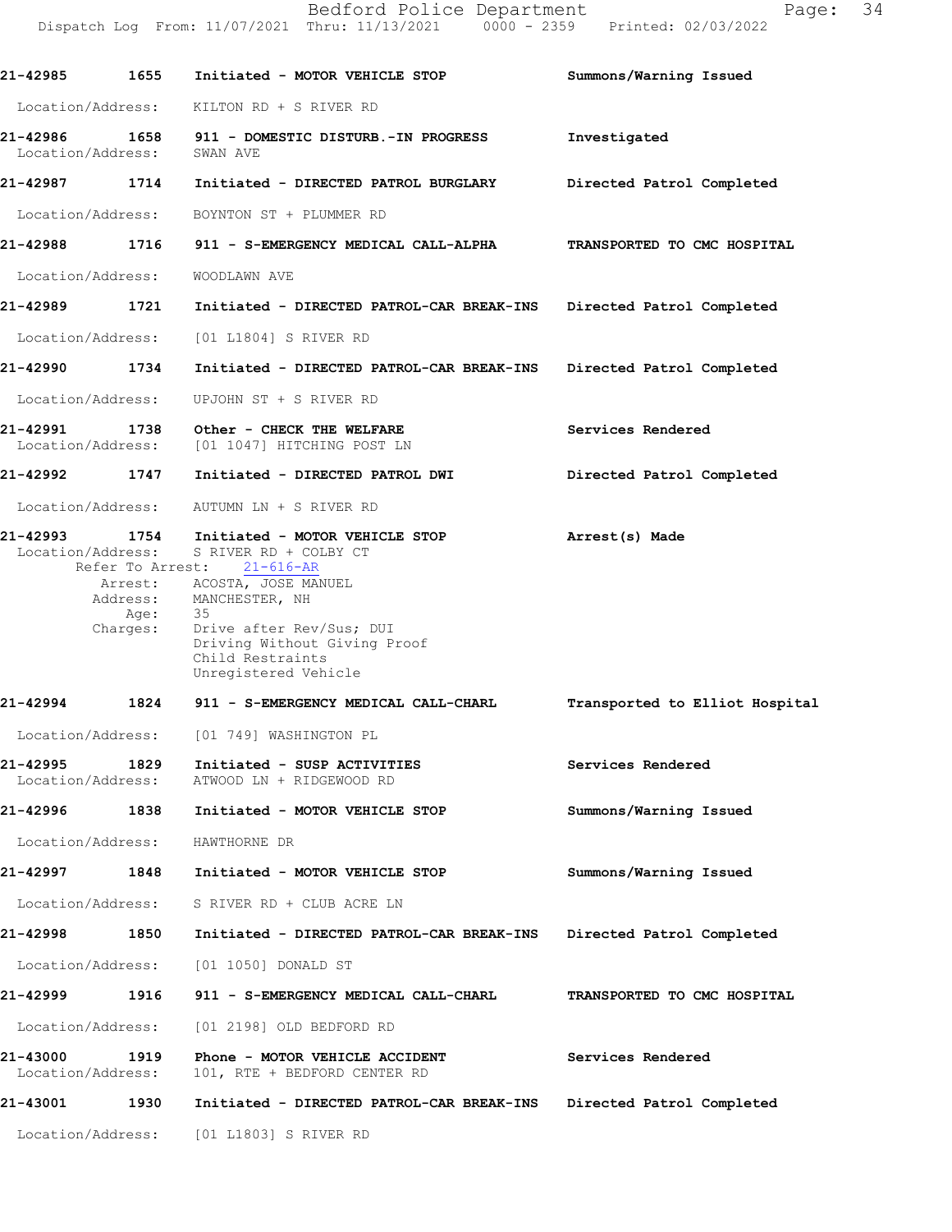21-42985 1655 Initiated - MOTOR VEHICLE STOP Summons/Warning Issued

Location/Address: KILTON RD + S RIVER RD

21-42986 1658 911 - DOMESTIC DISTURB.-IN PROGRESS Investigated
Location/Address: SWAN AVE

21-42987 1714 Initiated - DIRECTED PATROL BURGLARY Directed Patrol Completed

Location/Address: BOYNTON ST + PLUMMER RD

21-42988 1716 911 - S-EMERGENCY MEDICAL CALL-ALPHA TRANSPORTED TO CMC HOSPITAL

Location/Address: WOODLAWN AVE

21-42989 1721 Initiated - DIRECTED PATROL-CAR BREAK-INS Directed Patrol Completed

Location/Address: [01 L1804] S RIVER RD

21-42990 1734 Initiated - DIRECTED PATROL-CAR BREAK-INS Directed Patrol Completed

Location/Address: UPJOHN ST + S RIVER RD

21-42991 1738 Other - CHECK THE WELFARE Services Rendered
Location/Address: [01 1047] HITCHING POST LN

21-42992 1747 Initiated - DIRECTED PATROL DWI Directed Patrol Completed

Location/Address: AUTUMN LN + S RIVER RD

21-42993 1754 Initiated - MOTOR VEHICLE STOP Arrest(s) Made
Location/Address: S RIVER RD + COLBY CT
Refer To Arrest: 21-616-AR
Arrest: ACOSTA, JOSE MANUEL
Address: MANCHESTER, NH
Age: 35
Charges: Drive after Rev/Sus; DUI
Driving Without Giving Proof
Child Restraints
Unregistered Vehicle

21-42994 1824 911 - S-EMERGENCY MEDICAL CALL-CHARL Transported to Elliot Hospital

Location/Address: [01 749] WASHINGTON PL

21-42995 1829 Initiated - SUSP ACTIVITIES Services Rendered
Location/Address: ATWOOD LN + RIDGEWOOD RD

21-42996 1838 Initiated - MOTOR VEHICLE STOP Summons/Warning Issued

Location/Address: HAWTHORNE DR

21-42997 1848 Initiated - MOTOR VEHICLE STOP Summons/Warning Issued

Location/Address: S RIVER RD + CLUB ACRE LN

21-42998 1850 Initiated - DIRECTED PATROL-CAR BREAK-INS Directed Patrol Completed

Location/Address: [01 1050] DONALD ST

21-42999 1916 911 - S-EMERGENCY MEDICAL CALL-CHARL TRANSPORTED TO CMC HOSPITAL

Location/Address: [01 2198] OLD BEDFORD RD

21-43000 1919 Phone - MOTOR VEHICLE ACCIDENT Services Rendered
Location/Address: 101, RTE + BEDFORD CENTER RD

21-43001 1930 Initiated - DIRECTED PATROL-CAR BREAK-INS Directed Patrol Completed

Location/Address: [01 L1803] S RIVER RD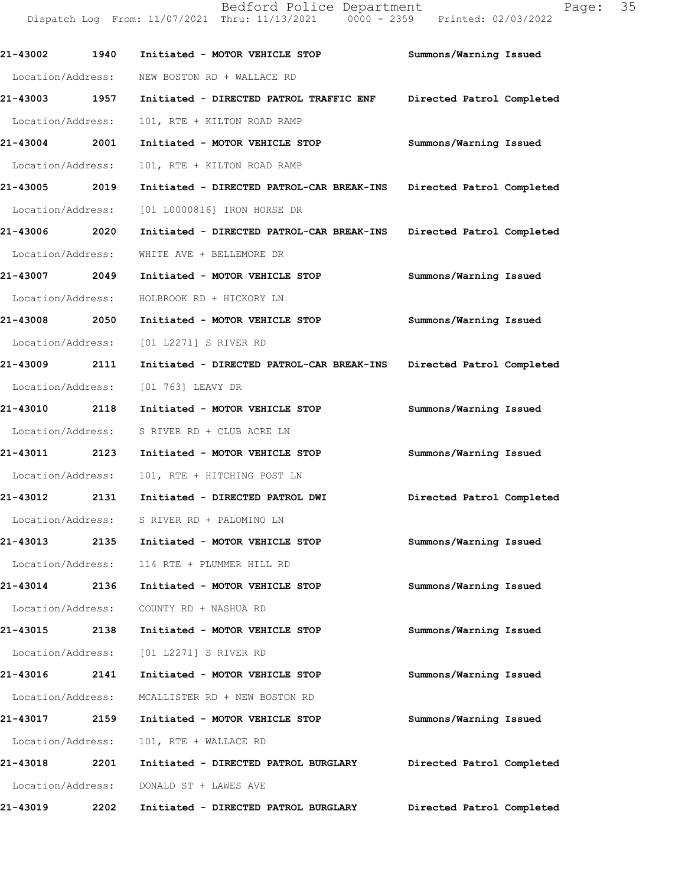**21-43002 1940 Initiated - MOTOR VEHICLE STOP Summons/Warning Issued**

Location/Address: NEW BOSTON RD + WALLACE RD

**21-43003 1957 Initiated - DIRECTED PATROL TRAFFIC ENF Directed Patrol Completed**

Location/Address: 101, RTE + KILTON ROAD RAMP

**21-43004 2001 Initiated - MOTOR VEHICLE STOP Summons/Warning Issued**

Location/Address: 101, RTE + KILTON ROAD RAMP

**21-43005 2019 Initiated - DIRECTED PATROL-CAR BREAK-INS Directed Patrol Completed**

Location/Address: [01 L0000816] IRON HORSE DR

**21-43006 2020 Initiated - DIRECTED PATROL-CAR BREAK-INS Directed Patrol Completed**

Location/Address: WHITE AVE + BELLEMORE DR

**21-43007 2049 Initiated - MOTOR VEHICLE STOP Summons/Warning Issued**

Location/Address: HOLBROOK RD + HICKORY LN

**21-43008 2050 Initiated - MOTOR VEHICLE STOP Summons/Warning Issued**

Location/Address: [01 L2271] S RIVER RD

**21-43009 2111 Initiated - DIRECTED PATROL-CAR BREAK-INS Directed Patrol Completed**

Location/Address: [01 763] LEAVY DR

**21-43010 2118 Initiated - MOTOR VEHICLE STOP Summons/Warning Issued**

Location/Address: S RIVER RD + CLUB ACRE LN

**21-43011 2123 Initiated - MOTOR VEHICLE STOP Summons/Warning Issued**

Location/Address: 101, RTE + HITCHING POST LN

**21-43012 2131 Initiated - DIRECTED PATROL DWI Directed Patrol Completed**

Location/Address: S RIVER RD + PALOMINO LN

**21-43013 2135 Initiated - MOTOR VEHICLE STOP Summons/Warning Issued**

Location/Address: 114 RTE + PLUMMER HILL RD

**21-43014 2136 Initiated - MOTOR VEHICLE STOP Summons/Warning Issued**

Location/Address: COUNTY RD + NASHUA RD

**21-43015 2138 Initiated - MOTOR VEHICLE STOP Summons/Warning Issued**

Location/Address: [01 L2271] S RIVER RD

**21-43016 2141 Initiated - MOTOR VEHICLE STOP Summons/Warning Issued**

Location/Address: MCALLISTER RD + NEW BOSTON RD

**21-43017 2159 Initiated - MOTOR VEHICLE STOP Summons/Warning Issued**

Location/Address: 101, RTE + WALLACE RD

**21-43018 2201 Initiated - DIRECTED PATROL BURGLARY Directed Patrol Completed**

Location/Address: DONALD ST + LAWES AVE

**21-43019 2202 Initiated - DIRECTED PATROL BURGLARY Directed Patrol Completed**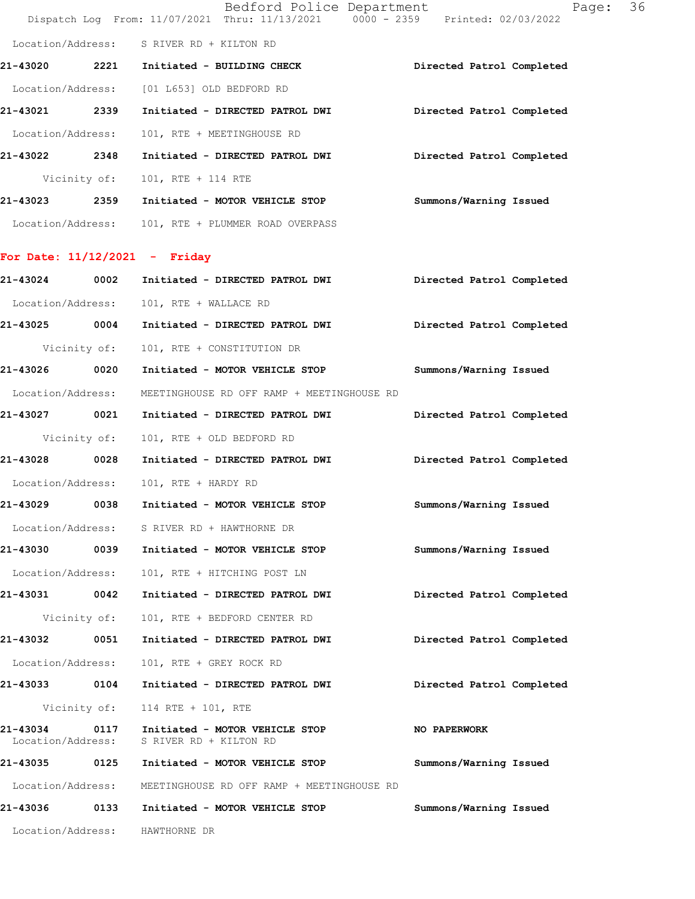Location/Address: S RIVER RD + KILTON RD

**21-43020 2221 Initiated - BUILDING CHECK** **Directed Patrol Completed**

Location/Address: [01 L653] OLD BEDFORD RD

**21-43021 2339 Initiated - DIRECTED PATROL DWI** **Directed Patrol Completed**

Location/Address: 101, RTE + MEETINGHOUSE RD

**21-43022 2348 Initiated - DIRECTED PATROL DWI** **Directed Patrol Completed**

Vicinity of: 101, RTE + 114 RTE

**21-43023 2359 Initiated - MOTOR VEHICLE STOP** **Summons/Warning Issued**

Location/Address: 101, RTE + PLUMMER ROAD OVERPASS

## For Date: 11/12/2021 - Friday

**21-43024 0002 Initiated - DIRECTED PATROL DWI** **Directed Patrol Completed**

Location/Address: 101, RTE + WALLACE RD

**21-43025 0004 Initiated - DIRECTED PATROL DWI** **Directed Patrol Completed**

Vicinity of: 101, RTE + CONSTITUTION DR

**21-43026 0020 Initiated - MOTOR VEHICLE STOP** **Summons/Warning Issued**

Location/Address: MEETINGHOUSE RD OFF RAMP + MEETINGHOUSE RD

**21-43027 0021 Initiated - DIRECTED PATROL DWI** **Directed Patrol Completed**

Vicinity of: 101, RTE + OLD BEDFORD RD

**21-43028 0028 Initiated - DIRECTED PATROL DWI** **Directed Patrol Completed**

Location/Address: 101, RTE + HARDY RD

**21-43029 0038 Initiated - MOTOR VEHICLE STOP** **Summons/Warning Issued**

Location/Address: S RIVER RD + HAWTHORNE DR

**21-43030 0039 Initiated - MOTOR VEHICLE STOP** **Summons/Warning Issued**

Location/Address: 101, RTE + HITCHING POST LN

**21-43031 0042 Initiated - DIRECTED PATROL DWI** **Directed Patrol Completed**

Vicinity of: 101, RTE + BEDFORD CENTER RD

**21-43032 0051 Initiated - DIRECTED PATROL DWI** **Directed Patrol Completed**

Location/Address: 101, RTE + GREY ROCK RD

**21-43033 0104 Initiated - DIRECTED PATROL DWI** **Directed Patrol Completed**

Vicinity of: 114 RTE + 101, RTE

**21-43034 0117 Initiated - MOTOR VEHICLE STOP** **NO PAPERWORK**
Location/Address: S RIVER RD + KILTON RD

**21-43035 0125 Initiated - MOTOR VEHICLE STOP** **Summons/Warning Issued**

Location/Address: MEETINGHOUSE RD OFF RAMP + MEETINGHOUSE RD

**21-43036 0133 Initiated - MOTOR VEHICLE STOP** **Summons/Warning Issued**

Location/Address: HAWTHORNE DR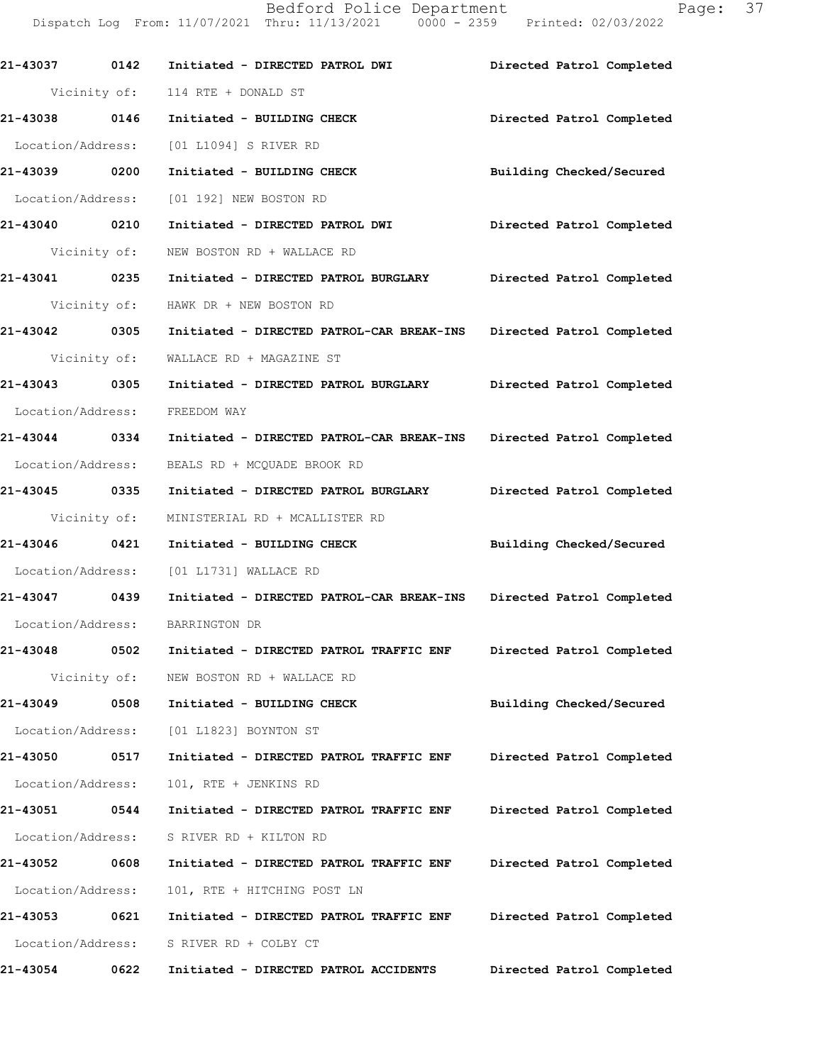| Call Number | Time | Call Reason | Action |
|---|---|---|---|
| 21-43037 | 0142 | Initiated - DIRECTED PATROL DWI | Directed Patrol Completed |
| | | Vicinity of: 114 RTE + DONALD ST | |
| 21-43038 | 0146 | Initiated - BUILDING CHECK | Directed Patrol Completed |
| | | Location/Address: [01 L1094] S RIVER RD | |
| 21-43039 | 0200 | Initiated - BUILDING CHECK | Building Checked/Secured |
| | | Location/Address: [01 192] NEW BOSTON RD | |
| 21-43040 | 0210 | Initiated - DIRECTED PATROL DWI | Directed Patrol Completed |
| | | Vicinity of: NEW BOSTON RD + WALLACE RD | |
| 21-43041 | 0235 | Initiated - DIRECTED PATROL BURGLARY | Directed Patrol Completed |
| | | Vicinity of: HAWK DR + NEW BOSTON RD | |
| 21-43042 | 0305 | Initiated - DIRECTED PATROL-CAR BREAK-INS | Directed Patrol Completed |
| | | Vicinity of: WALLACE RD + MAGAZINE ST | |
| 21-43043 | 0305 | Initiated - DIRECTED PATROL BURGLARY | Directed Patrol Completed |
| | | Location/Address: FREEDOM WAY | |
| 21-43044 | 0334 | Initiated - DIRECTED PATROL-CAR BREAK-INS | Directed Patrol Completed |
| | | Location/Address: BEALS RD + MCQUADE BROOK RD | |
| 21-43045 | 0335 | Initiated - DIRECTED PATROL BURGLARY | Directed Patrol Completed |
| | | Vicinity of: MINISTERIAL RD + MCALLISTER RD | |
| 21-43046 | 0421 | Initiated - BUILDING CHECK | Building Checked/Secured |
| | | Location/Address: [01 L1731] WALLACE RD | |
| 21-43047 | 0439 | Initiated - DIRECTED PATROL-CAR BREAK-INS | Directed Patrol Completed |
| | | Location/Address: BARRINGTON DR | |
| 21-43048 | 0502 | Initiated - DIRECTED PATROL TRAFFIC ENF | Directed Patrol Completed |
| | | Vicinity of: NEW BOSTON RD + WALLACE RD | |
| 21-43049 | 0508 | Initiated - BUILDING CHECK | Building Checked/Secured |
| | | Location/Address: [01 L1823] BOYNTON ST | |
| 21-43050 | 0517 | Initiated - DIRECTED PATROL TRAFFIC ENF | Directed Patrol Completed |
| | | Location/Address: 101, RTE + JENKINS RD | |
| 21-43051 | 0544 | Initiated - DIRECTED PATROL TRAFFIC ENF | Directed Patrol Completed |
| | | Location/Address: S RIVER RD + KILTON RD | |
| 21-43052 | 0608 | Initiated - DIRECTED PATROL TRAFFIC ENF | Directed Patrol Completed |
| | | Location/Address: 101, RTE + HITCHING POST LN | |
| 21-43053 | 0621 | Initiated - DIRECTED PATROL TRAFFIC ENF | Directed Patrol Completed |
| | | Location/Address: S RIVER RD + COLBY CT | |
| 21-43054 | 0622 | Initiated - DIRECTED PATROL ACCIDENTS | Directed Patrol Completed |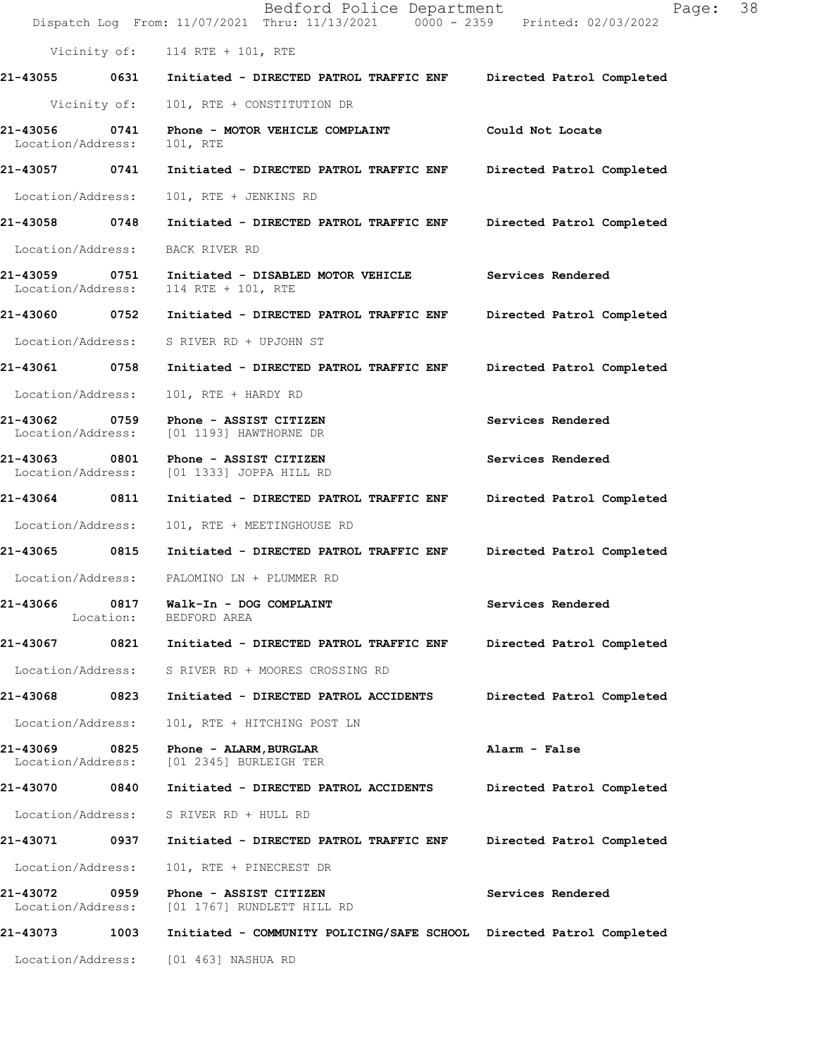Vicinity of: 114 RTE + 101, RTE

| Call Number | Time | Call Reason | Action |
|---|---|---|---|
| 21-43055 | 0631 | Initiated - DIRECTED PATROL TRAFFIC ENF | Directed Patrol Completed |
| | | Vicinity of: 101, RTE + CONSTITUTION DR | |
| 21-43056 | 0741 | Phone - MOTOR VEHICLE COMPLAINT | Could Not Locate |
| | | Location/Address: 101, RTE | |
| 21-43057 | 0741 | Initiated - DIRECTED PATROL TRAFFIC ENF | Directed Patrol Completed |
| | | Location/Address: 101, RTE + JENKINS RD | |
| 21-43058 | 0748 | Initiated - DIRECTED PATROL TRAFFIC ENF | Directed Patrol Completed |
| | | Location/Address: BACK RIVER RD | |
| 21-43059 | 0751 | Initiated - DISABLED MOTOR VEHICLE | Services Rendered |
| | | Location/Address: 114 RTE + 101, RTE | |
| 21-43060 | 0752 | Initiated - DIRECTED PATROL TRAFFIC ENF | Directed Patrol Completed |
| | | Location/Address: S RIVER RD + UPJOHN ST | |
| 21-43061 | 0758 | Initiated - DIRECTED PATROL TRAFFIC ENF | Directed Patrol Completed |
| | | Location/Address: 101, RTE + HARDY RD | |
| 21-43062 | 0759 | Phone - ASSIST CITIZEN | Services Rendered |
| | | Location/Address: [01 1193] HAWTHORNE DR | |
| 21-43063 | 0801 | Phone - ASSIST CITIZEN | Services Rendered |
| | | Location/Address: [01 1333] JOPPA HILL RD | |
| 21-43064 | 0811 | Initiated - DIRECTED PATROL TRAFFIC ENF | Directed Patrol Completed |
| | | Location/Address: 101, RTE + MEETINGHOUSE RD | |
| 21-43065 | 0815 | Initiated - DIRECTED PATROL TRAFFIC ENF | Directed Patrol Completed |
| | | Location/Address: PALOMINO LN + PLUMMER RD | |
| 21-43066 | 0817 | Walk-In - DOG COMPLAINT | Services Rendered |
| | | Location: BEDFORD AREA | |
| 21-43067 | 0821 | Initiated - DIRECTED PATROL TRAFFIC ENF | Directed Patrol Completed |
| | | Location/Address: S RIVER RD + MOORES CROSSING RD | |
| 21-43068 | 0823 | Initiated - DIRECTED PATROL ACCIDENTS | Directed Patrol Completed |
| | | Location/Address: 101, RTE + HITCHING POST LN | |
| 21-43069 | 0825 | Phone - ALARM,BURGLAR | Alarm - False |
| | | Location/Address: [01 2345] BURLEIGH TER | |
| 21-43070 | 0840 | Initiated - DIRECTED PATROL ACCIDENTS | Directed Patrol Completed |
| | | Location/Address: S RIVER RD + HULL RD | |
| 21-43071 | 0937 | Initiated - DIRECTED PATROL TRAFFIC ENF | Directed Patrol Completed |
| | | Location/Address: 101, RTE + PINECREST DR | |
| 21-43072 | 0959 | Phone - ASSIST CITIZEN | Services Rendered |
| | | Location/Address: [01 1767] RUNDLETT HILL RD | |
| 21-43073 | 1003 | Initiated - COMMUNITY POLICING/SAFE SCHOOL | Directed Patrol Completed |
| | | Location/Address: [01 463] NASHUA RD | |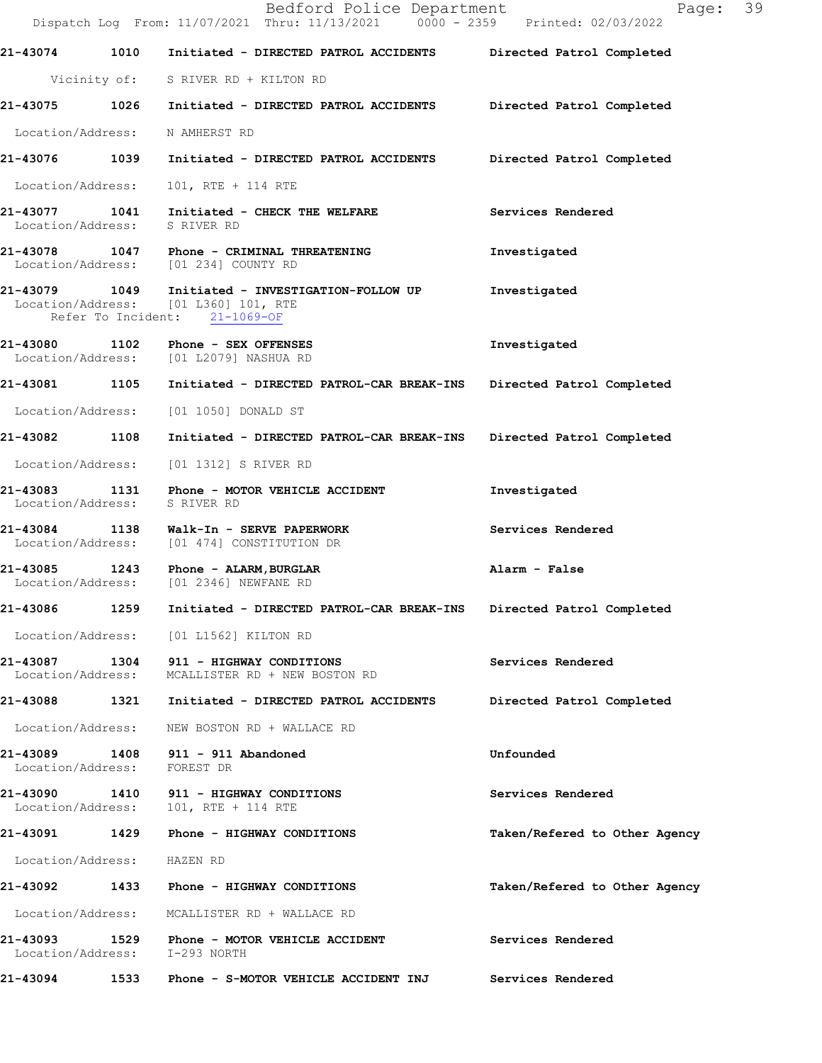**21-43074 1010 Initiated - DIRECTED PATROL ACCIDENTS Directed Patrol Completed**

Vicinity of: S RIVER RD + KILTON RD

**21-43075 1026 Initiated - DIRECTED PATROL ACCIDENTS Directed Patrol Completed**

Location/Address: N AMHERST RD

**21-43076 1039 Initiated - DIRECTED PATROL ACCIDENTS Directed Patrol Completed**

Location/Address: 101, RTE + 114 RTE

**21-43077 1041 Initiated - CHECK THE WELFARE Services Rendered**
Location/Address: S RIVER RD

**21-43078 1047 Phone - CRIMINAL THREATENING Investigated**
Location/Address: [01 234] COUNTY RD

**21-43079 1049 Initiated - INVESTIGATION-FOLLOW UP Investigated**
Location/Address: [01 L360] 101, RTE
Refer To Incident: 21-1069-OF

**21-43080 1102 Phone - SEX OFFENSES Investigated**
Location/Address: [01 L2079] NASHUA RD

**21-43081 1105 Initiated - DIRECTED PATROL-CAR BREAK-INS Directed Patrol Completed**

Location/Address: [01 1050] DONALD ST

**21-43082 1108 Initiated - DIRECTED PATROL-CAR BREAK-INS Directed Patrol Completed**

Location/Address: [01 1312] S RIVER RD

**21-43083 1131 Phone - MOTOR VEHICLE ACCIDENT Investigated**
Location/Address: S RIVER RD

**21-43084 1138 Walk-In - SERVE PAPERWORK Services Rendered**
Location/Address: [01 474] CONSTITUTION DR

**21-43085 1243 Phone - ALARM,BURGLAR Alarm - False**
Location/Address: [01 2346] NEWFANE RD

**21-43086 1259 Initiated - DIRECTED PATROL-CAR BREAK-INS Directed Patrol Completed**

Location/Address: [01 L1562] KILTON RD

**21-43087 1304 911 - HIGHWAY CONDITIONS Services Rendered**
Location/Address: MCALLISTER RD + NEW BOSTON RD

**21-43088 1321 Initiated - DIRECTED PATROL ACCIDENTS Directed Patrol Completed**

Location/Address: NEW BOSTON RD + WALLACE RD

**21-43089 1408 911 - 911 Abandoned Unfounded**
Location/Address: FOREST DR

**21-43090 1410 911 - HIGHWAY CONDITIONS Services Rendered**
Location/Address: 101, RTE + 114 RTE

**21-43091 1429 Phone - HIGHWAY CONDITIONS Taken/Refered to Other Agency**

Location/Address: HAZEN RD

**21-43092 1433 Phone - HIGHWAY CONDITIONS Taken/Refered to Other Agency**

Location/Address: MCALLISTER RD + WALLACE RD

**21-43093 1529 Phone - MOTOR VEHICLE ACCIDENT Services Rendered**
Location/Address: I-293 NORTH

**21-43094 1533 Phone - S-MOTOR VEHICLE ACCIDENT INJ Services Rendered**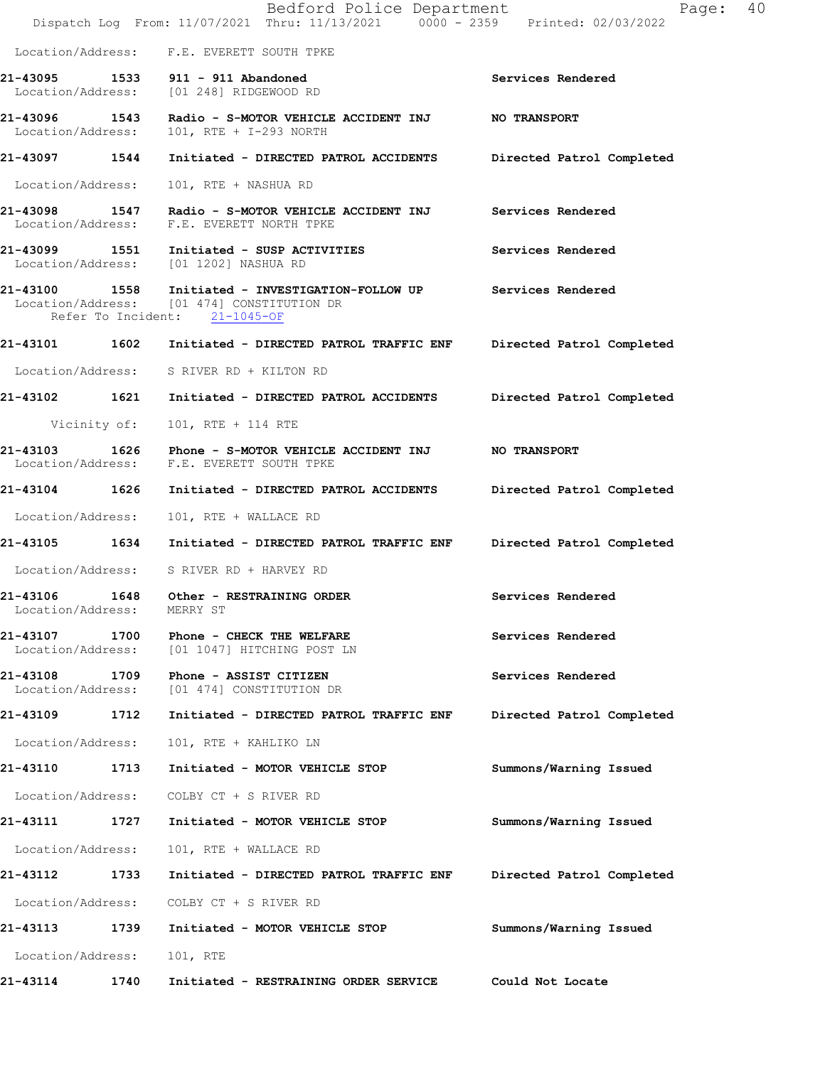Location/Address: F.E. EVERETT SOUTH TPKE

**21-43095 1533 911 - 911 Abandoned** — Services Rendered
Location/Address: [01 248] RIDGEWOOD RD

**21-43096 1543 Radio - S-MOTOR VEHICLE ACCIDENT INJ** — NO TRANSPORT
Location/Address: 101, RTE + I-293 NORTH

**21-43097 1544 Initiated - DIRECTED PATROL ACCIDENTS** — Directed Patrol Completed
Location/Address: 101, RTE + NASHUA RD

**21-43098 1547 Radio - S-MOTOR VEHICLE ACCIDENT INJ** — Services Rendered
Location/Address: F.E. EVERETT NORTH TPKE

**21-43099 1551 Initiated - SUSP ACTIVITIES** — Services Rendered
Location/Address: [01 1202] NASHUA RD

**21-43100 1558 Initiated - INVESTIGATION-FOLLOW UP** — Services Rendered
Location/Address: [01 474] CONSTITUTION DR
Refer To Incident: 21-1045-OF

**21-43101 1602 Initiated - DIRECTED PATROL TRAFFIC ENF** — Directed Patrol Completed
Location/Address: S RIVER RD + KILTON RD

**21-43102 1621 Initiated - DIRECTED PATROL ACCIDENTS** — Directed Patrol Completed
Vicinity of: 101, RTE + 114 RTE

**21-43103 1626 Phone - S-MOTOR VEHICLE ACCIDENT INJ** — NO TRANSPORT
Location/Address: F.E. EVERETT SOUTH TPKE

**21-43104 1626 Initiated - DIRECTED PATROL ACCIDENTS** — Directed Patrol Completed
Location/Address: 101, RTE + WALLACE RD

**21-43105 1634 Initiated - DIRECTED PATROL TRAFFIC ENF** — Directed Patrol Completed
Location/Address: S RIVER RD + HARVEY RD

**21-43106 1648 Other - RESTRAINING ORDER** — Services Rendered
Location/Address: MERRY ST

**21-43107 1700 Phone - CHECK THE WELFARE** — Services Rendered
Location/Address: [01 1047] HITCHING POST LN

**21-43108 1709 Phone - ASSIST CITIZEN** — Services Rendered
Location/Address: [01 474] CONSTITUTION DR

**21-43109 1712 Initiated - DIRECTED PATROL TRAFFIC ENF** — Directed Patrol Completed
Location/Address: 101, RTE + KAHLIKO LN

**21-43110 1713 Initiated - MOTOR VEHICLE STOP** — Summons/Warning Issued
Location/Address: COLBY CT + S RIVER RD

**21-43111 1727 Initiated - MOTOR VEHICLE STOP** — Summons/Warning Issued
Location/Address: 101, RTE + WALLACE RD

**21-43112 1733 Initiated - DIRECTED PATROL TRAFFIC ENF** — Directed Patrol Completed
Location/Address: COLBY CT + S RIVER RD

**21-43113 1739 Initiated - MOTOR VEHICLE STOP** — Summons/Warning Issued
Location/Address: 101, RTE

**21-43114 1740 Initiated - RESTRAINING ORDER SERVICE** — Could Not Locate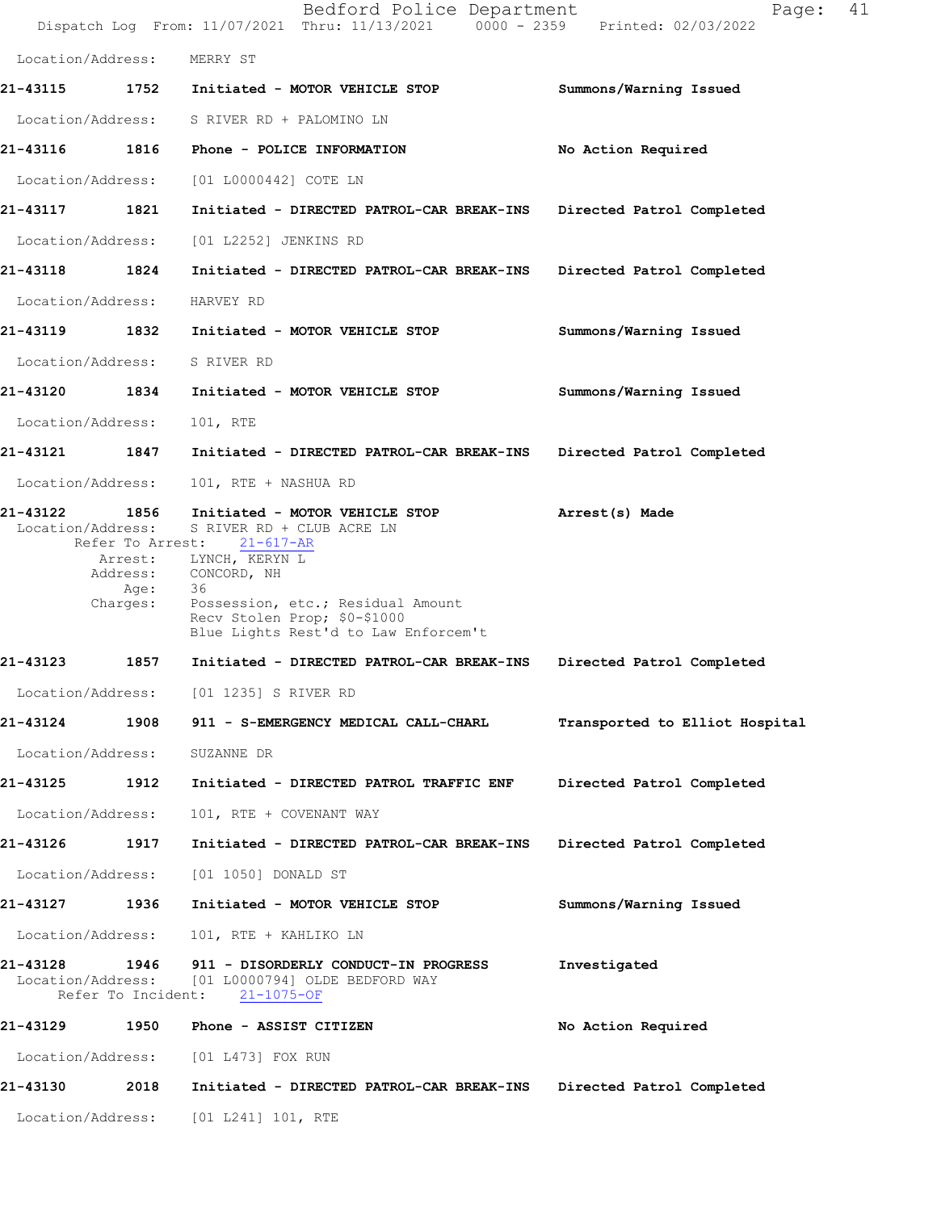Location/Address: MERRY ST

**21-43115** 1752 **Initiated - MOTOR VEHICLE STOP** **Summons/Warning Issued**

Location/Address: S RIVER RD + PALOMINO LN

**21-43116** 1816 **Phone - POLICE INFORMATION** **No Action Required**

Location/Address: [01 L0000442] COTE LN

**21-43117** 1821 **Initiated - DIRECTED PATROL-CAR BREAK-INS** **Directed Patrol Completed**

Location/Address: [01 L2252] JENKINS RD

**21-43118** 1824 **Initiated - DIRECTED PATROL-CAR BREAK-INS** **Directed Patrol Completed**

Location/Address: HARVEY RD

**21-43119** 1832 **Initiated - MOTOR VEHICLE STOP** **Summons/Warning Issued**

Location/Address: S RIVER RD

**21-43120** 1834 **Initiated - MOTOR VEHICLE STOP** **Summons/Warning Issued**

Location/Address: 101, RTE

**21-43121** 1847 **Initiated - DIRECTED PATROL-CAR BREAK-INS** **Directed Patrol Completed**

Location/Address: 101, RTE + NASHUA RD

**21-43122** 1856 **Initiated - MOTOR VEHICLE STOP** **Arrest(s) Made**

Location/Address: S RIVER RD + CLUB ACRE LN
Refer To Arrest: 21-617-AR
Arrest: LYNCH, KERYN L
Address: CONCORD, NH
Age: 36
Charges: Possession, etc.; Residual Amount
Recv Stolen Prop; $0-$1000
Blue Lights Rest'd to Law Enforcem't

**21-43123** 1857 **Initiated - DIRECTED PATROL-CAR BREAK-INS** **Directed Patrol Completed**

Location/Address: [01 1235] S RIVER RD

**21-43124** 1908 **911 - S-EMERGENCY MEDICAL CALL-CHARL** **Transported to Elliot Hospital**

Location/Address: SUZANNE DR

**21-43125** 1912 **Initiated - DIRECTED PATROL TRAFFIC ENF** **Directed Patrol Completed**

Location/Address: 101, RTE + COVENANT WAY

**21-43126** 1917 **Initiated - DIRECTED PATROL-CAR BREAK-INS** **Directed Patrol Completed**

Location/Address: [01 1050] DONALD ST

**21-43127** 1936 **Initiated - MOTOR VEHICLE STOP** **Summons/Warning Issued**

Location/Address: 101, RTE + KAHLIKO LN

**21-43128** 1946 **911 - DISORDERLY CONDUCT-IN PROGRESS** **Investigated**

Location/Address: [01 L0000794] OLDE BEDFORD WAY
Refer To Incident: 21-1075-OF

**21-43129** 1950 **Phone - ASSIST CITIZEN** **No Action Required**

Location/Address: [01 L473] FOX RUN

**21-43130** 2018 **Initiated - DIRECTED PATROL-CAR BREAK-INS** **Directed Patrol Completed**

Location/Address: [01 L241] 101, RTE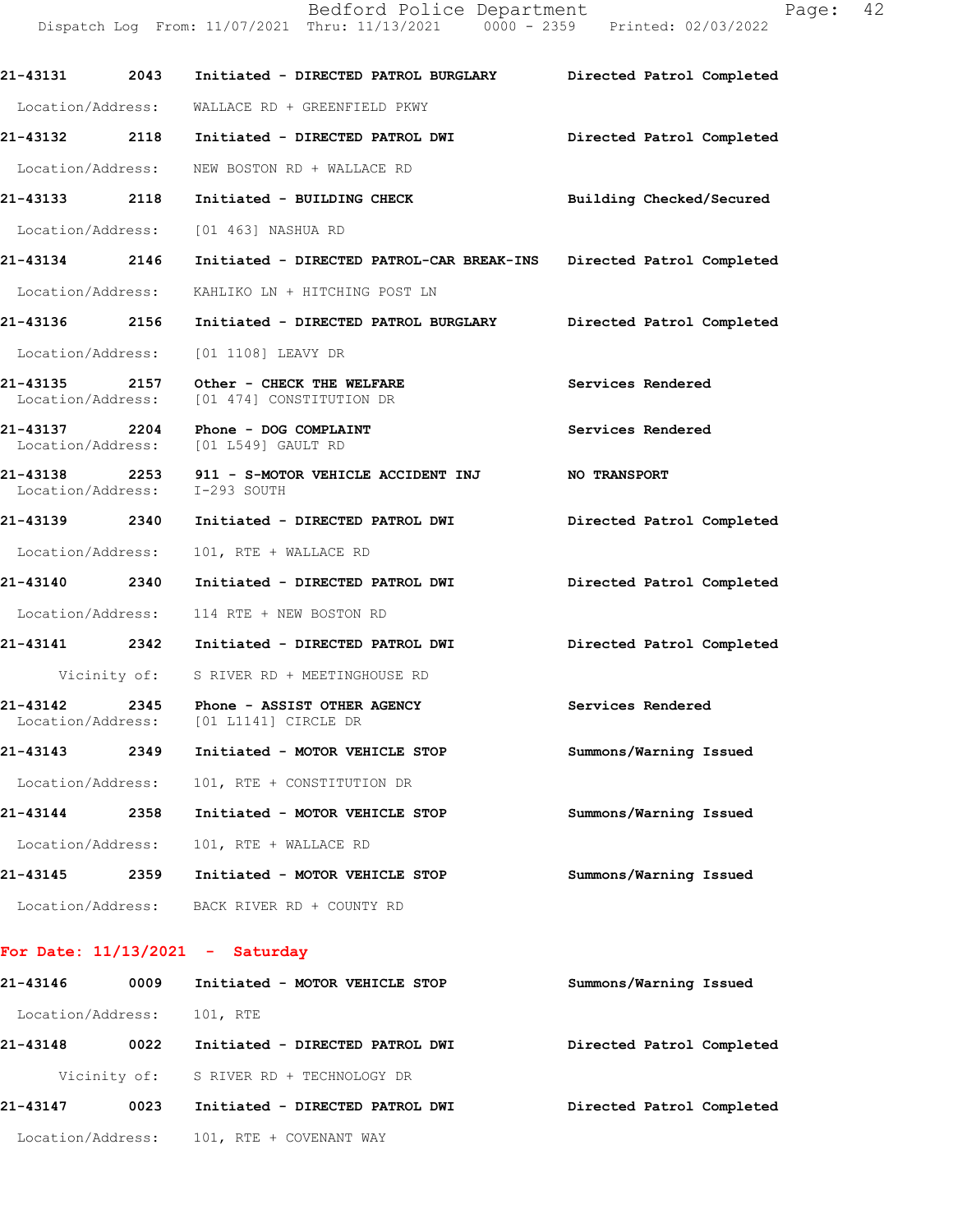21-43131 2043 Initiated - DIRECTED PATROL BURGLARY Directed Patrol Completed

Location/Address: WALLACE RD + GREENFIELD PKWY

21-43132 2118 Initiated - DIRECTED PATROL DWI Directed Patrol Completed

Location/Address: NEW BOSTON RD + WALLACE RD

21-43133 2118 Initiated - BUILDING CHECK Building Checked/Secured

Location/Address: [01 463] NASHUA RD

21-43134 2146 Initiated - DIRECTED PATROL-CAR BREAK-INS Directed Patrol Completed

Location/Address: KAHLIKO LN + HITCHING POST LN

21-43136 2156 Initiated - DIRECTED PATROL BURGLARY Directed Patrol Completed

Location/Address: [01 1108] LEAVY DR

21-43135 2157 Other - CHECK THE WELFARE Services Rendered
Location/Address: [01 474] CONSTITUTION DR

21-43137 2204 Phone - DOG COMPLAINT Services Rendered
Location/Address: [01 L549] GAULT RD

21-43138 2253 911 - S-MOTOR VEHICLE ACCIDENT INJ NO TRANSPORT
Location/Address: I-293 SOUTH

21-43139 2340 Initiated - DIRECTED PATROL DWI Directed Patrol Completed

Location/Address: 101, RTE + WALLACE RD

21-43140 2340 Initiated - DIRECTED PATROL DWI Directed Patrol Completed

Location/Address: 114 RTE + NEW BOSTON RD

21-43141 2342 Initiated - DIRECTED PATROL DWI Directed Patrol Completed

Vicinity of: S RIVER RD + MEETINGHOUSE RD

21-43142 2345 Phone - ASSIST OTHER AGENCY Services Rendered
Location/Address: [01 L1141] CIRCLE DR

21-43143 2349 Initiated - MOTOR VEHICLE STOP Summons/Warning Issued

Location/Address: 101, RTE + CONSTITUTION DR

21-43144 2358 Initiated - MOTOR VEHICLE STOP Summons/Warning Issued

Location/Address: 101, RTE + WALLACE RD

21-43145 2359 Initiated - MOTOR VEHICLE STOP Summons/Warning Issued

Location/Address: BACK RIVER RD + COUNTY RD

**For Date: 11/13/2021 - Saturday**

21-43146 0009 Initiated - MOTOR VEHICLE STOP Summons/Warning Issued

Location/Address: 101, RTE

21-43148 0022 Initiated - DIRECTED PATROL DWI Directed Patrol Completed

Vicinity of: S RIVER RD + TECHNOLOGY DR

21-43147 0023 Initiated - DIRECTED PATROL DWI Directed Patrol Completed

Location/Address: 101, RTE + COVENANT WAY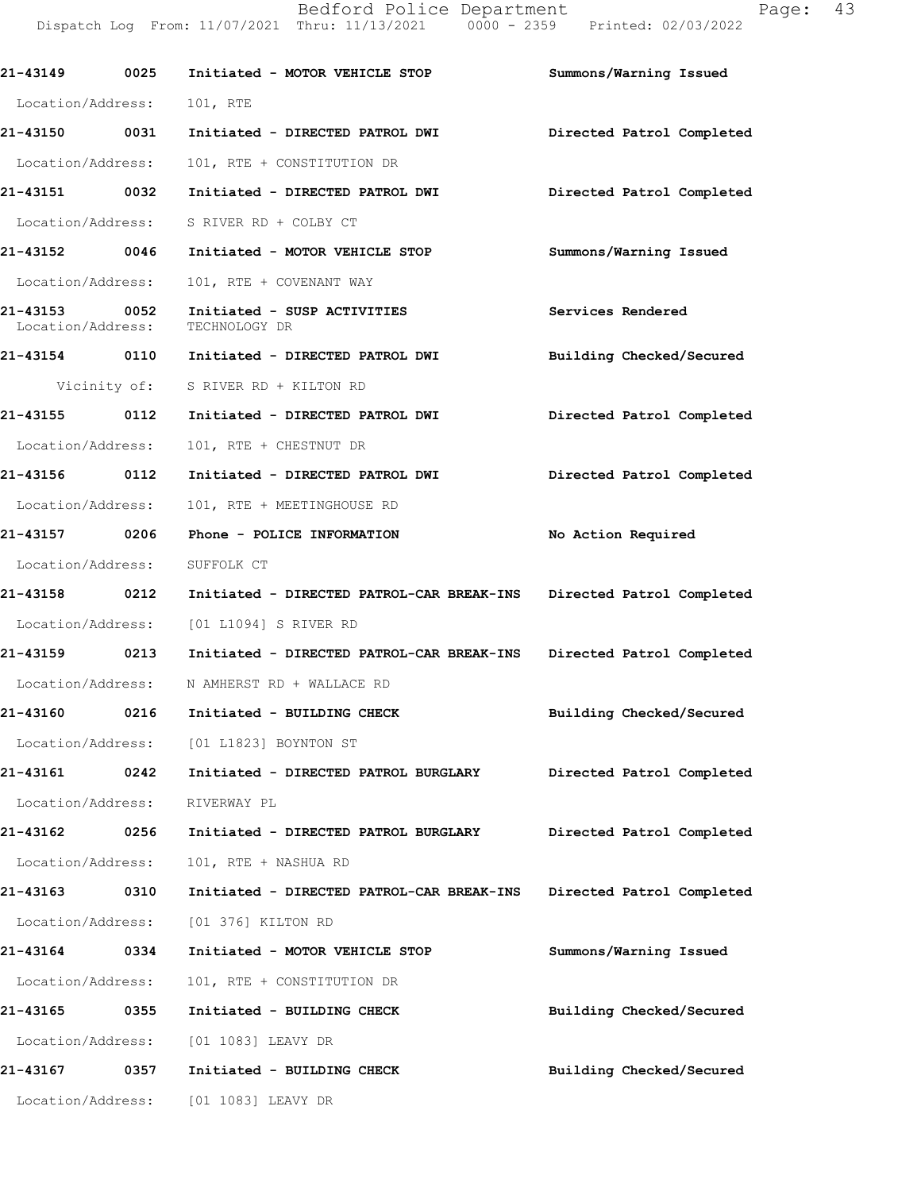21-43149 0025 Initiated - MOTOR VEHICLE STOP Summons/Warning Issued

Location/Address: 101, RTE

21-43150 0031 Initiated - DIRECTED PATROL DWI Directed Patrol Completed

Location/Address: 101, RTE + CONSTITUTION DR

21-43151 0032 Initiated - DIRECTED PATROL DWI Directed Patrol Completed

Location/Address: S RIVER RD + COLBY CT

21-43152 0046 Initiated - MOTOR VEHICLE STOP Summons/Warning Issued

Location/Address: 101, RTE + COVENANT WAY

21-43153 0052 Initiated - SUSP ACTIVITIES Services Rendered

Location/Address: TECHNOLOGY DR

21-43154 0110 Initiated - DIRECTED PATROL DWI Building Checked/Secured

Vicinity of: S RIVER RD + KILTON RD

21-43155 0112 Initiated - DIRECTED PATROL DWI Directed Patrol Completed

Location/Address: 101, RTE + CHESTNUT DR

21-43156 0112 Initiated - DIRECTED PATROL DWI Directed Patrol Completed

Location/Address: 101, RTE + MEETINGHOUSE RD

21-43157 0206 Phone - POLICE INFORMATION No Action Required

Location/Address: SUFFOLK CT

21-43158 0212 Initiated - DIRECTED PATROL-CAR BREAK-INS Directed Patrol Completed

Location/Address: [01 L1094] S RIVER RD

21-43159 0213 Initiated - DIRECTED PATROL-CAR BREAK-INS Directed Patrol Completed

Location/Address: N AMHERST RD + WALLACE RD

21-43160 0216 Initiated - BUILDING CHECK Building Checked/Secured

Location/Address: [01 L1823] BOYNTON ST

21-43161 0242 Initiated - DIRECTED PATROL BURGLARY Directed Patrol Completed

Location/Address: RIVERWAY PL

21-43162 0256 Initiated - DIRECTED PATROL BURGLARY Directed Patrol Completed

Location/Address: 101, RTE + NASHUA RD

21-43163 0310 Initiated - DIRECTED PATROL-CAR BREAK-INS Directed Patrol Completed

Location/Address: [01 376] KILTON RD

21-43164 0334 Initiated - MOTOR VEHICLE STOP Summons/Warning Issued

Location/Address: 101, RTE + CONSTITUTION DR

21-43165 0355 Initiated - BUILDING CHECK Building Checked/Secured

Location/Address: [01 1083] LEAVY DR

21-43167 0357 Initiated - BUILDING CHECK Building Checked/Secured

Location/Address: [01 1083] LEAVY DR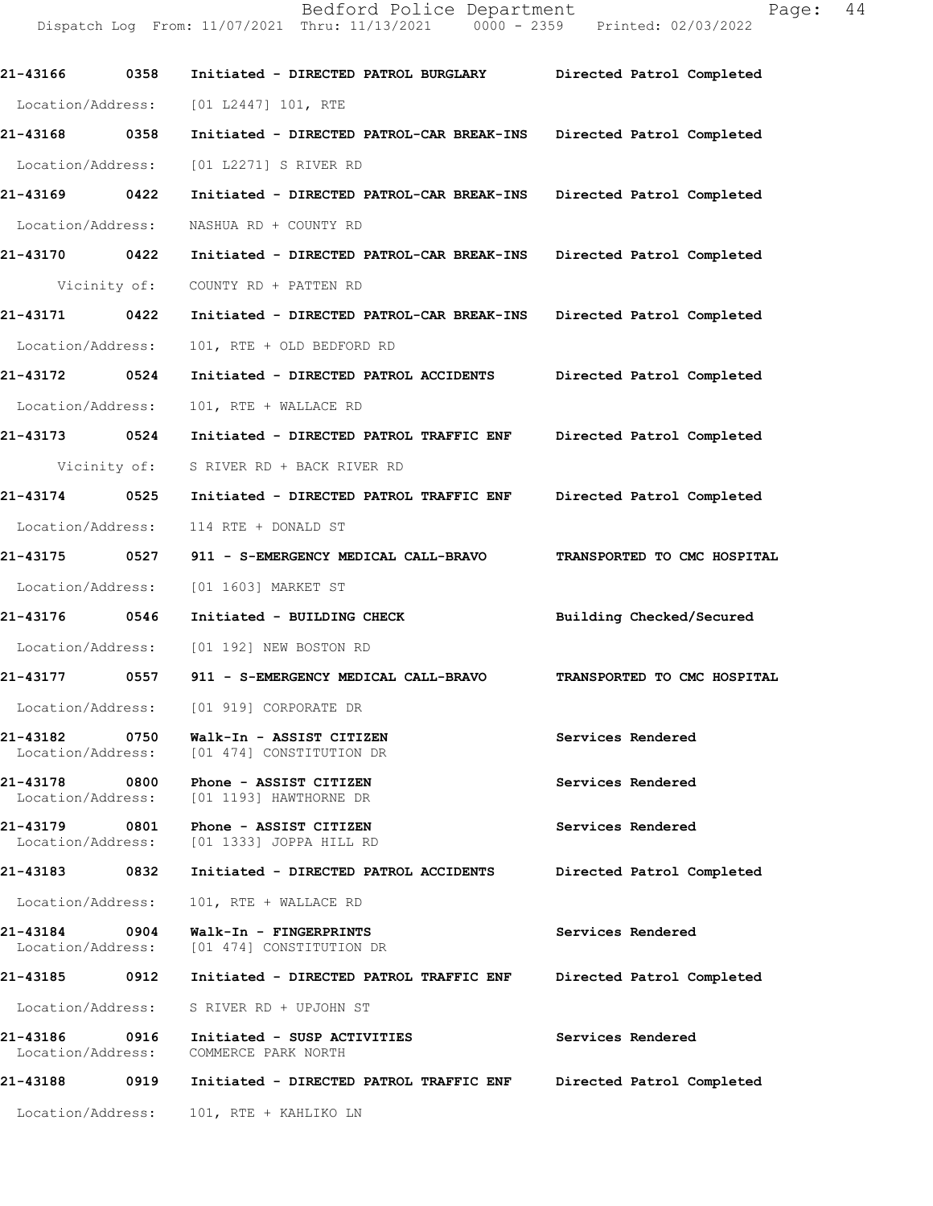| Call Number | Time | Call Reason | Action |
|---|---|---|---|
| 21-43166 | 0358 | Initiated - DIRECTED PATROL BURGLARY | Directed Patrol Completed |
| Location/Address: | | [01 L2447] 101, RTE | |
| 21-43168 | 0358 | Initiated - DIRECTED PATROL-CAR BREAK-INS | Directed Patrol Completed |
| Location/Address: | | [01 L2271] S RIVER RD | |
| 21-43169 | 0422 | Initiated - DIRECTED PATROL-CAR BREAK-INS | Directed Patrol Completed |
| Location/Address: | | NASHUA RD + COUNTY RD | |
| 21-43170 | 0422 | Initiated - DIRECTED PATROL-CAR BREAK-INS | Directed Patrol Completed |
| Vicinity of: | | COUNTY RD + PATTEN RD | |
| 21-43171 | 0422 | Initiated - DIRECTED PATROL-CAR BREAK-INS | Directed Patrol Completed |
| Location/Address: | | 101, RTE + OLD BEDFORD RD | |
| 21-43172 | 0524 | Initiated - DIRECTED PATROL ACCIDENTS | Directed Patrol Completed |
| Location/Address: | | 101, RTE + WALLACE RD | |
| 21-43173 | 0524 | Initiated - DIRECTED PATROL TRAFFIC ENF | Directed Patrol Completed |
| Vicinity of: | | S RIVER RD + BACK RIVER RD | |
| 21-43174 | 0525 | Initiated - DIRECTED PATROL TRAFFIC ENF | Directed Patrol Completed |
| Location/Address: | | 114 RTE + DONALD ST | |
| 21-43175 | 0527 | 911 - S-EMERGENCY MEDICAL CALL-BRAVO | TRANSPORTED TO CMC HOSPITAL |
| Location/Address: | | [01 1603] MARKET ST | |
| 21-43176 | 0546 | Initiated - BUILDING CHECK | Building Checked/Secured |
| Location/Address: | | [01 192] NEW BOSTON RD | |
| 21-43177 | 0557 | 911 - S-EMERGENCY MEDICAL CALL-BRAVO | TRANSPORTED TO CMC HOSPITAL |
| Location/Address: | | [01 919] CORPORATE DR | |
| 21-43182 | 0750 | Walk-In - ASSIST CITIZEN | Services Rendered |
| Location/Address: | | [01 474] CONSTITUTION DR | |
| 21-43178 | 0800 | Phone - ASSIST CITIZEN | Services Rendered |
| Location/Address: | | [01 1193] HAWTHORNE DR | |
| 21-43179 | 0801 | Phone - ASSIST CITIZEN | Services Rendered |
| Location/Address: | | [01 1333] JOPPA HILL RD | |
| 21-43183 | 0832 | Initiated - DIRECTED PATROL ACCIDENTS | Directed Patrol Completed |
| Location/Address: | | 101, RTE + WALLACE RD | |
| 21-43184 | 0904 | Walk-In - FINGERPRINTS | Services Rendered |
| Location/Address: | | [01 474] CONSTITUTION DR | |
| 21-43185 | 0912 | Initiated - DIRECTED PATROL TRAFFIC ENF | Directed Patrol Completed |
| Location/Address: | | S RIVER RD + UPJOHN ST | |
| 21-43186 | 0916 | Initiated - SUSP ACTIVITIES | Services Rendered |
| Location/Address: | | COMMERCE PARK NORTH | |
| 21-43188 | 0919 | Initiated - DIRECTED PATROL TRAFFIC ENF | Directed Patrol Completed |
| Location/Address: | | 101, RTE + KAHLIKO LN | |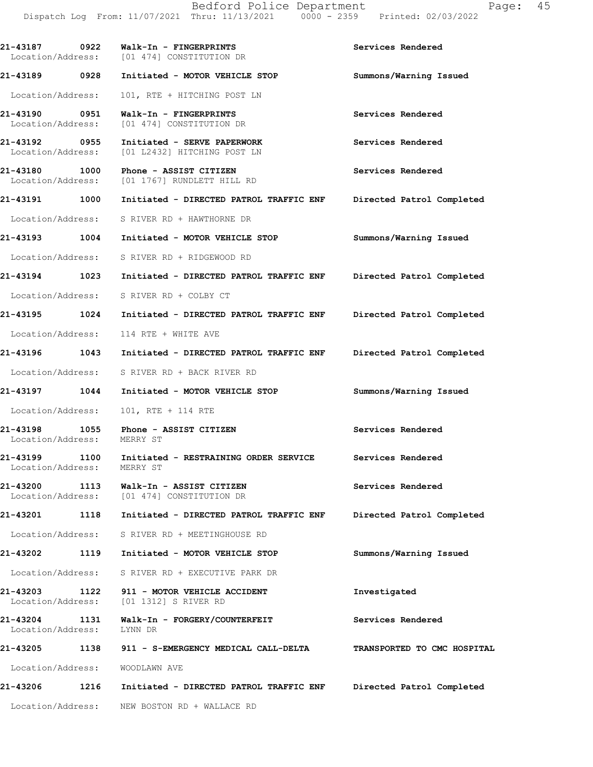| Call Number | Time | Call Reason | Action |
|---|---|---|---|
| 21-43187 | 0922 | Walk-In - FINGERPRINTS | Services Rendered |
| Location/Address: | | [01 474] CONSTITUTION DR | |
| 21-43189 | 0928 | Initiated - MOTOR VEHICLE STOP | Summons/Warning Issued |
| Location/Address: | | 101, RTE + HITCHING POST LN | |
| 21-43190 | 0951 | Walk-In - FINGERPRINTS | Services Rendered |
| Location/Address: | | [01 474] CONSTITUTION DR | |
| 21-43192 | 0955 | Initiated - SERVE PAPERWORK | Services Rendered |
| Location/Address: | | [01 L2432] HITCHING POST LN | |
| 21-43180 | 1000 | Phone - ASSIST CITIZEN | Services Rendered |
| Location/Address: | | [01 1767] RUNDLETT HILL RD | |
| 21-43191 | 1000 | Initiated - DIRECTED PATROL TRAFFIC ENF | Directed Patrol Completed |
| Location/Address: | | S RIVER RD + HAWTHORNE DR | |
| 21-43193 | 1004 | Initiated - MOTOR VEHICLE STOP | Summons/Warning Issued |
| Location/Address: | | S RIVER RD + RIDGEWOOD RD | |
| 21-43194 | 1023 | Initiated - DIRECTED PATROL TRAFFIC ENF | Directed Patrol Completed |
| Location/Address: | | S RIVER RD + COLBY CT | |
| 21-43195 | 1024 | Initiated - DIRECTED PATROL TRAFFIC ENF | Directed Patrol Completed |
| Location/Address: | | 114 RTE + WHITE AVE | |
| 21-43196 | 1043 | Initiated - DIRECTED PATROL TRAFFIC ENF | Directed Patrol Completed |
| Location/Address: | | S RIVER RD + BACK RIVER RD | |
| 21-43197 | 1044 | Initiated - MOTOR VEHICLE STOP | Summons/Warning Issued |
| Location/Address: | | 101, RTE + 114 RTE | |
| 21-43198 | 1055 | Phone - ASSIST CITIZEN | Services Rendered |
| Location/Address: | | MERRY ST | |
| 21-43199 | 1100 | Initiated - RESTRAINING ORDER SERVICE | Services Rendered |
| Location/Address: | | MERRY ST | |
| 21-43200 | 1113 | Walk-In - ASSIST CITIZEN | Services Rendered |
| Location/Address: | | [01 474] CONSTITUTION DR | |
| 21-43201 | 1118 | Initiated - DIRECTED PATROL TRAFFIC ENF | Directed Patrol Completed |
| Location/Address: | | S RIVER RD + MEETINGHOUSE RD | |
| 21-43202 | 1119 | Initiated - MOTOR VEHICLE STOP | Summons/Warning Issued |
| Location/Address: | | S RIVER RD + EXECUTIVE PARK DR | |
| 21-43203 | 1122 | 911 - MOTOR VEHICLE ACCIDENT | Investigated |
| Location/Address: | | [01 1312] S RIVER RD | |
| 21-43204 | 1131 | Walk-In - FORGERY/COUNTERFEIT | Services Rendered |
| Location/Address: | | LYNN DR | |
| 21-43205 | 1138 | 911 - S-EMERGENCY MEDICAL CALL-DELTA | TRANSPORTED TO CMC HOSPITAL |
| Location/Address: | | WOODLAWN AVE | |
| 21-43206 | 1216 | Initiated - DIRECTED PATROL TRAFFIC ENF | Directed Patrol Completed |
| Location/Address: | | NEW BOSTON RD + WALLACE RD | |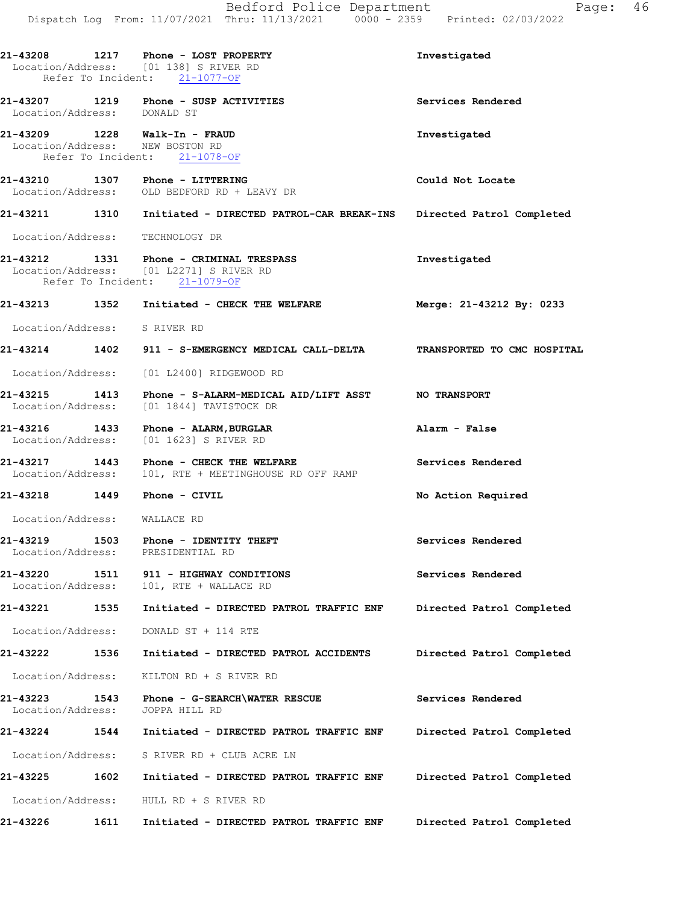21-43208 1217 Phone - LOST PROPERTY — Investigated
Location/Address: [01 138] S RIVER RD
Refer To Incident: 21-1077-OF

21-43207 1219 Phone - SUSP ACTIVITIES — Services Rendered
Location/Address: DONALD ST

21-43209 1228 Walk-In - FRAUD — Investigated
Location/Address: NEW BOSTON RD
Refer To Incident: 21-1078-OF

21-43210 1307 Phone - LITTERING — Could Not Locate
Location/Address: OLD BEDFORD RD + LEAVY DR

21-43211 1310 Initiated - DIRECTED PATROL-CAR BREAK-INS — Directed Patrol Completed
Location/Address: TECHNOLOGY DR

21-43212 1331 Phone - CRIMINAL TRESPASS — Investigated
Location/Address: [01 L2271] S RIVER RD
Refer To Incident: 21-1079-OF

21-43213 1352 Initiated - CHECK THE WELFARE — Merge: 21-43212 By: 0233
Location/Address: S RIVER RD

21-43214 1402 911 - S-EMERGENCY MEDICAL CALL-DELTA — TRANSPORTED TO CMC HOSPITAL
Location/Address: [01 L2400] RIDGEWOOD RD

21-43215 1413 Phone - S-ALARM-MEDICAL AID/LIFT ASST — NO TRANSPORT
Location/Address: [01 1844] TAVISTOCK DR

21-43216 1433 Phone - ALARM,BURGLAR — Alarm - False
Location/Address: [01 1623] S RIVER RD

21-43217 1443 Phone - CHECK THE WELFARE — Services Rendered
Location/Address: 101, RTE + MEETINGHOUSE RD OFF RAMP

21-43218 1449 Phone - CIVIL — No Action Required
Location/Address: WALLACE RD

21-43219 1503 Phone - IDENTITY THEFT — Services Rendered
Location/Address: PRESIDENTIAL RD

21-43220 1511 911 - HIGHWAY CONDITIONS — Services Rendered
Location/Address: 101, RTE + WALLACE RD

21-43221 1535 Initiated - DIRECTED PATROL TRAFFIC ENF — Directed Patrol Completed
Location/Address: DONALD ST + 114 RTE

21-43222 1536 Initiated - DIRECTED PATROL ACCIDENTS — Directed Patrol Completed
Location/Address: KILTON RD + S RIVER RD

21-43223 1543 Phone - G-SEARCH\WATER RESCUE — Services Rendered
Location/Address: JOPPA HILL RD

21-43224 1544 Initiated - DIRECTED PATROL TRAFFIC ENF — Directed Patrol Completed
Location/Address: S RIVER RD + CLUB ACRE LN

21-43225 1602 Initiated - DIRECTED PATROL TRAFFIC ENF — Directed Patrol Completed
Location/Address: HULL RD + S RIVER RD

21-43226 1611 Initiated - DIRECTED PATROL TRAFFIC ENF — Directed Patrol Completed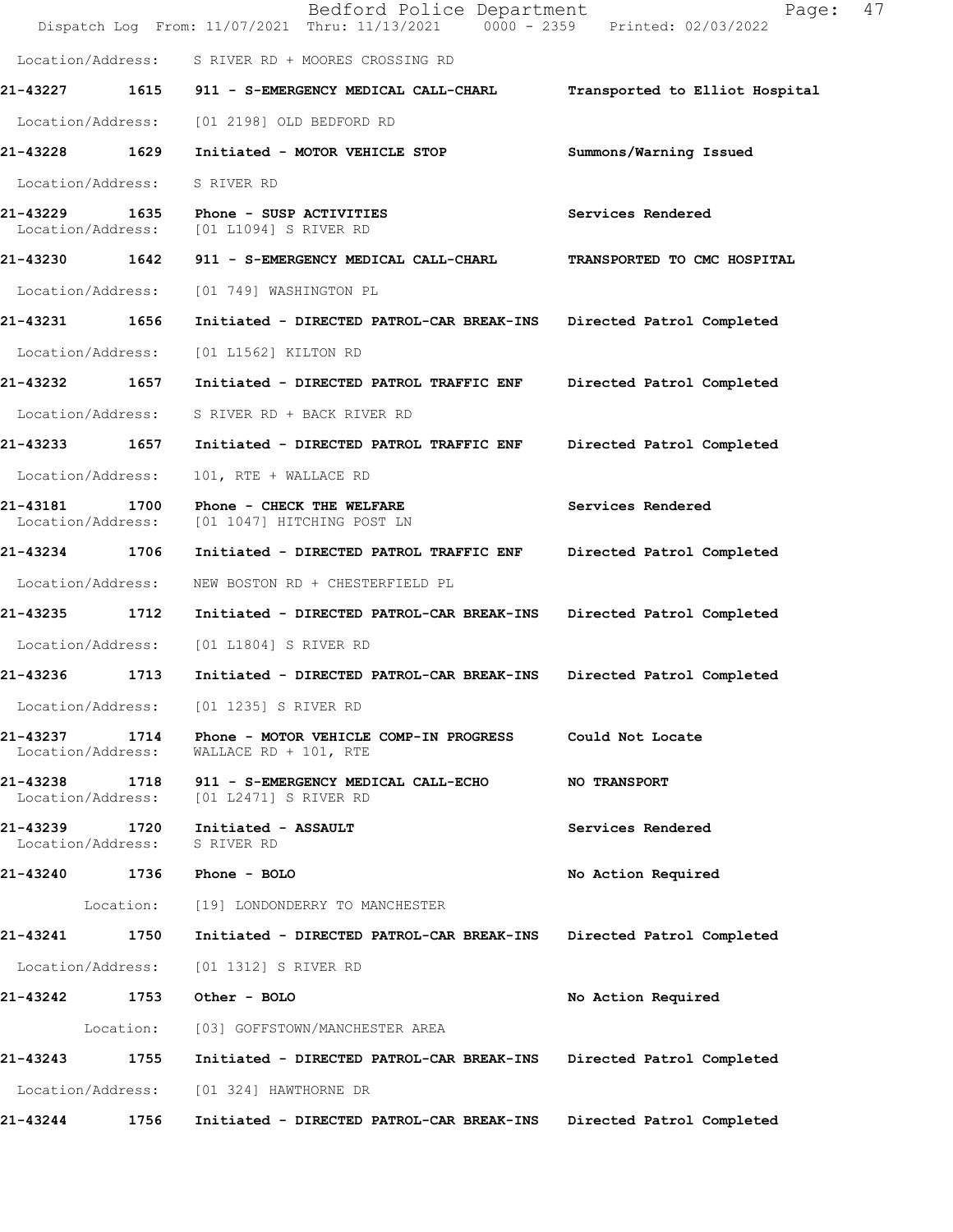Location/Address: S RIVER RD + MOORES CROSSING RD

**21-43227 1615 911 - S-EMERGENCY MEDICAL CALL-CHARL** Transported to Elliot Hospital

Location/Address: [01 2198] OLD BEDFORD RD

**21-43228 1629 Initiated - MOTOR VEHICLE STOP** Summons/Warning Issued

Location/Address: S RIVER RD

**21-43229 1635 Phone - SUSP ACTIVITIES** Services Rendered
Location/Address: [01 L1094] S RIVER RD

**21-43230 1642 911 - S-EMERGENCY MEDICAL CALL-CHARL** TRANSPORTED TO CMC HOSPITAL

Location/Address: [01 749] WASHINGTON PL

**21-43231 1656 Initiated - DIRECTED PATROL-CAR BREAK-INS** Directed Patrol Completed

Location/Address: [01 L1562] KILTON RD

**21-43232 1657 Initiated - DIRECTED PATROL TRAFFIC ENF** Directed Patrol Completed

Location/Address: S RIVER RD + BACK RIVER RD

**21-43233 1657 Initiated - DIRECTED PATROL TRAFFIC ENF** Directed Patrol Completed

Location/Address: 101, RTE + WALLACE RD

**21-43181 1700 Phone - CHECK THE WELFARE** Services Rendered
Location/Address: [01 1047] HITCHING POST LN

**21-43234 1706 Initiated - DIRECTED PATROL TRAFFIC ENF** Directed Patrol Completed

Location/Address: NEW BOSTON RD + CHESTERFIELD PL

**21-43235 1712 Initiated - DIRECTED PATROL-CAR BREAK-INS** Directed Patrol Completed

Location/Address: [01 L1804] S RIVER RD

**21-43236 1713 Initiated - DIRECTED PATROL-CAR BREAK-INS** Directed Patrol Completed

Location/Address: [01 1235] S RIVER RD

**21-43237 1714 Phone - MOTOR VEHICLE COMP-IN PROGRESS** Could Not Locate
Location/Address: WALLACE RD + 101, RTE

**21-43238 1718 911 - S-EMERGENCY MEDICAL CALL-ECHO** NO TRANSPORT
Location/Address: [01 L2471] S RIVER RD

**21-43239 1720 Initiated - ASSAULT** Services Rendered
Location/Address: S RIVER RD

**21-43240 1736 Phone - BOLO** No Action Required

Location: [19] LONDONDERRY TO MANCHESTER

**21-43241 1750 Initiated - DIRECTED PATROL-CAR BREAK-INS** Directed Patrol Completed

Location/Address: [01 1312] S RIVER RD

**21-43242 1753 Other - BOLO** No Action Required

Location: [03] GOFFSTOWN/MANCHESTER AREA

**21-43243 1755 Initiated - DIRECTED PATROL-CAR BREAK-INS** Directed Patrol Completed

Location/Address: [01 324] HAWTHORNE DR

**21-43244 1756 Initiated - DIRECTED PATROL-CAR BREAK-INS** Directed Patrol Completed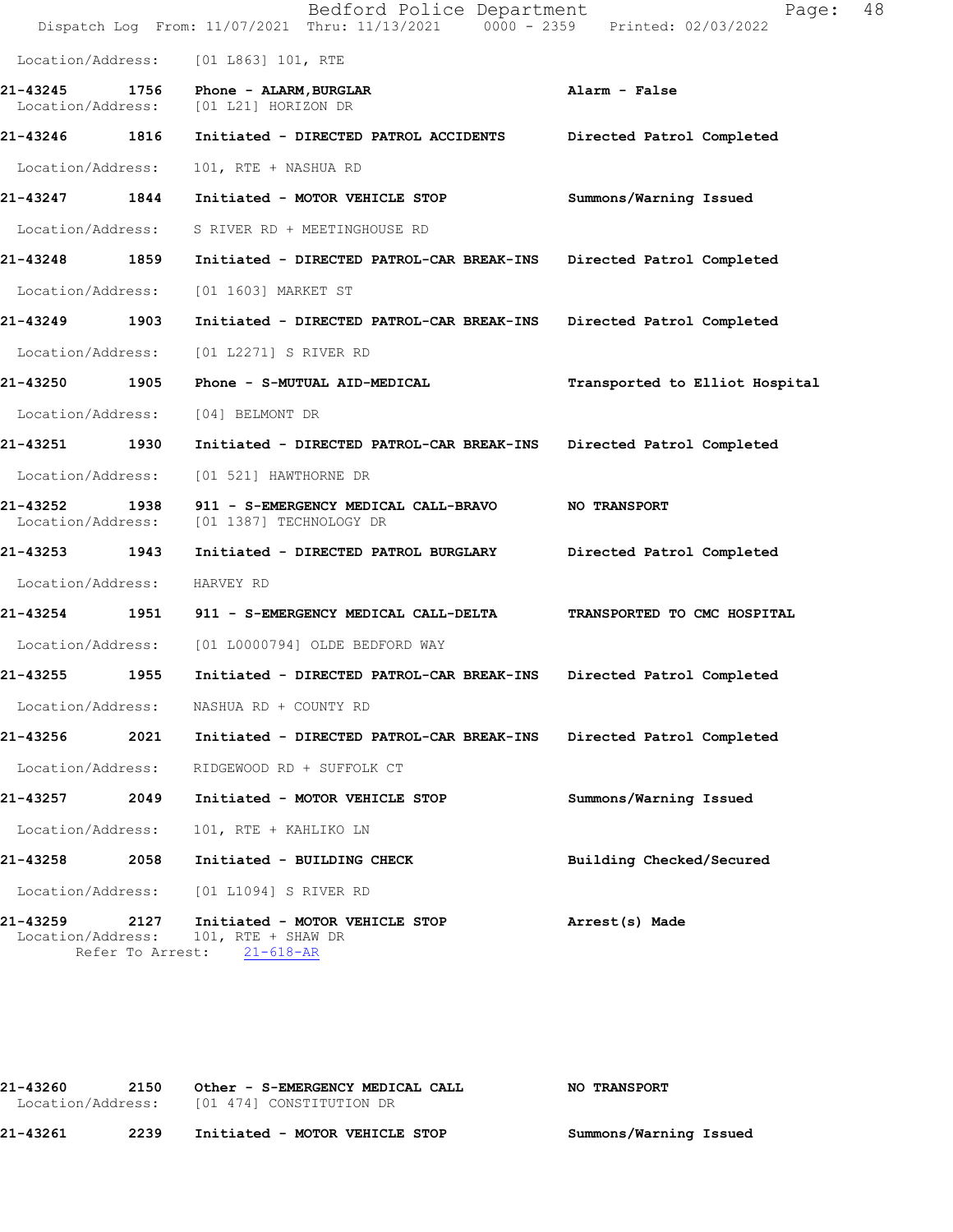Location/Address: [01 L863] 101, RTE

**21-43245 1756 Phone - ALARM,BURGLAR** **Alarm - False**
Location/Address: [01 L21] HORIZON DR

**21-43246 1816 Initiated - DIRECTED PATROL ACCIDENTS** **Directed Patrol Completed**

Location/Address: 101, RTE + NASHUA RD

**21-43247 1844 Initiated - MOTOR VEHICLE STOP** **Summons/Warning Issued**

Location/Address: S RIVER RD + MEETINGHOUSE RD

**21-43248 1859 Initiated - DIRECTED PATROL-CAR BREAK-INS** **Directed Patrol Completed**

Location/Address: [01 1603] MARKET ST

**21-43249 1903 Initiated - DIRECTED PATROL-CAR BREAK-INS** **Directed Patrol Completed**

Location/Address: [01 L2271] S RIVER RD

**21-43250 1905 Phone - S-MUTUAL AID-MEDICAL** **Transported to Elliot Hospital**

Location/Address: [04] BELMONT DR

**21-43251 1930 Initiated - DIRECTED PATROL-CAR BREAK-INS** **Directed Patrol Completed**

Location/Address: [01 521] HAWTHORNE DR

**21-43252 1938 911 - S-EMERGENCY MEDICAL CALL-BRAVO** **NO TRANSPORT**
Location/Address: [01 1387] TECHNOLOGY DR

**21-43253 1943 Initiated - DIRECTED PATROL BURGLARY** **Directed Patrol Completed**

Location/Address: HARVEY RD

**21-43254 1951 911 - S-EMERGENCY MEDICAL CALL-DELTA** **TRANSPORTED TO CMC HOSPITAL**

Location/Address: [01 L0000794] OLDE BEDFORD WAY

**21-43255 1955 Initiated - DIRECTED PATROL-CAR BREAK-INS** **Directed Patrol Completed**

Location/Address: NASHUA RD + COUNTY RD

**21-43256 2021 Initiated - DIRECTED PATROL-CAR BREAK-INS** **Directed Patrol Completed**

Location/Address: RIDGEWOOD RD + SUFFOLK CT

**21-43257 2049 Initiated - MOTOR VEHICLE STOP** **Summons/Warning Issued**

Location/Address: 101, RTE + KAHLIKO LN

**21-43258 2058 Initiated - BUILDING CHECK** **Building Checked/Secured**

Location/Address: [01 L1094] S RIVER RD

**21-43259 2127 Initiated - MOTOR VEHICLE STOP** **Arrest(s) Made**
Location/Address: 101, RTE + SHAW DR
Refer To Arrest: 21-618-AR

**21-43260 2150 Other - S-EMERGENCY MEDICAL CALL** **NO TRANSPORT**
Location/Address: [01 474] CONSTITUTION DR

**21-43261 2239 Initiated - MOTOR VEHICLE STOP** **Summons/Warning Issued**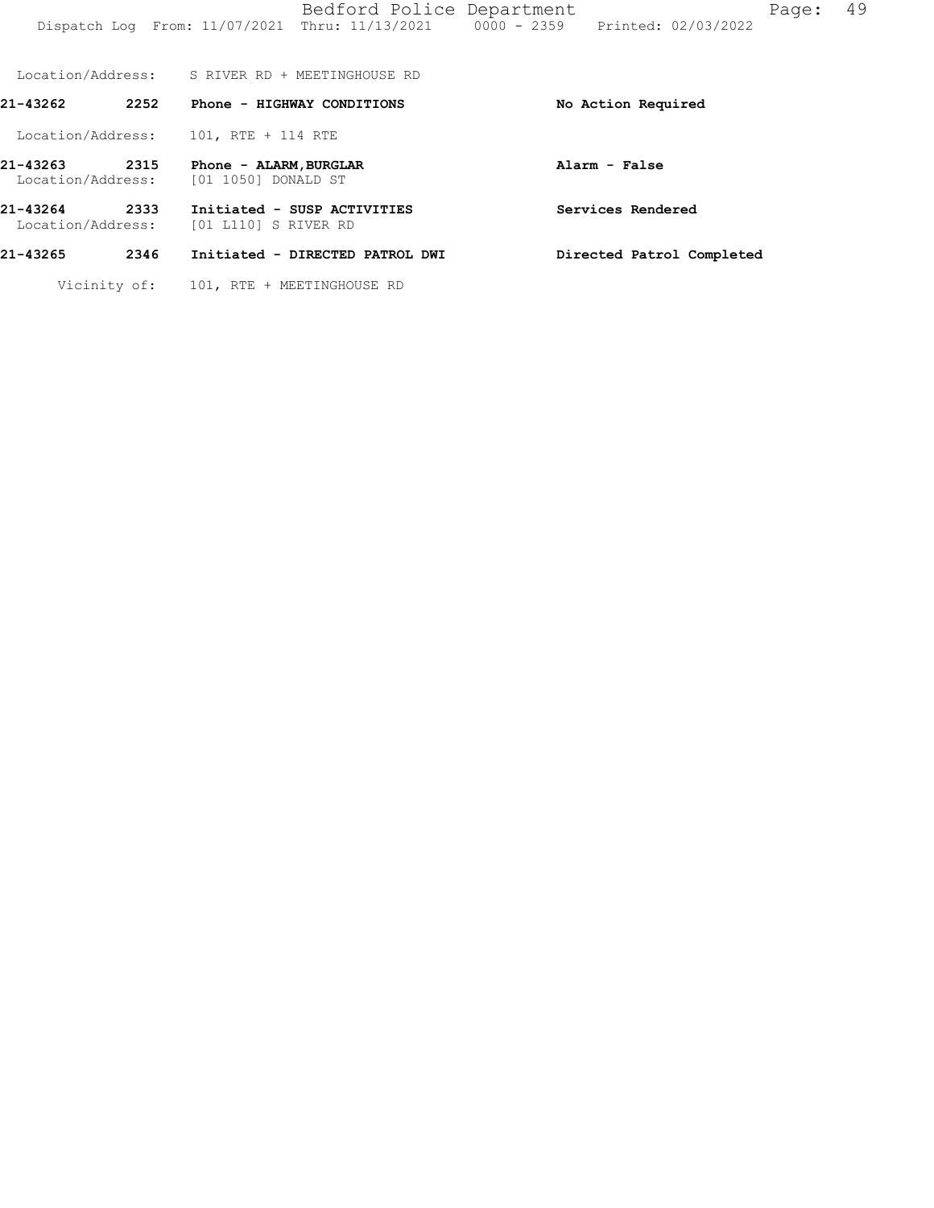Location/Address: S RIVER RD + MEETINGHOUSE RD

**21-43262 2252 Phone - HIGHWAY CONDITIONS** **No Action Required**

Location/Address: 101, RTE + 114 RTE

**21-43263 2315 Phone - ALARM,BURGLAR** **Alarm - False**
Location/Address: [01 1050] DONALD ST

**21-43264 2333 Initiated - SUSP ACTIVITIES** **Services Rendered**
Location/Address: [01 L110] S RIVER RD

**21-43265 2346 Initiated - DIRECTED PATROL DWI** **Directed Patrol Completed**

Vicinity of: 101, RTE + MEETINGHOUSE RD